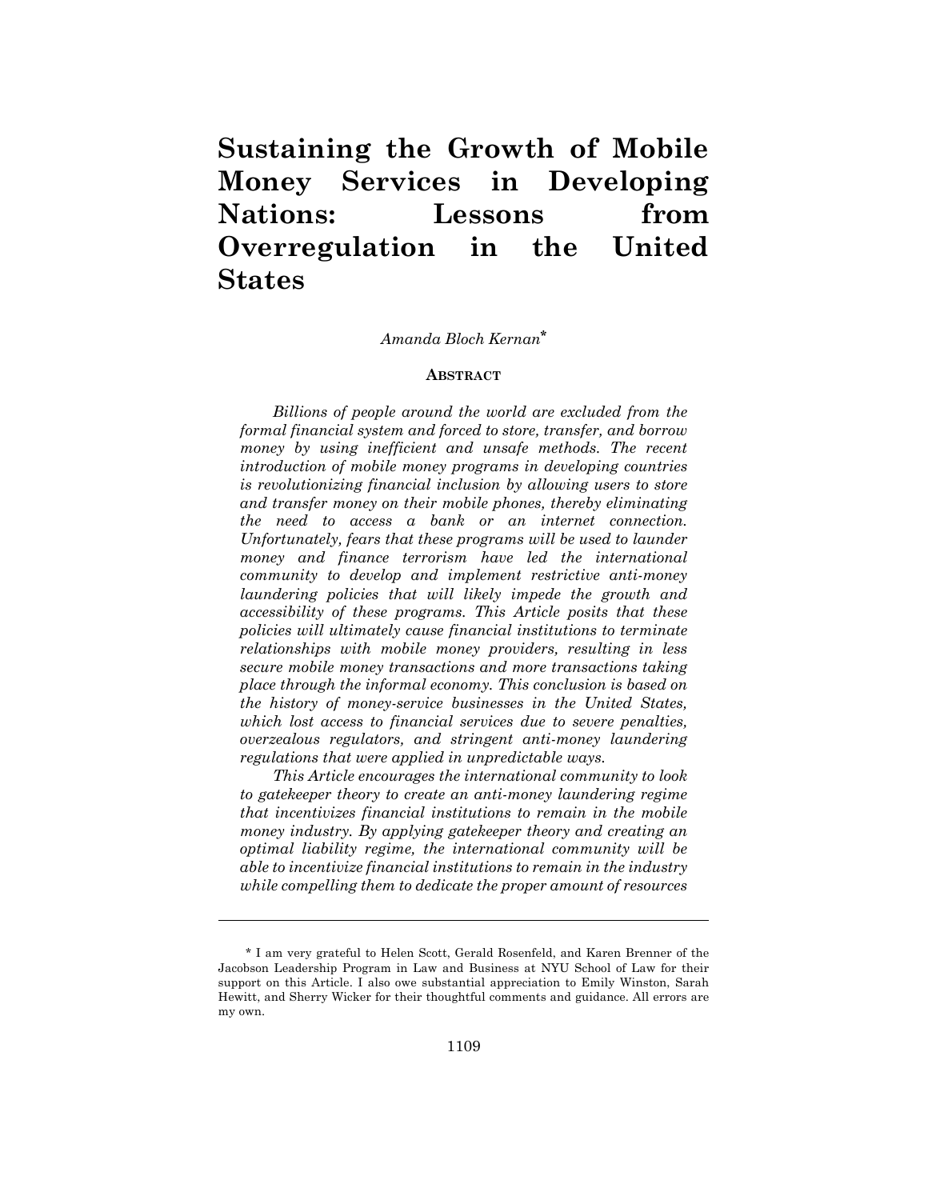# Sustaining the Growth of Mobile Money Services in Developing Nations: Lessons from Overregulation in the United States

*Amanda Bloch Kernan*[*]

## Abstract

*Billions of people around the world are excluded from the formal financial system and forced to store, transfer, and borrow money by using inefficient and unsafe methods. The recent introduction of mobile money programs in developing countries is revolutionizing financial inclusion by allowing users to store and transfer money on their mobile phones, thereby eliminating the need to access a bank or an internet connection. Unfortunately, fears that these programs will be used to launder money and finance terrorism have led the international community to develop and implement restrictive anti-money laundering policies that will likely impede the growth and accessibility of these programs. This Article posits that these policies will ultimately cause financial institutions to terminate relationships with mobile money providers, resulting in less secure mobile money transactions and more transactions taking place through the informal economy. This conclusion is based on the history of money-service businesses in the United States, which lost access to financial services due to severe penalties, overzealous regulators, and stringent anti-money laundering regulations that were applied in unpredictable ways.*

*This Article encourages the international community to look to gatekeeper theory to create an anti-money laundering regime that incentivizes financial institutions to remain in the mobile money industry. By applying gatekeeper theory and creating an optimal liability regime, the international community will be able to incentivize financial institutions to remain in the industry while compelling them to dedicate the proper amount of resources*

---

[*] I am very grateful to Helen Scott, Gerald Rosenfeld, and Karen Brenner of the Jacobson Leadership Program in Law and Business at NYU School of Law for their support on this Article. I also owe substantial appreciation to Emily Winston, Sarah Hewitt, and Sherry Wicker for their thoughtful comments and guidance. All errors are my own.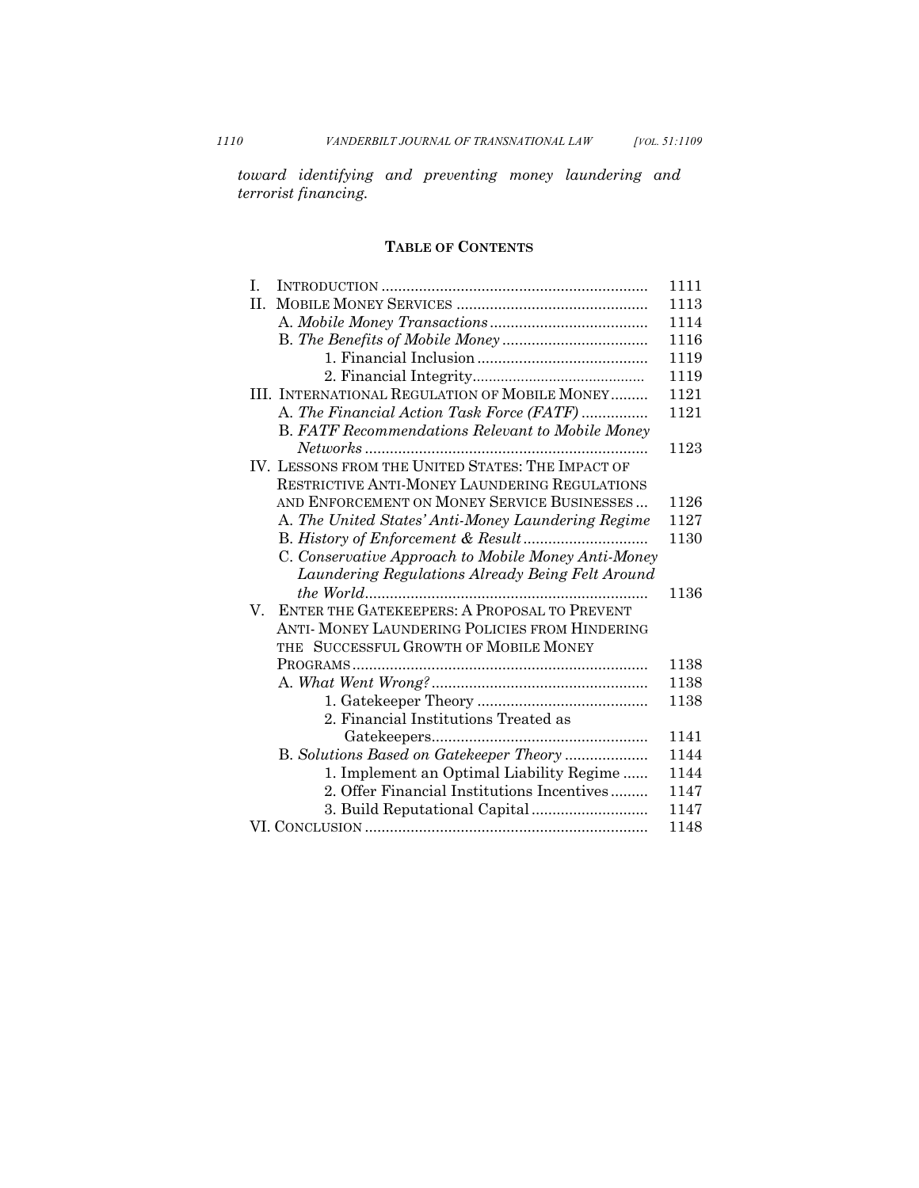*toward identifying and preventing money laundering and terrorist financing.*

## TABLE OF CONTENTS

| | |
|---|---|
| I. INTRODUCTION | 1111 |
| II. MOBILE MONEY SERVICES | 1113 |
| A. *Mobile Money Transactions* | 1114 |
| B. *The Benefits of Mobile Money* | 1116 |
| 1. Financial Inclusion | 1119 |
| 2. Financial Integrity | 1119 |
| III. INTERNATIONAL REGULATION OF MOBILE MONEY | 1121 |
| A. *The Financial Action Task Force (FATF)* | 1121 |
| B. *FATF Recommendations Relevant to Mobile Money Networks* | 1123 |
| IV. LESSONS FROM THE UNITED STATES: THE IMPACT OF RESTRICTIVE ANTI-MONEY LAUNDERING REGULATIONS AND ENFORCEMENT ON MONEY SERVICE BUSINESSES | 1126 |
| A. *The United States' Anti-Money Laundering Regime* | 1127 |
| B. *History of Enforcement & Result* | 1130 |
| C. *Conservative Approach to Mobile Money Anti-Money Laundering Regulations Already Being Felt Around the World* | 1136 |
| V. ENTER THE GATEKEEPERS: A PROPOSAL TO PREVENT ANTI- MONEY LAUNDERING POLICIES FROM HINDERING THE SUCCESSFUL GROWTH OF MOBILE MONEY PROGRAMS | 1138 |
| A. *What Went Wrong?* | 1138 |
| 1. Gatekeeper Theory | 1138 |
| 2. Financial Institutions Treated as Gatekeepers | 1141 |
| B. *Solutions Based on Gatekeeper Theory* | 1144 |
| 1. Implement an Optimal Liability Regime | 1144 |
| 2. Offer Financial Institutions Incentives | 1147 |
| 3. Build Reputational Capital | 1147 |
| VI. CONCLUSION | 1148 |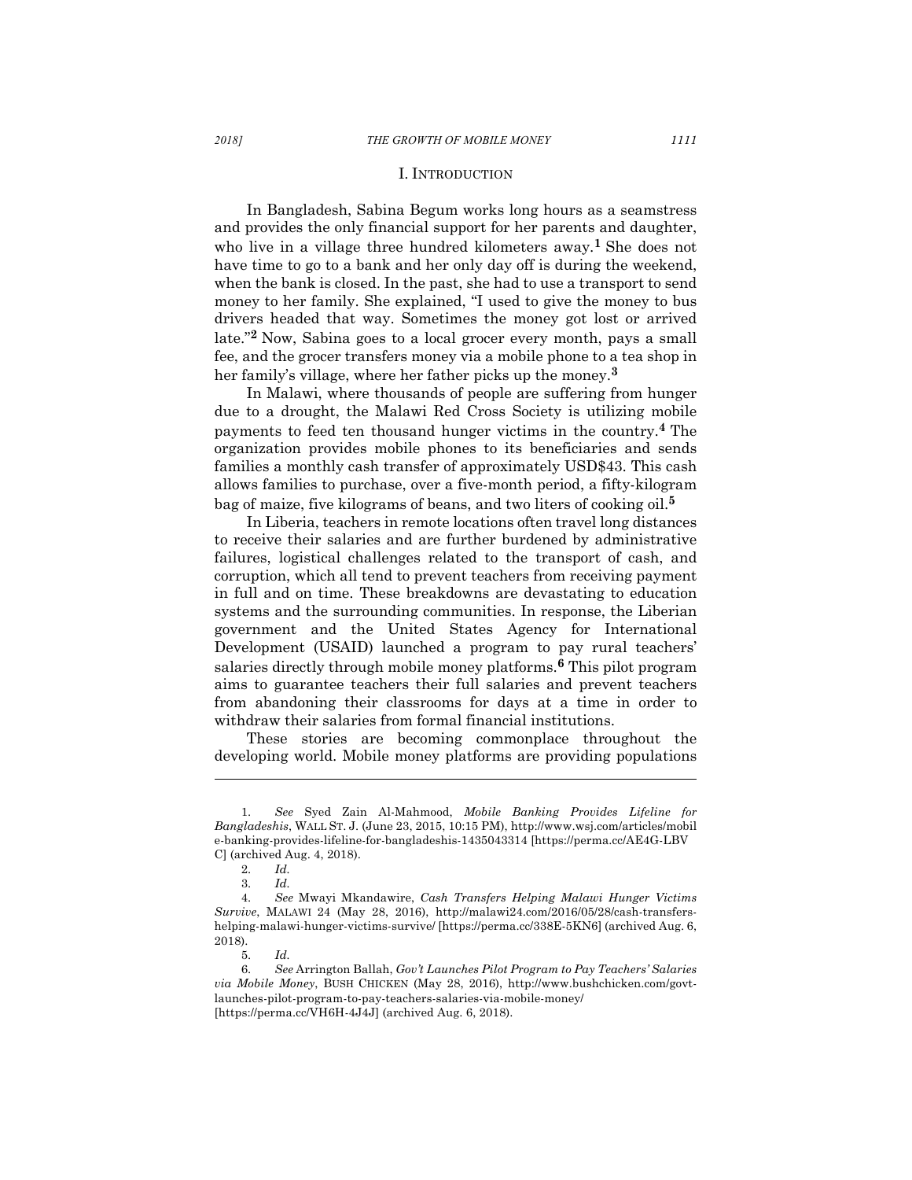## I. INTRODUCTION

In Bangladesh, Sabina Begum works long hours as a seamstress and provides the only financial support for her parents and daughter, who live in a village three hundred kilometers away.[1] She does not have time to go to a bank and her only day off is during the weekend, when the bank is closed. In the past, she had to use a transport to send money to her family. She explained, "I used to give the money to bus drivers headed that way. Sometimes the money got lost or arrived late."[2] Now, Sabina goes to a local grocer every month, pays a small fee, and the grocer transfers money via a mobile phone to a tea shop in her family's village, where her father picks up the money.[3]

In Malawi, where thousands of people are suffering from hunger due to a drought, the Malawi Red Cross Society is utilizing mobile payments to feed ten thousand hunger victims in the country.[4] The organization provides mobile phones to its beneficiaries and sends families a monthly cash transfer of approximately USD$43. This cash allows families to purchase, over a five-month period, a fifty-kilogram bag of maize, five kilograms of beans, and two liters of cooking oil.[5]

In Liberia, teachers in remote locations often travel long distances to receive their salaries and are further burdened by administrative failures, logistical challenges related to the transport of cash, and corruption, which all tend to prevent teachers from receiving payment in full and on time. These breakdowns are devastating to education systems and the surrounding communities. In response, the Liberian government and the United States Agency for International Development (USAID) launched a program to pay rural teachers' salaries directly through mobile money platforms.[6] This pilot program aims to guarantee teachers their full salaries and prevent teachers from abandoning their classrooms for days at a time in order to withdraw their salaries from formal financial institutions.

These stories are becoming commonplace throughout the developing world. Mobile money platforms are providing populations

---

1. *See* Syed Zain Al-Mahmood, *Mobile Banking Provides Lifeline for Bangladeshis*, WALL ST. J. (June 23, 2015, 10:15 PM), http://www.wsj.com/articles/mobile-banking-provides-lifeline-for-bangladeshis-1435043314 [https://perma.cc/AE4G-LBVC] (archived Aug. 4, 2018).

2. *Id.*

3. *Id.*

4. *See* Mwayi Mkandawire, *Cash Transfers Helping Malawi Hunger Victims Survive*, MALAWI 24 (May 28, 2016), http://malawi24.com/2016/05/28/cash-transfers-helping-malawi-hunger-victims-survive/ [https://perma.cc/338E-5KN6] (archived Aug. 6, 2018).

5. *Id.*

6. *See* Arrington Ballah, *Gov't Launches Pilot Program to Pay Teachers' Salaries via Mobile Money*, BUSH CHICKEN (May 28, 2016), http://www.bushchicken.com/govt-launches-pilot-program-to-pay-teachers-salaries-via-mobile-money/ [https://perma.cc/VH6H-4J4J] (archived Aug. 6, 2018).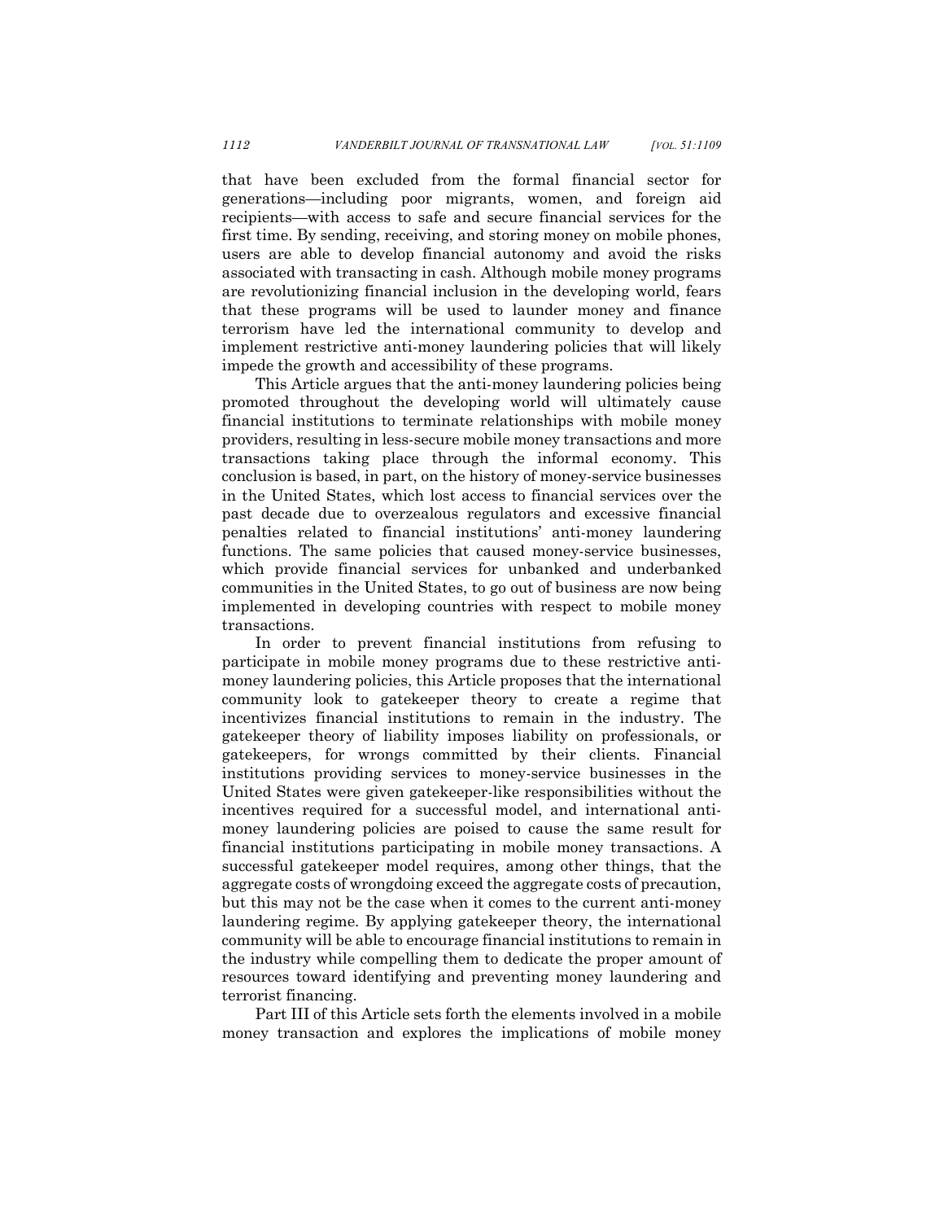that have been excluded from the formal financial sector for generations—including poor migrants, women, and foreign aid recipients—with access to safe and secure financial services for the first time. By sending, receiving, and storing money on mobile phones, users are able to develop financial autonomy and avoid the risks associated with transacting in cash. Although mobile money programs are revolutionizing financial inclusion in the developing world, fears that these programs will be used to launder money and finance terrorism have led the international community to develop and implement restrictive anti-money laundering policies that will likely impede the growth and accessibility of these programs.

This Article argues that the anti-money laundering policies being promoted throughout the developing world will ultimately cause financial institutions to terminate relationships with mobile money providers, resulting in less-secure mobile money transactions and more transactions taking place through the informal economy. This conclusion is based, in part, on the history of money-service businesses in the United States, which lost access to financial services over the past decade due to overzealous regulators and excessive financial penalties related to financial institutions' anti-money laundering functions. The same policies that caused money-service businesses, which provide financial services for unbanked and underbanked communities in the United States, to go out of business are now being implemented in developing countries with respect to mobile money transactions.

In order to prevent financial institutions from refusing to participate in mobile money programs due to these restrictive anti-money laundering policies, this Article proposes that the international community look to gatekeeper theory to create a regime that incentivizes financial institutions to remain in the industry. The gatekeeper theory of liability imposes liability on professionals, or gatekeepers, for wrongs committed by their clients. Financial institutions providing services to money-service businesses in the United States were given gatekeeper-like responsibilities without the incentives required for a successful model, and international anti-money laundering policies are poised to cause the same result for financial institutions participating in mobile money transactions. A successful gatekeeper model requires, among other things, that the aggregate costs of wrongdoing exceed the aggregate costs of precaution, but this may not be the case when it comes to the current anti-money laundering regime. By applying gatekeeper theory, the international community will be able to encourage financial institutions to remain in the industry while compelling them to dedicate the proper amount of resources toward identifying and preventing money laundering and terrorist financing.

Part III of this Article sets forth the elements involved in a mobile money transaction and explores the implications of mobile money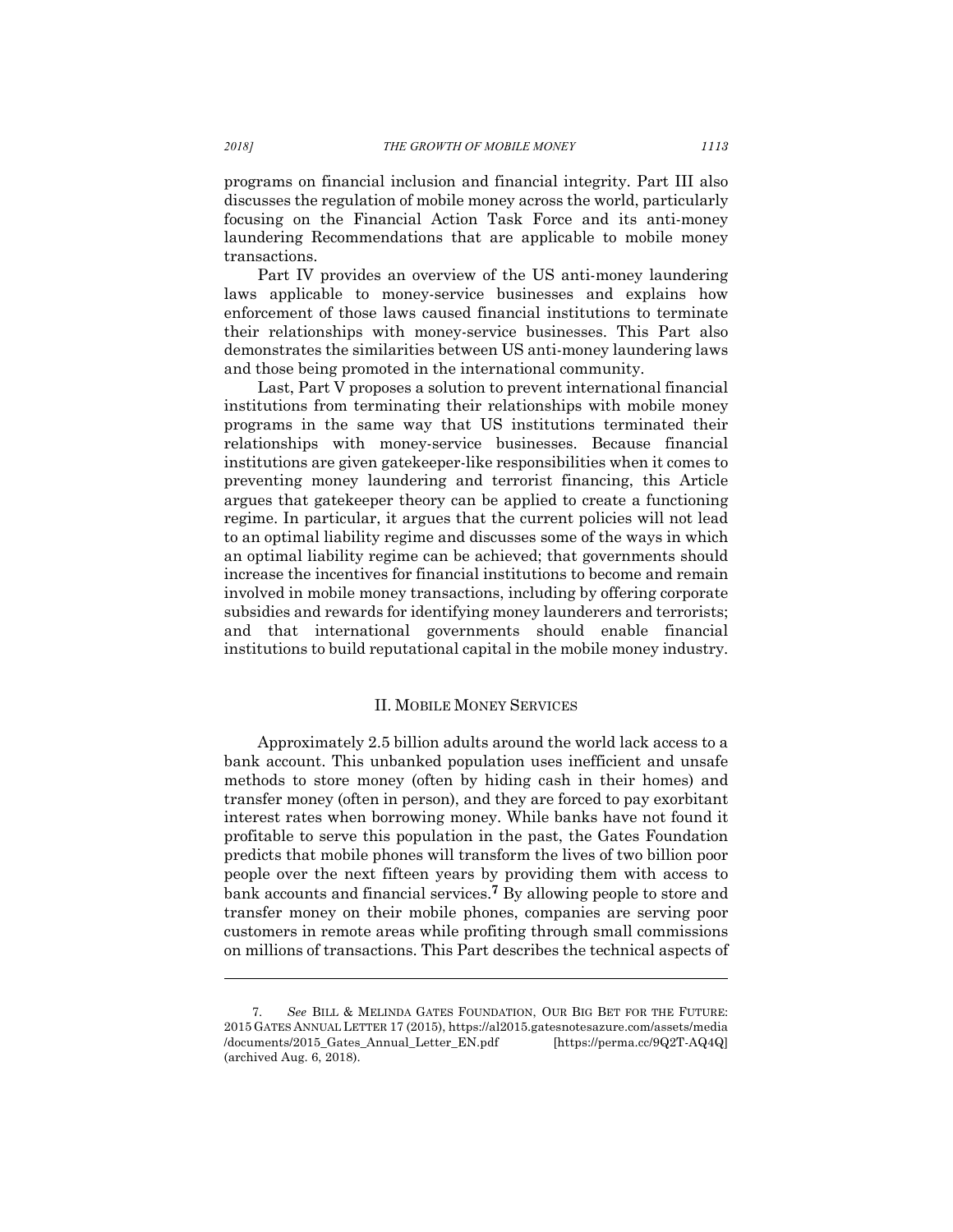programs on financial inclusion and financial integrity. Part III also discusses the regulation of mobile money across the world, particularly focusing on the Financial Action Task Force and its anti-money laundering Recommendations that are applicable to mobile money transactions.

Part IV provides an overview of the US anti-money laundering laws applicable to money-service businesses and explains how enforcement of those laws caused financial institutions to terminate their relationships with money-service businesses. This Part also demonstrates the similarities between US anti-money laundering laws and those being promoted in the international community.

Last, Part V proposes a solution to prevent international financial institutions from terminating their relationships with mobile money programs in the same way that US institutions terminated their relationships with money-service businesses. Because financial institutions are given gatekeeper-like responsibilities when it comes to preventing money laundering and terrorist financing, this Article argues that gatekeeper theory can be applied to create a functioning regime. In particular, it argues that the current policies will not lead to an optimal liability regime and discusses some of the ways in which an optimal liability regime can be achieved; that governments should increase the incentives for financial institutions to become and remain involved in mobile money transactions, including by offering corporate subsidies and rewards for identifying money launderers and terrorists; and that international governments should enable financial institutions to build reputational capital in the mobile money industry.

## II. Mobile Money Services

Approximately 2.5 billion adults around the world lack access to a bank account. This unbanked population uses inefficient and unsafe methods to store money (often by hiding cash in their homes) and transfer money (often in person), and they are forced to pay exorbitant interest rates when borrowing money. While banks have not found it profitable to serve this population in the past, the Gates Foundation predicts that mobile phones will transform the lives of two billion poor people over the next fifteen years by providing them with access to bank accounts and financial services.[7] By allowing people to store and transfer money on their mobile phones, companies are serving poor customers in remote areas while profiting through small commissions on millions of transactions. This Part describes the technical aspects of

---

7. *See* Bill & Melinda Gates Foundation, Our Big Bet for the Future: 2015 Gates Annual Letter 17 (2015), https://al2015.gatesnotesazure.com/assets/media/documents/2015_Gates_Annual_Letter_EN.pdf [https://perma.cc/9Q2T-AQ4Q] (archived Aug. 6, 2018).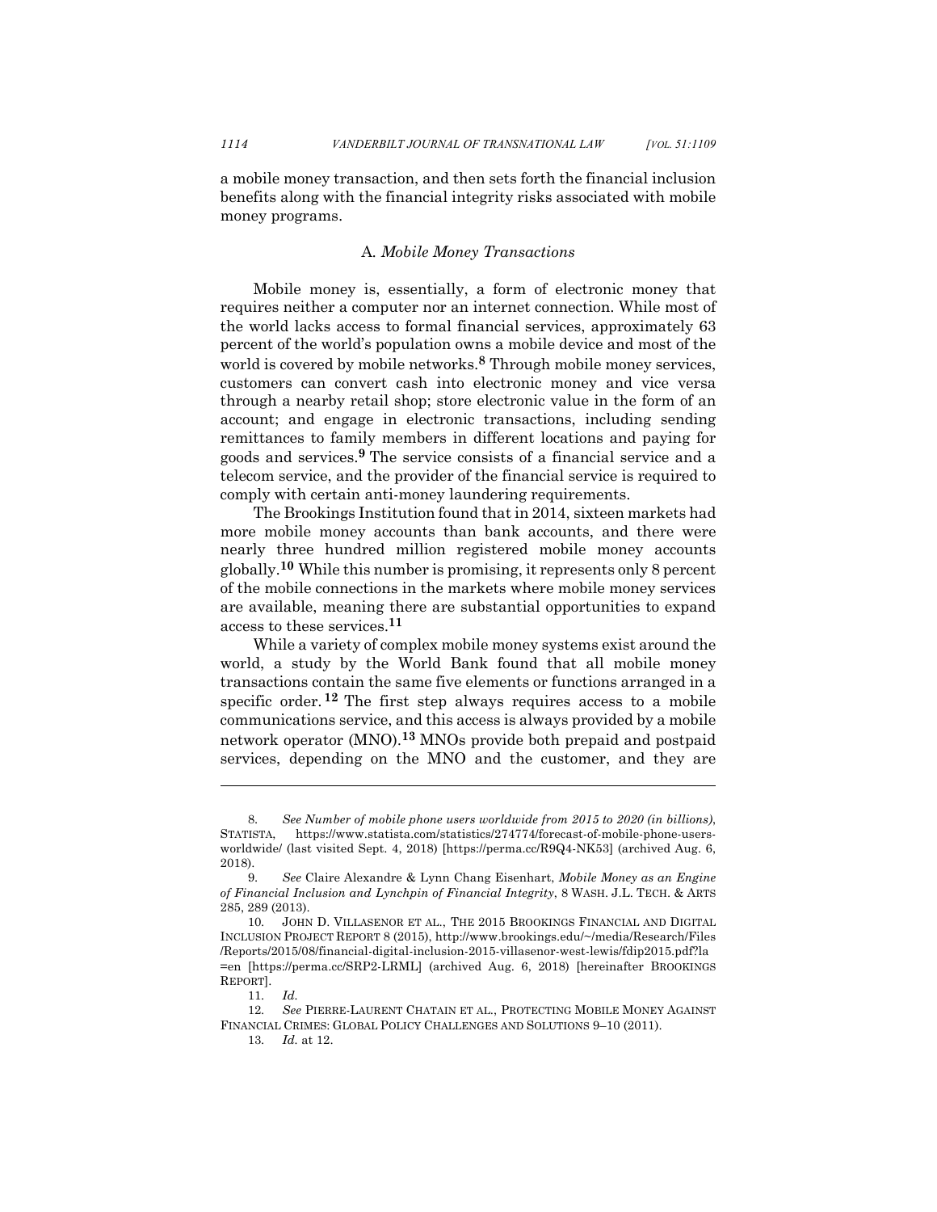a mobile money transaction, and then sets forth the financial inclusion benefits along with the financial integrity risks associated with mobile money programs.

### A. *Mobile Money Transactions*

Mobile money is, essentially, a form of electronic money that requires neither a computer nor an internet connection. While most of the world lacks access to formal financial services, approximately 63 percent of the world's population owns a mobile device and most of the world is covered by mobile networks.[8] Through mobile money services, customers can convert cash into electronic money and vice versa through a nearby retail shop; store electronic value in the form of an account; and engage in electronic transactions, including sending remittances to family members in different locations and paying for goods and services.[9] The service consists of a financial service and a telecom service, and the provider of the financial service is required to comply with certain anti-money laundering requirements.

The Brookings Institution found that in 2014, sixteen markets had more mobile money accounts than bank accounts, and there were nearly three hundred million registered mobile money accounts globally.[10] While this number is promising, it represents only 8 percent of the mobile connections in the markets where mobile money services are available, meaning there are substantial opportunities to expand access to these services.[11]

While a variety of complex mobile money systems exist around the world, a study by the World Bank found that all mobile money transactions contain the same five elements or functions arranged in a specific order.[12] The first step always requires access to a mobile communications service, and this access is always provided by a mobile network operator (MNO).[13] MNOs provide both prepaid and postpaid services, depending on the MNO and the customer, and they are

---

8. *See Number of mobile phone users worldwide from 2015 to 2020 (in billions)*, STATISTA, https://www.statista.com/statistics/274774/forecast-of-mobile-phone-users-worldwide/ (last visited Sept. 4, 2018) [https://perma.cc/R9Q4-NK53] (archived Aug. 6, 2018).

9. *See* Claire Alexandre & Lynn Chang Eisenhart, *Mobile Money as an Engine of Financial Inclusion and Lynchpin of Financial Integrity*, 8 WASH. J.L. TECH. & ARTS 285, 289 (2013).

10. JOHN D. VILLASENOR ET AL., THE 2015 BROOKINGS FINANCIAL AND DIGITAL INCLUSION PROJECT REPORT 8 (2015), http://www.brookings.edu/~/media/Research/Files/Reports/2015/08/financial-digital-inclusion-2015-villasenor-west-lewis/fdip2015.pdf?la=en [https://perma.cc/SRP2-LRML] (archived Aug. 6, 2018) [hereinafter BROOKINGS REPORT].

11. *Id.*

12. *See* PIERRE-LAURENT CHATAIN ET AL., PROTECTING MOBILE MONEY AGAINST FINANCIAL CRIMES: GLOBAL POLICY CHALLENGES AND SOLUTIONS 9–10 (2011).

13. *Id.* at 12.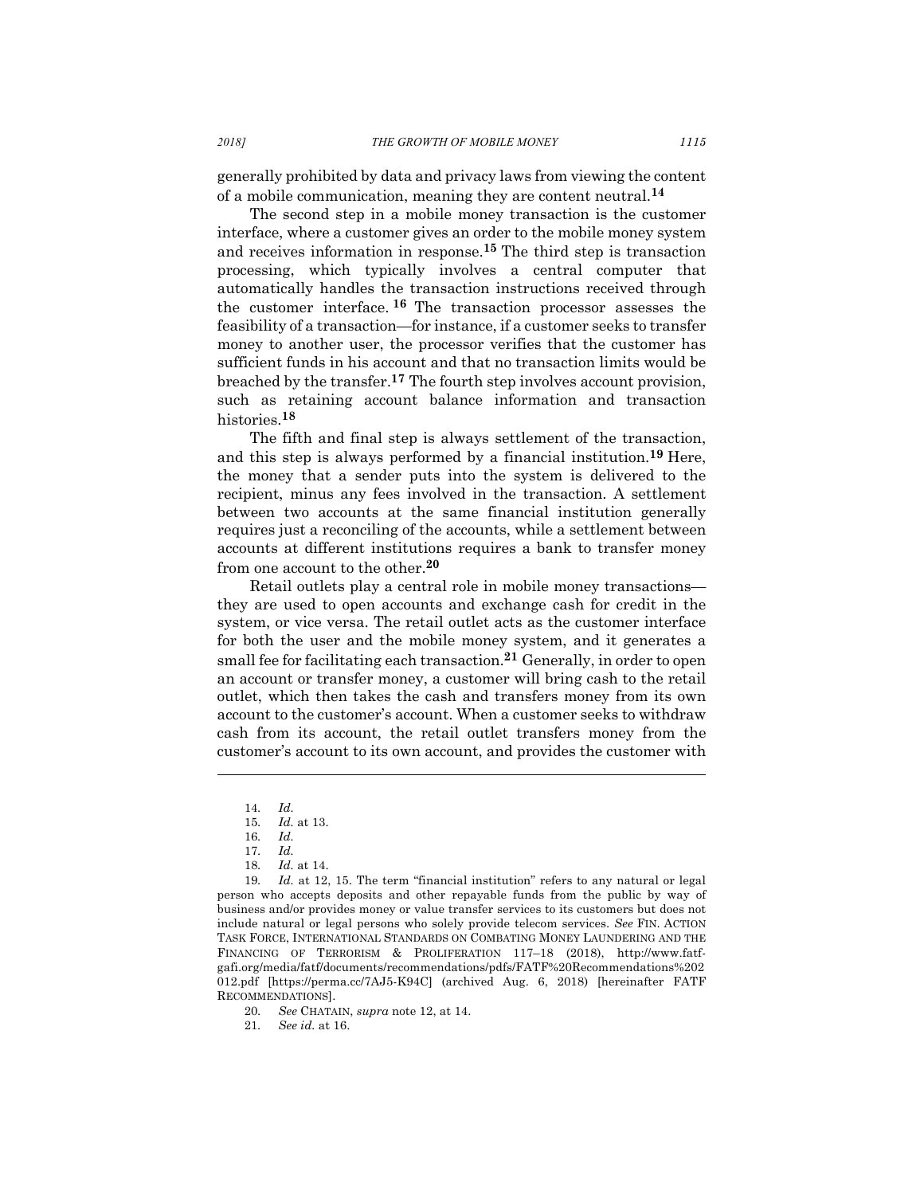generally prohibited by data and privacy laws from viewing the content of a mobile communication, meaning they are content neutral.[14]

The second step in a mobile money transaction is the customer interface, where a customer gives an order to the mobile money system and receives information in response.[15] The third step is transaction processing, which typically involves a central computer that automatically handles the transaction instructions received through the customer interface.[16] The transaction processor assesses the feasibility of a transaction—for instance, if a customer seeks to transfer money to another user, the processor verifies that the customer has sufficient funds in his account and that no transaction limits would be breached by the transfer.[17] The fourth step involves account provision, such as retaining account balance information and transaction histories.[18]

The fifth and final step is always settlement of the transaction, and this step is always performed by a financial institution.[19] Here, the money that a sender puts into the system is delivered to the recipient, minus any fees involved in the transaction. A settlement between two accounts at the same financial institution generally requires just a reconciling of the accounts, while a settlement between accounts at different institutions requires a bank to transfer money from one account to the other.[20]

Retail outlets play a central role in mobile money transactions—they are used to open accounts and exchange cash for credit in the system, or vice versa. The retail outlet acts as the customer interface for both the user and the mobile money system, and it generates a small fee for facilitating each transaction.[21] Generally, in order to open an account or transfer money, a customer will bring cash to the retail outlet, which then takes the cash and transfers money from its own account to the customer's account. When a customer seeks to withdraw cash from its account, the retail outlet transfers money from the customer's account to its own account, and provides the customer with

---

14. *Id.*
15. *Id.* at 13.
16. *Id.*
17. *Id.*
18. *Id.* at 14.
19. *Id.* at 12, 15. The term "financial institution" refers to any natural or legal person who accepts deposits and other repayable funds from the public by way of business and/or provides money or value transfer services to its customers but does not include natural or legal persons who solely provide telecom services. *See* FIN. ACTION TASK FORCE, INTERNATIONAL STANDARDS ON COMBATING MONEY LAUNDERING AND THE FINANCING OF TERRORISM & PROLIFERATION 117–18 (2018), http://www.fatf-gafi.org/media/fatf/documents/recommendations/pdfs/FATF%20Recommendations%202012.pdf [https://perma.cc/7AJ5-K94C] (archived Aug. 6, 2018) [hereinafter FATF RECOMMENDATIONS].
20. *See* CHATAIN, *supra* note 12, at 14.
21. *See id.* at 16.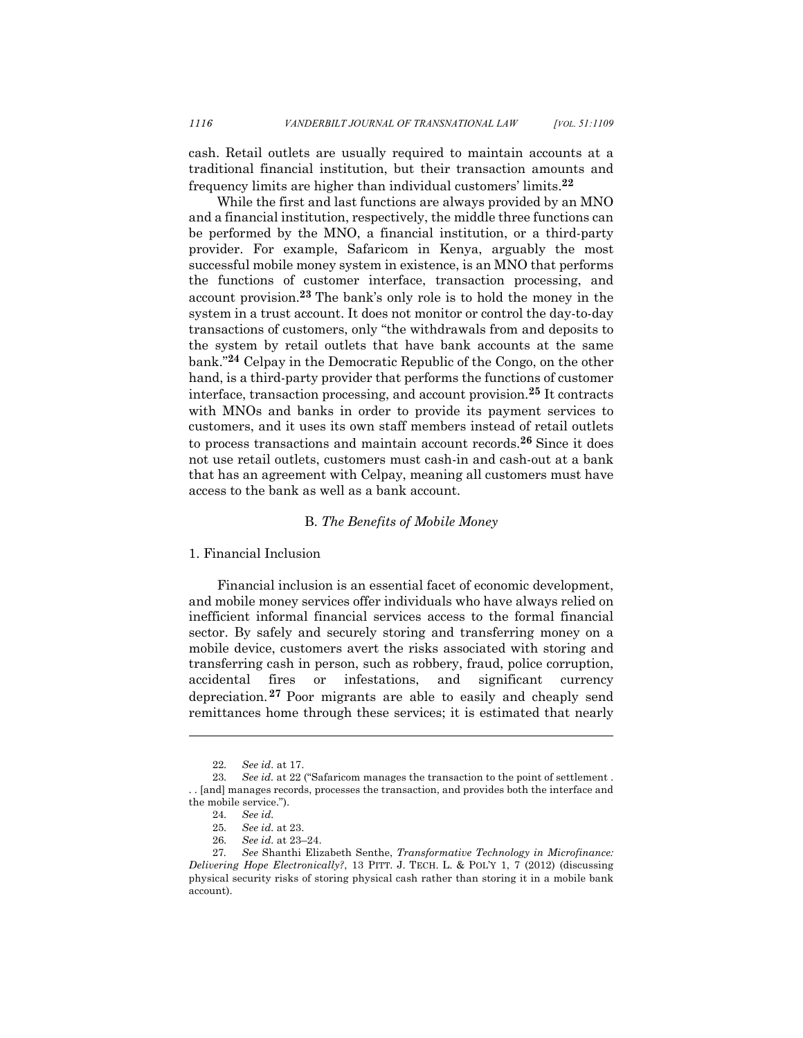cash. Retail outlets are usually required to maintain accounts at a traditional financial institution, but their transaction amounts and frequency limits are higher than individual customers' limits.[22]

While the first and last functions are always provided by an MNO and a financial institution, respectively, the middle three functions can be performed by the MNO, a financial institution, or a third-party provider. For example, Safaricom in Kenya, arguably the most successful mobile money system in existence, is an MNO that performs the functions of customer interface, transaction processing, and account provision.[23] The bank's only role is to hold the money in the system in a trust account. It does not monitor or control the day-to-day transactions of customers, only "the withdrawals from and deposits to the system by retail outlets that have bank accounts at the same bank."[24] Celpay in the Democratic Republic of the Congo, on the other hand, is a third-party provider that performs the functions of customer interface, transaction processing, and account provision.[25] It contracts with MNOs and banks in order to provide its payment services to customers, and it uses its own staff members instead of retail outlets to process transactions and maintain account records.[26] Since it does not use retail outlets, customers must cash-in and cash-out at a bank that has an agreement with Celpay, meaning all customers must have access to the bank as well as a bank account.

### B. *The Benefits of Mobile Money*

#### 1. Financial Inclusion

Financial inclusion is an essential facet of economic development, and mobile money services offer individuals who have always relied on inefficient informal financial services access to the formal financial sector. By safely and securely storing and transferring money on a mobile device, customers avert the risks associated with storing and transferring cash in person, such as robbery, fraud, police corruption, accidental fires or infestations, and significant currency depreciation.[27] Poor migrants are able to easily and cheaply send remittances home through these services; it is estimated that nearly

---

22. *See id.* at 17.

23. *See id.* at 22 ("Safaricom manages the transaction to the point of settlement . . . [and] manages records, processes the transaction, and provides both the interface and the mobile service.").

24. *See id.*

25. *See id.* at 23.

26. *See id.* at 23–24.

27. *See* Shanthi Elizabeth Senthe, *Transformative Technology in Microfinance: Delivering Hope Electronically?*, 13 PITT. J. TECH. L. & POL'Y 1, 7 (2012) (discussing physical security risks of storing physical cash rather than storing it in a mobile bank account).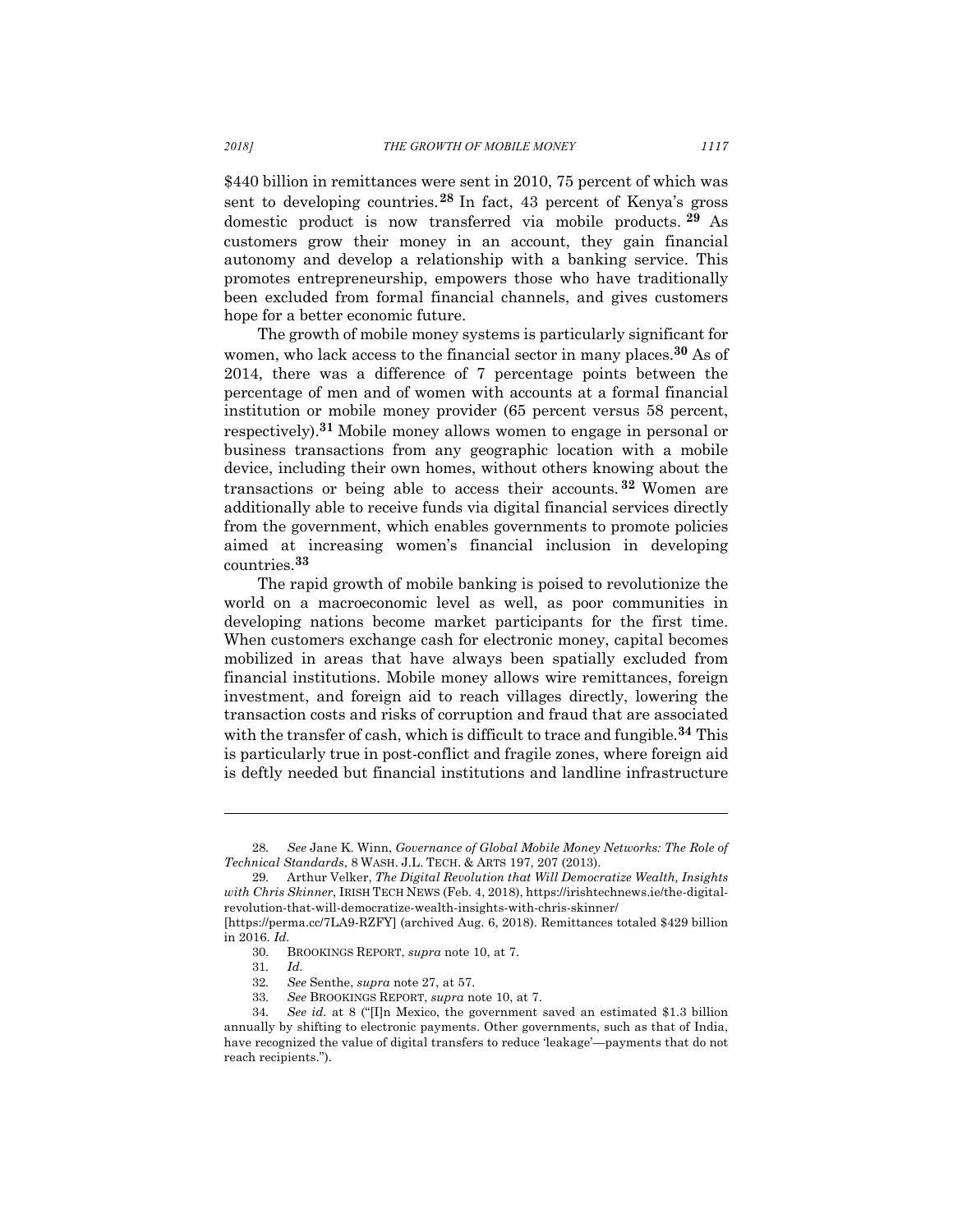$440 billion in remittances were sent in 2010, 75 percent of which was sent to developing countries.[28] In fact, 43 percent of Kenya's gross domestic product is now transferred via mobile products.[29] As customers grow their money in an account, they gain financial autonomy and develop a relationship with a banking service. This promotes entrepreneurship, empowers those who have traditionally been excluded from formal financial channels, and gives customers hope for a better economic future.

The growth of mobile money systems is particularly significant for women, who lack access to the financial sector in many places.[30] As of 2014, there was a difference of 7 percentage points between the percentage of men and of women with accounts at a formal financial institution or mobile money provider (65 percent versus 58 percent, respectively).[31] Mobile money allows women to engage in personal or business transactions from any geographic location with a mobile device, including their own homes, without others knowing about the transactions or being able to access their accounts.[32] Women are additionally able to receive funds via digital financial services directly from the government, which enables governments to promote policies aimed at increasing women's financial inclusion in developing countries.[33]

The rapid growth of mobile banking is poised to revolutionize the world on a macroeconomic level as well, as poor communities in developing nations become market participants for the first time. When customers exchange cash for electronic money, capital becomes mobilized in areas that have always been spatially excluded from financial institutions. Mobile money allows wire remittances, foreign investment, and foreign aid to reach villages directly, lowering the transaction costs and risks of corruption and fraud that are associated with the transfer of cash, which is difficult to trace and fungible.[34] This is particularly true in post-conflict and fragile zones, where foreign aid is deftly needed but financial institutions and landline infrastructure

---

28. *See* Jane K. Winn, *Governance of Global Mobile Money Networks: The Role of Technical Standards*, 8 WASH. J.L. TECH. & ARTS 197, 207 (2013).

29. Arthur Velker, *The Digital Revolution that Will Democratize Wealth, Insights with Chris Skinner*, IRISH TECH NEWS (Feb. 4, 2018), https://irishtechnews.ie/the-digital-revolution-that-will-democratize-wealth-insights-with-chris-skinner/ [https://perma.cc/7LA9-RZFY] (archived Aug. 6, 2018). Remittances totaled $429 billion in 2016. *Id.*

30. BROOKINGS REPORT, *supra* note 10, at 7.

31. *Id.*

32. *See* Senthe, *supra* note 27, at 57.

33. *See* BROOKINGS REPORT, *supra* note 10, at 7.

34. *See id.* at 8 ("[I]n Mexico, the government saved an estimated $1.3 billion annually by shifting to electronic payments. Other governments, such as that of India, have recognized the value of digital transfers to reduce 'leakage'—payments that do not reach recipients.").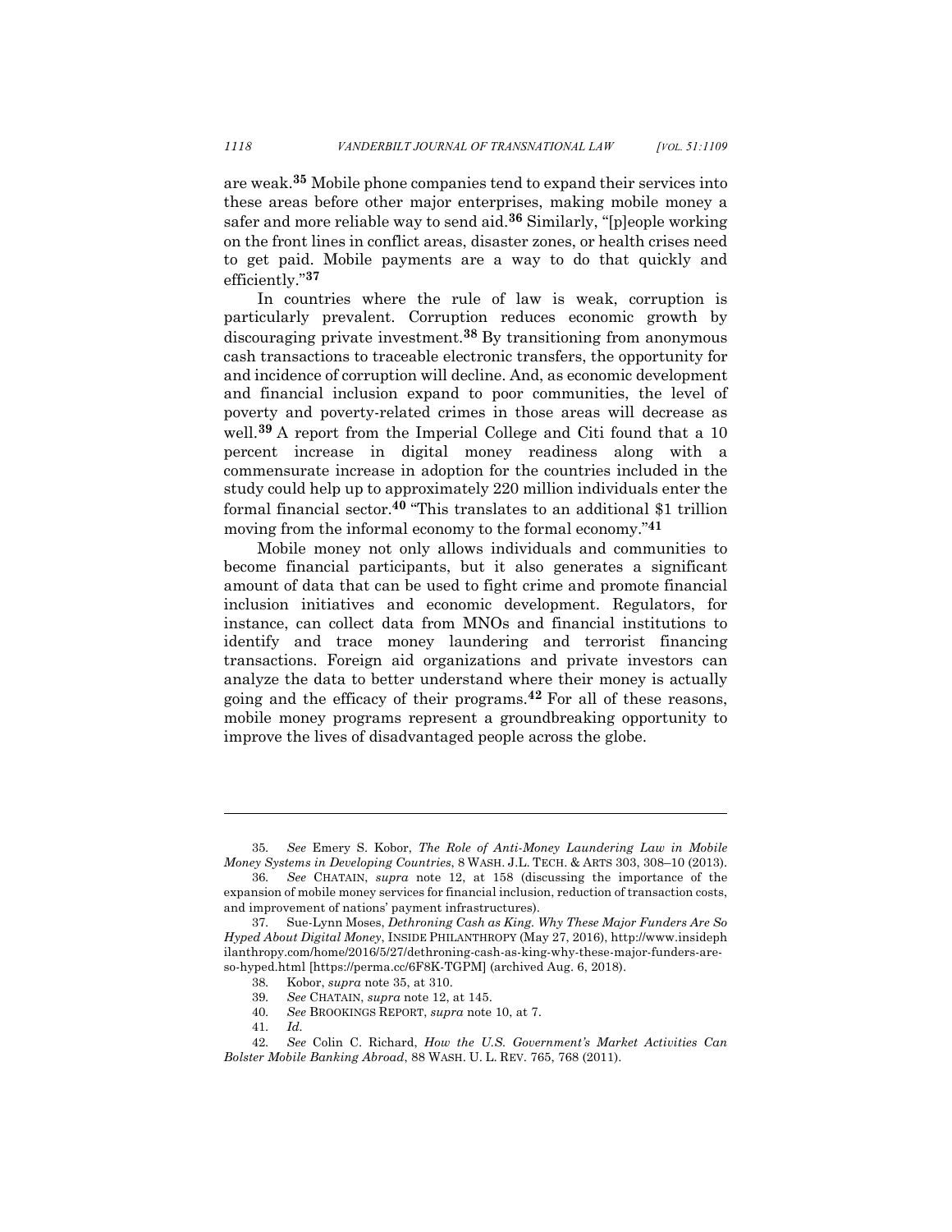are weak.[35] Mobile phone companies tend to expand their services into these areas before other major enterprises, making mobile money a safer and more reliable way to send aid.[36] Similarly, "[p]eople working on the front lines in conflict areas, disaster zones, or health crises need to get paid. Mobile payments are a way to do that quickly and efficiently."[37]

In countries where the rule of law is weak, corruption is particularly prevalent. Corruption reduces economic growth by discouraging private investment.[38] By transitioning from anonymous cash transactions to traceable electronic transfers, the opportunity for and incidence of corruption will decline. And, as economic development and financial inclusion expand to poor communities, the level of poverty and poverty-related crimes in those areas will decrease as well.[39] A report from the Imperial College and Citi found that a 10 percent increase in digital money readiness along with a commensurate increase in adoption for the countries included in the study could help up to approximately 220 million individuals enter the formal financial sector.[40] "This translates to an additional $1 trillion moving from the informal economy to the formal economy."[41]

Mobile money not only allows individuals and communities to become financial participants, but it also generates a significant amount of data that can be used to fight crime and promote financial inclusion initiatives and economic development. Regulators, for instance, can collect data from MNOs and financial institutions to identify and trace money laundering and terrorist financing transactions. Foreign aid organizations and private investors can analyze the data to better understand where their money is actually going and the efficacy of their programs.[42] For all of these reasons, mobile money programs represent a groundbreaking opportunity to improve the lives of disadvantaged people across the globe.

---

35. *See* Emery S. Kobor, *The Role of Anti-Money Laundering Law in Mobile Money Systems in Developing Countries*, 8 WASH. J.L. TECH. & ARTS 303, 308–10 (2013).

36. *See* CHATAIN, *supra* note 12, at 158 (discussing the importance of the expansion of mobile money services for financial inclusion, reduction of transaction costs, and improvement of nations' payment infrastructures).

37. Sue-Lynn Moses, *Dethroning Cash as King. Why These Major Funders Are So Hyped About Digital Money*, INSIDE PHILANTHROPY (May 27, 2016), http://www.insidephilanthropy.com/home/2016/5/27/dethroning-cash-as-king-why-these-major-funders-are-so-hyped.html [https://perma.cc/6F8K-TGPM] (archived Aug. 6, 2018).

38. Kobor, *supra* note 35, at 310.

39. *See* CHATAIN, *supra* note 12, at 145.

40. *See* BROOKINGS REPORT, *supra* note 10, at 7.

41. *Id.*

42. *See* Colin C. Richard, *How the U.S. Government's Market Activities Can Bolster Mobile Banking Abroad*, 88 WASH. U. L. REV. 765, 768 (2011).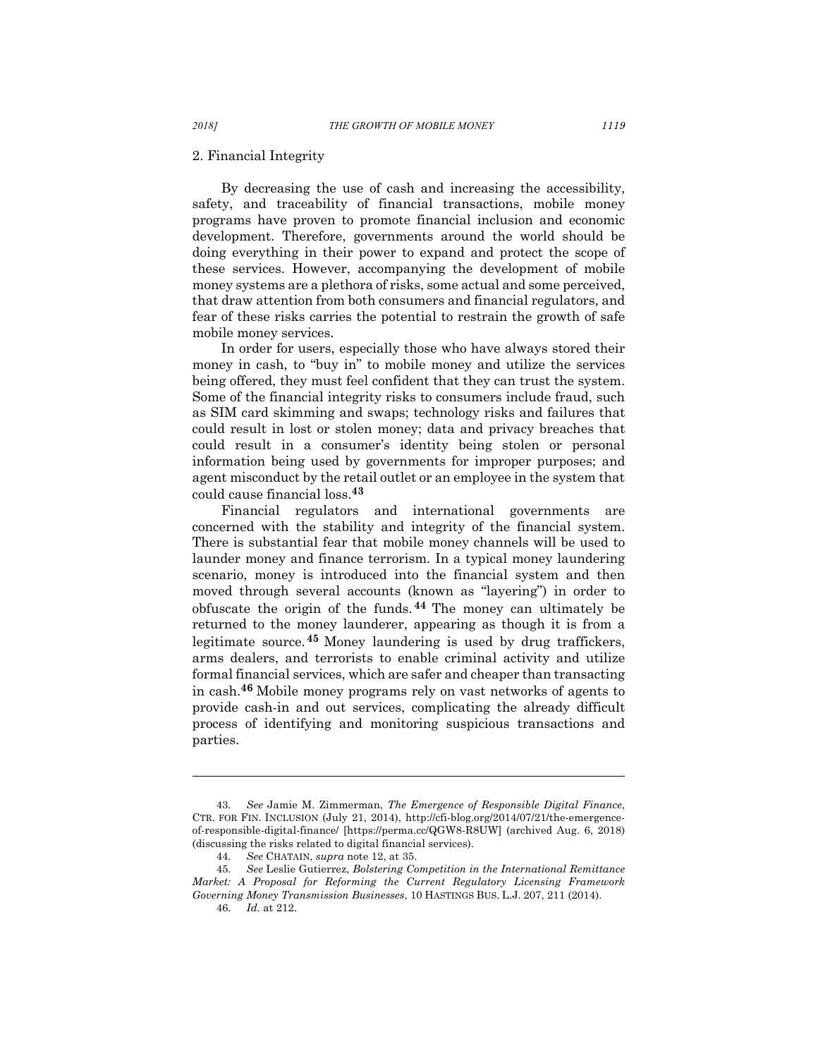### 2. Financial Integrity

By decreasing the use of cash and increasing the accessibility, safety, and traceability of financial transactions, mobile money programs have proven to promote financial inclusion and economic development. Therefore, governments around the world should be doing everything in their power to expand and protect the scope of these services. However, accompanying the development of mobile money systems are a plethora of risks, some actual and some perceived, that draw attention from both consumers and financial regulators, and fear of these risks carries the potential to restrain the growth of safe mobile money services.

In order for users, especially those who have always stored their money in cash, to "buy in" to mobile money and utilize the services being offered, they must feel confident that they can trust the system. Some of the financial integrity risks to consumers include fraud, such as SIM card skimming and swaps; technology risks and failures that could result in lost or stolen money; data and privacy breaches that could result in a consumer's identity being stolen or personal information being used by governments for improper purposes; and agent misconduct by the retail outlet or an employee in the system that could cause financial loss.[43]

Financial regulators and international governments are concerned with the stability and integrity of the financial system. There is substantial fear that mobile money channels will be used to launder money and finance terrorism. In a typical money laundering scenario, money is introduced into the financial system and then moved through several accounts (known as "layering") in order to obfuscate the origin of the funds.[44] The money can ultimately be returned to the money launderer, appearing as though it is from a legitimate source.[45] Money laundering is used by drug traffickers, arms dealers, and terrorists to enable criminal activity and utilize formal financial services, which are safer and cheaper than transacting in cash.[46] Mobile money programs rely on vast networks of agents to provide cash-in and out services, complicating the already difficult process of identifying and monitoring suspicious transactions and parties.

---

43. *See* Jamie M. Zimmerman, *The Emergence of Responsible Digital Finance*, CTR. FOR FIN. INCLUSION (July 21, 2014), http://cfi-blog.org/2014/07/21/the-emergence-of-responsible-digital-finance/ [https://perma.cc/QGW8-R8UW] (archived Aug. 6, 2018) (discussing the risks related to digital financial services).

44. *See* CHATAIN, *supra* note 12, at 35.

45. *See* Leslie Gutierrez, *Bolstering Competition in the International Remittance Market: A Proposal for Reforming the Current Regulatory Licensing Framework Governing Money Transmission Businesses*, 10 HASTINGS BUS. L.J. 207, 211 (2014).

46. *Id.* at 212.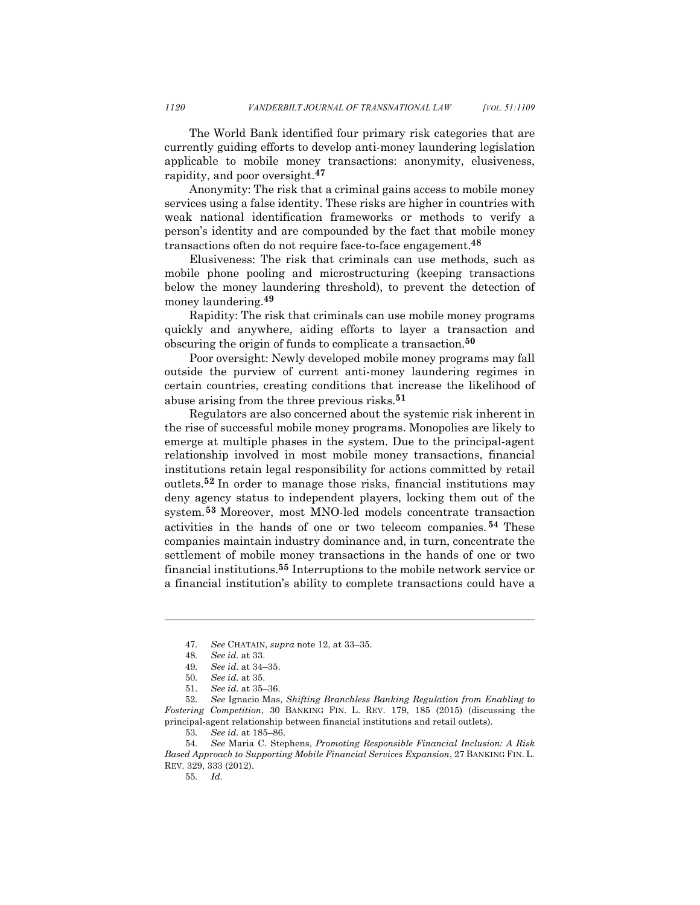The World Bank identified four primary risk categories that are currently guiding efforts to develop anti-money laundering legislation applicable to mobile money transactions: anonymity, elusiveness, rapidity, and poor oversight.[47]

Anonymity: The risk that a criminal gains access to mobile money services using a false identity. These risks are higher in countries with weak national identification frameworks or methods to verify a person's identity and are compounded by the fact that mobile money transactions often do not require face-to-face engagement.[48]

Elusiveness: The risk that criminals can use methods, such as mobile phone pooling and microstructuring (keeping transactions below the money laundering threshold), to prevent the detection of money laundering.[49]

Rapidity: The risk that criminals can use mobile money programs quickly and anywhere, aiding efforts to layer a transaction and obscuring the origin of funds to complicate a transaction.[50]

Poor oversight: Newly developed mobile money programs may fall outside the purview of current anti-money laundering regimes in certain countries, creating conditions that increase the likelihood of abuse arising from the three previous risks.[51]

Regulators are also concerned about the systemic risk inherent in the rise of successful mobile money programs. Monopolies are likely to emerge at multiple phases in the system. Due to the principal-agent relationship involved in most mobile money transactions, financial institutions retain legal responsibility for actions committed by retail outlets.[52] In order to manage those risks, financial institutions may deny agency status to independent players, locking them out of the system.[53] Moreover, most MNO-led models concentrate transaction activities in the hands of one or two telecom companies.[54] These companies maintain industry dominance and, in turn, concentrate the settlement of mobile money transactions in the hands of one or two financial institutions.[55] Interruptions to the mobile network service or a financial institution's ability to complete transactions could have a

---

47. *See* CHATAIN, *supra* note 12, at 33–35.

48. *See id.* at 33.

49. *See id.* at 34–35.

50. *See id.* at 35.

51. *See id.* at 35–36.

52. *See* Ignacio Mas, *Shifting Branchless Banking Regulation from Enabling to Fostering Competition*, 30 BANKING FIN. L. REV. 179, 185 (2015) (discussing the principal-agent relationship between financial institutions and retail outlets).

53. *See id.* at 185–86.

54. *See* Maria C. Stephens, *Promoting Responsible Financial Inclusion: A Risk Based Approach to Supporting Mobile Financial Services Expansion*, 27 BANKING FIN. L. REV. 329, 333 (2012).

55. *Id.*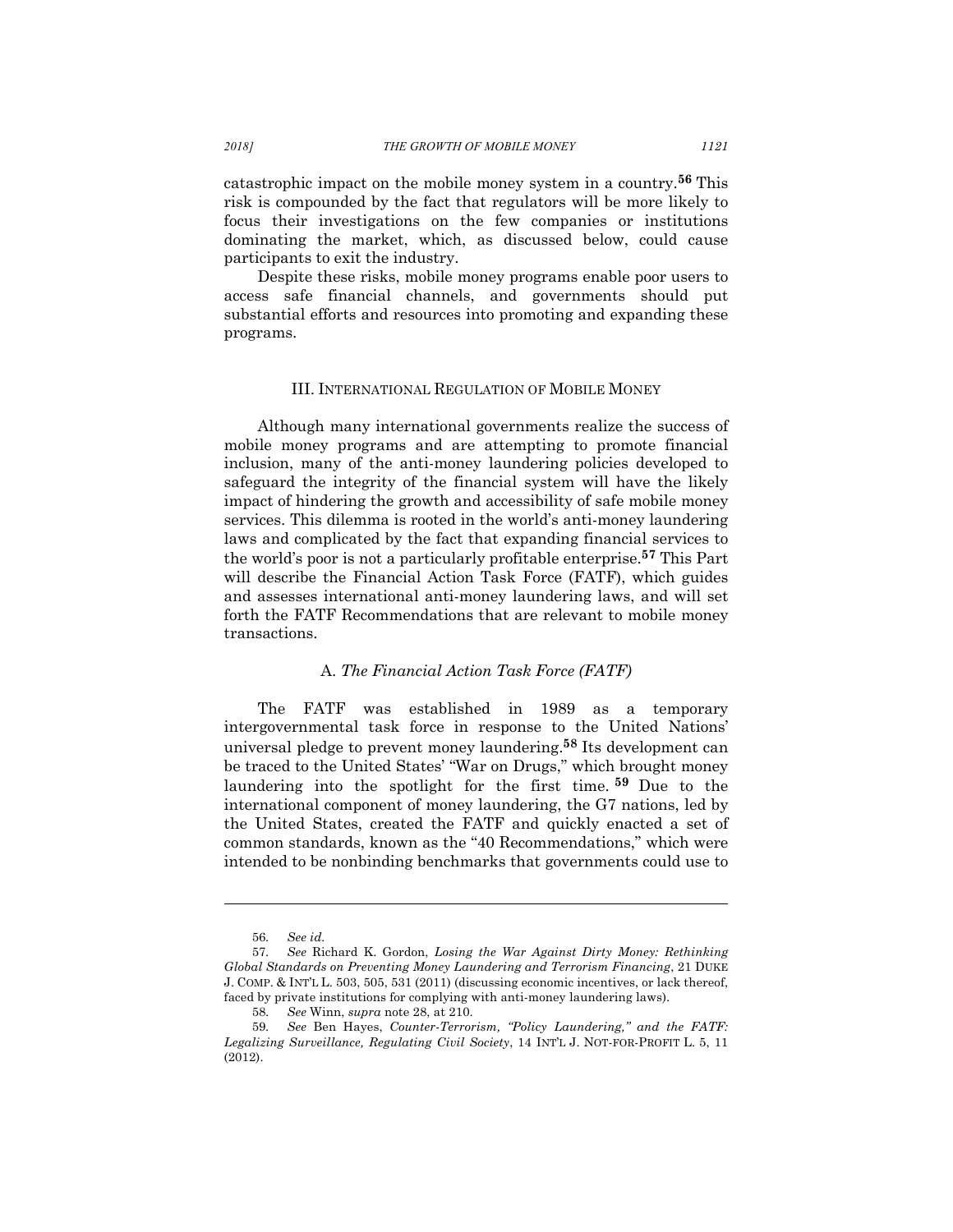catastrophic impact on the mobile money system in a country.[56] This risk is compounded by the fact that regulators will be more likely to focus their investigations on the few companies or institutions dominating the market, which, as discussed below, could cause participants to exit the industry.

Despite these risks, mobile money programs enable poor users to access safe financial channels, and governments should put substantial efforts and resources into promoting and expanding these programs.

## III. International Regulation of Mobile Money

Although many international governments realize the success of mobile money programs and are attempting to promote financial inclusion, many of the anti-money laundering policies developed to safeguard the integrity of the financial system will have the likely impact of hindering the growth and accessibility of safe mobile money services. This dilemma is rooted in the world's anti-money laundering laws and complicated by the fact that expanding financial services to the world's poor is not a particularly profitable enterprise.[57] This Part will describe the Financial Action Task Force (FATF), which guides and assesses international anti-money laundering laws, and will set forth the FATF Recommendations that are relevant to mobile money transactions.

### A. *The Financial Action Task Force (FATF)*

The FATF was established in 1989 as a temporary intergovernmental task force in response to the United Nations' universal pledge to prevent money laundering.[58] Its development can be traced to the United States' "War on Drugs," which brought money laundering into the spotlight for the first time.[59] Due to the international component of money laundering, the G7 nations, led by the United States, created the FATF and quickly enacted a set of common standards, known as the "40 Recommendations," which were intended to be nonbinding benchmarks that governments could use to

---

56. *See id.*

57. *See* Richard K. Gordon, *Losing the War Against Dirty Money: Rethinking Global Standards on Preventing Money Laundering and Terrorism Financing*, 21 DUKE J. COMP. & INT'L L. 503, 505, 531 (2011) (discussing economic incentives, or lack thereof, faced by private institutions for complying with anti-money laundering laws).

58. *See* Winn, *supra* note 28, at 210.

59. *See* Ben Hayes, *Counter-Terrorism, "Policy Laundering," and the FATF: Legalizing Surveillance, Regulating Civil Society*, 14 INT'L J. NOT-FOR-PROFIT L. 5, 11 (2012).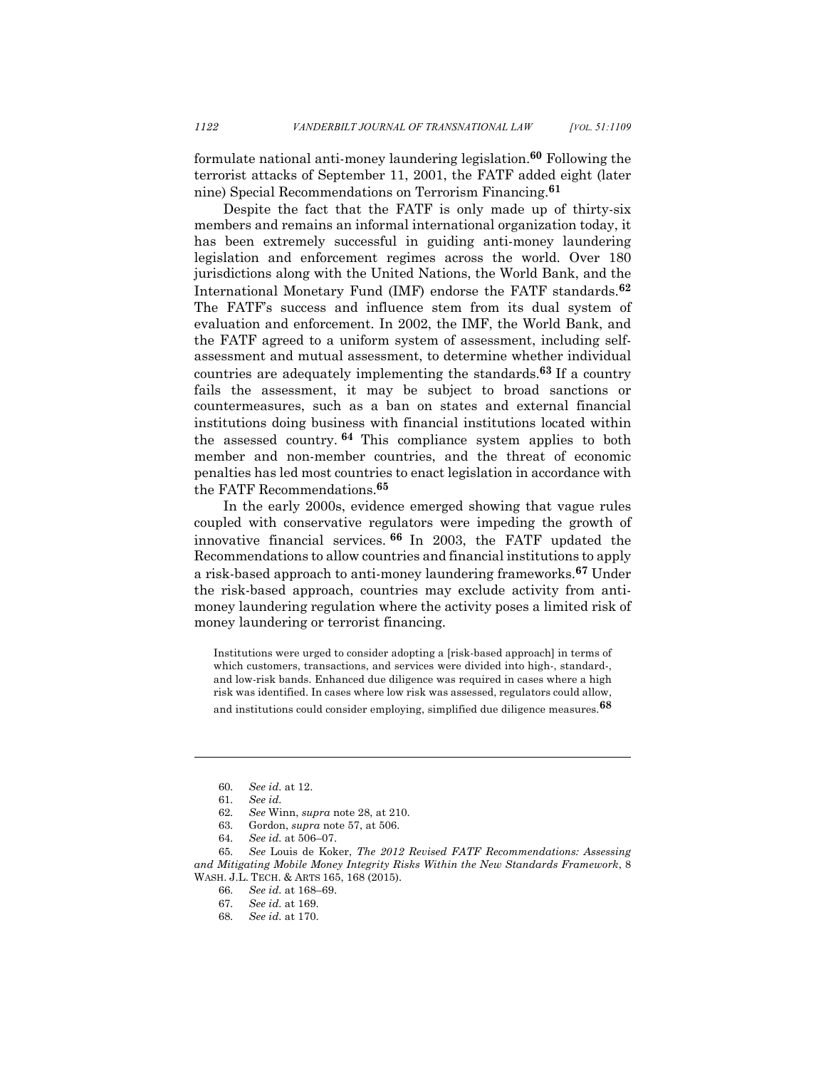formulate national anti-money laundering legislation.[60] Following the terrorist attacks of September 11, 2001, the FATF added eight (later nine) Special Recommendations on Terrorism Financing.[61]

Despite the fact that the FATF is only made up of thirty-six members and remains an informal international organization today, it has been extremely successful in guiding anti-money laundering legislation and enforcement regimes across the world. Over 180 jurisdictions along with the United Nations, the World Bank, and the International Monetary Fund (IMF) endorse the FATF standards.[62] The FATF's success and influence stem from its dual system of evaluation and enforcement. In 2002, the IMF, the World Bank, and the FATF agreed to a uniform system of assessment, including self-assessment and mutual assessment, to determine whether individual countries are adequately implementing the standards.[63] If a country fails the assessment, it may be subject to broad sanctions or countermeasures, such as a ban on states and external financial institutions doing business with financial institutions located within the assessed country.[64] This compliance system applies to both member and non-member countries, and the threat of economic penalties has led most countries to enact legislation in accordance with the FATF Recommendations.[65]

In the early 2000s, evidence emerged showing that vague rules coupled with conservative regulators were impeding the growth of innovative financial services.[66] In 2003, the FATF updated the Recommendations to allow countries and financial institutions to apply a risk-based approach to anti-money laundering frameworks.[67] Under the risk-based approach, countries may exclude activity from anti-money laundering regulation where the activity poses a limited risk of money laundering or terrorist financing.

> Institutions were urged to consider adopting a [risk-based approach] in terms of which customers, transactions, and services were divided into high-, standard-, and low-risk bands. Enhanced due diligence was required in cases where a high risk was identified. In cases where low risk was assessed, regulators could allow, and institutions could consider employing, simplified due diligence measures.[68]

---

60. *See id.* at 12.
61. *See id.*
62. *See* Winn, *supra* note 28, at 210.
63. Gordon, *supra* note 57, at 506.
64. *See id.* at 506–07.
65. *See* Louis de Koker, *The 2012 Revised FATF Recommendations: Assessing and Mitigating Mobile Money Integrity Risks Within the New Standards Framework*, 8 WASH. J.L. TECH. & ARTS 165, 168 (2015).
66. *See id.* at 168–69.
67. *See id.* at 169.
68. *See id.* at 170.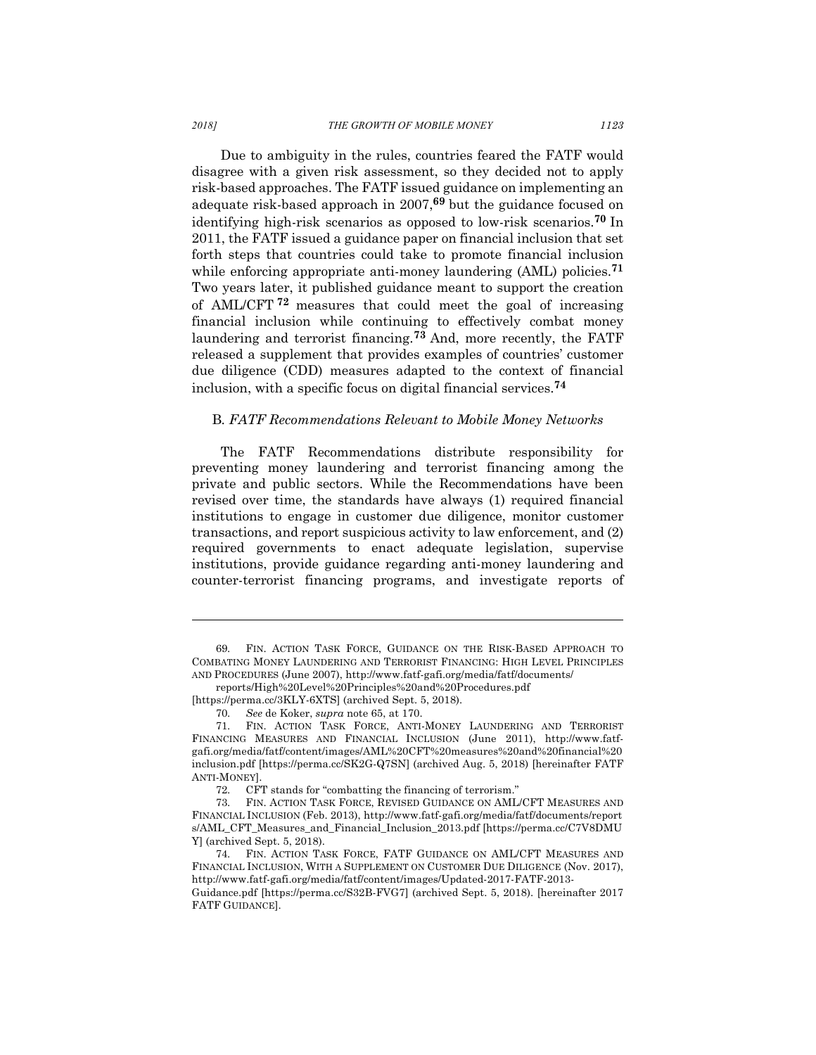Due to ambiguity in the rules, countries feared the FATF would disagree with a given risk assessment, so they decided not to apply risk-based approaches. The FATF issued guidance on implementing an adequate risk-based approach in 2007,[69] but the guidance focused on identifying high-risk scenarios as opposed to low-risk scenarios.[70] In 2011, the FATF issued a guidance paper on financial inclusion that set forth steps that countries could take to promote financial inclusion while enforcing appropriate anti-money laundering (AML) policies.[71] Two years later, it published guidance meant to support the creation of AML/CFT[72] measures that could meet the goal of increasing financial inclusion while continuing to effectively combat money laundering and terrorist financing.[73] And, more recently, the FATF released a supplement that provides examples of countries' customer due diligence (CDD) measures adapted to the context of financial inclusion, with a specific focus on digital financial services.[74]

### B. *FATF Recommendations Relevant to Mobile Money Networks*

The FATF Recommendations distribute responsibility for preventing money laundering and terrorist financing among the private and public sectors. While the Recommendations have been revised over time, the standards have always (1) required financial institutions to engage in customer due diligence, monitor customer transactions, and report suspicious activity to law enforcement, and (2) required governments to enact adequate legislation, supervise institutions, provide guidance regarding anti-money laundering and counter-terrorist financing programs, and investigate reports of

---

69. FIN. ACTION TASK FORCE, GUIDANCE ON THE RISK-BASED APPROACH TO COMBATING MONEY LAUNDERING AND TERRORIST FINANCING: HIGH LEVEL PRINCIPLES AND PROCEDURES (June 2007), http://www.fatf-gafi.org/media/fatf/documents/reports/High%20Level%20Principles%20and%20Procedures.pdf [https://perma.cc/3KLY-6XTS] (archived Sept. 5, 2018).

70. *See* de Koker, *supra* note 65, at 170.

71. FIN. ACTION TASK FORCE, ANTI-MONEY LAUNDERING AND TERRORIST FINANCING MEASURES AND FINANCIAL INCLUSION (June 2011), http://www.fatf-gafi.org/media/fatf/content/images/AML%20CFT%20measures%20and%20financial%20inclusion.pdf [https://perma.cc/SK2G-Q7SN] (archived Aug. 5, 2018) [hereinafter FATF ANTI-MONEY].

72. CFT stands for "combatting the financing of terrorism."

73. FIN. ACTION TASK FORCE, REVISED GUIDANCE ON AML/CFT MEASURES AND FINANCIAL INCLUSION (Feb. 2013), http://www.fatf-gafi.org/media/fatf/documents/reports/AML_CFT_Measures_and_Financial_Inclusion_2013.pdf [https://perma.cc/C7V8DMUY] (archived Sept. 5, 2018).

74. FIN. ACTION TASK FORCE, FATF GUIDANCE ON AML/CFT MEASURES AND FINANCIAL INCLUSION, WITH A SUPPLEMENT ON CUSTOMER DUE DILIGENCE (Nov. 2017), http://www.fatf-gafi.org/media/fatf/content/images/Updated-2017-FATF-2013-Guidance.pdf [https://perma.cc/S32B-FVG7] (archived Sept. 5, 2018). [hereinafter 2017 FATF GUIDANCE].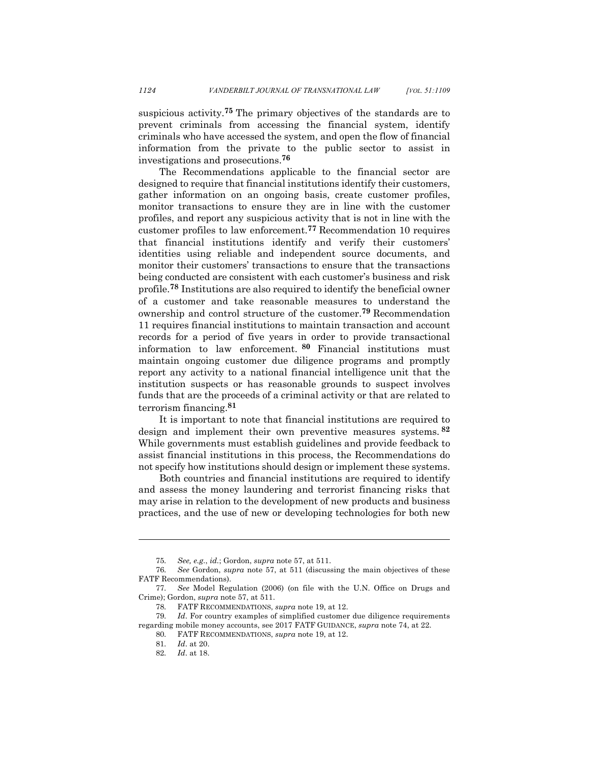suspicious activity.[75] The primary objectives of the standards are to prevent criminals from accessing the financial system, identify criminals who have accessed the system, and open the flow of financial information from the private to the public sector to assist in investigations and prosecutions.[76]

The Recommendations applicable to the financial sector are designed to require that financial institutions identify their customers, gather information on an ongoing basis, create customer profiles, monitor transactions to ensure they are in line with the customer profiles, and report any suspicious activity that is not in line with the customer profiles to law enforcement.[77] Recommendation 10 requires that financial institutions identify and verify their customers' identities using reliable and independent source documents, and monitor their customers' transactions to ensure that the transactions being conducted are consistent with each customer's business and risk profile.[78] Institutions are also required to identify the beneficial owner of a customer and take reasonable measures to understand the ownership and control structure of the customer.[79] Recommendation 11 requires financial institutions to maintain transaction and account records for a period of five years in order to provide transactional information to law enforcement.[80] Financial institutions must maintain ongoing customer due diligence programs and promptly report any activity to a national financial intelligence unit that the institution suspects or has reasonable grounds to suspect involves funds that are the proceeds of a criminal activity or that are related to terrorism financing.[81]

It is important to note that financial institutions are required to design and implement their own preventive measures systems.[82] While governments must establish guidelines and provide feedback to assist financial institutions in this process, the Recommendations do not specify how institutions should design or implement these systems.

Both countries and financial institutions are required to identify and assess the money laundering and terrorist financing risks that may arise in relation to the development of new products and business practices, and the use of new or developing technologies for both new

---

75. *See, e.g.*, *id.*; Gordon, *supra* note 57, at 511.

76. *See* Gordon, *supra* note 57, at 511 (discussing the main objectives of these FATF Recommendations).

77. *See* Model Regulation (2006) (on file with the U.N. Office on Drugs and Crime); Gordon, *supra* note 57, at 511.

78. FATF RECOMMENDATIONS, *supra* note 19, at 12.

79. *Id*. For country examples of simplified customer due diligence requirements regarding mobile money accounts, see 2017 FATF GUIDANCE, *supra* note 74, at 22.

80. FATF RECOMMENDATIONS, *supra* note 19, at 12.

81. *Id*. at 20.

82. *Id*. at 18.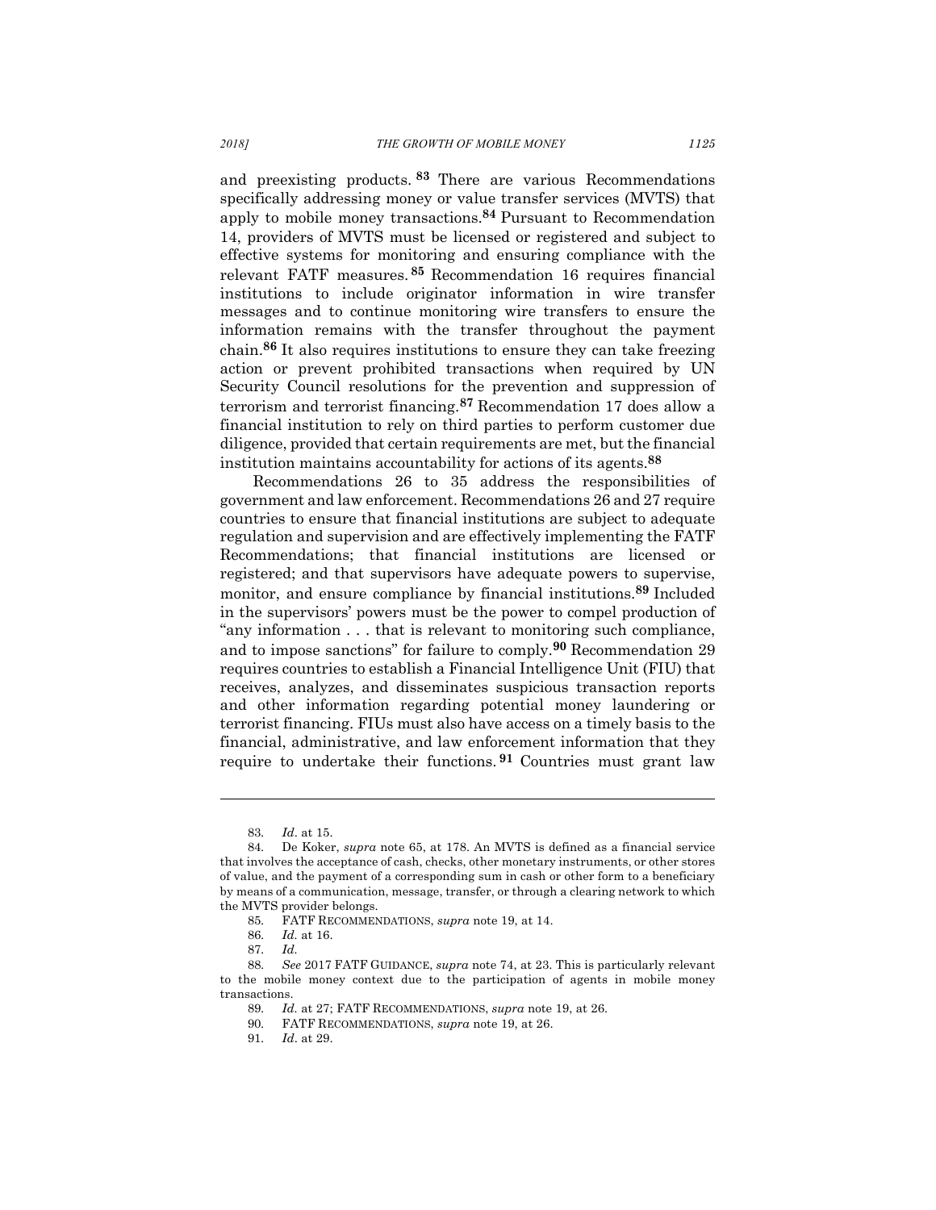and preexisting products.[83] There are various Recommendations specifically addressing money or value transfer services (MVTS) that apply to mobile money transactions.[84] Pursuant to Recommendation 14, providers of MVTS must be licensed or registered and subject to effective systems for monitoring and ensuring compliance with the relevant FATF measures.[85] Recommendation 16 requires financial institutions to include originator information in wire transfer messages and to continue monitoring wire transfers to ensure the information remains with the transfer throughout the payment chain.[86] It also requires institutions to ensure they can take freezing action or prevent prohibited transactions when required by UN Security Council resolutions for the prevention and suppression of terrorism and terrorist financing.[87] Recommendation 17 does allow a financial institution to rely on third parties to perform customer due diligence, provided that certain requirements are met, but the financial institution maintains accountability for actions of its agents.[88]

Recommendations 26 to 35 address the responsibilities of government and law enforcement. Recommendations 26 and 27 require countries to ensure that financial institutions are subject to adequate regulation and supervision and are effectively implementing the FATF Recommendations; that financial institutions are licensed or registered; and that supervisors have adequate powers to supervise, monitor, and ensure compliance by financial institutions.[89] Included in the supervisors' powers must be the power to compel production of "any information . . . that is relevant to monitoring such compliance, and to impose sanctions" for failure to comply.[90] Recommendation 29 requires countries to establish a Financial Intelligence Unit (FIU) that receives, analyzes, and disseminates suspicious transaction reports and other information regarding potential money laundering or terrorist financing. FIUs must also have access on a timely basis to the financial, administrative, and law enforcement information that they require to undertake their functions.[91] Countries must grant law

---

83. *Id*. at 15.

84. De Koker, *supra* note 65, at 178. An MVTS is defined as a financial service that involves the acceptance of cash, checks, other monetary instruments, or other stores of value, and the payment of a corresponding sum in cash or other form to a beneficiary by means of a communication, message, transfer, or through a clearing network to which the MVTS provider belongs.

85. FATF RECOMMENDATIONS, *supra* note 19, at 14.

86. *Id.* at 16.

87. *Id.*

88. *See* 2017 FATF GUIDANCE, *supra* note 74, at 23. This is particularly relevant to the mobile money context due to the participation of agents in mobile money transactions.

89. *Id.* at 27; FATF RECOMMENDATIONS, *supra* note 19, at 26.

90. FATF RECOMMENDATIONS, *supra* note 19, at 26.

91. *Id*. at 29.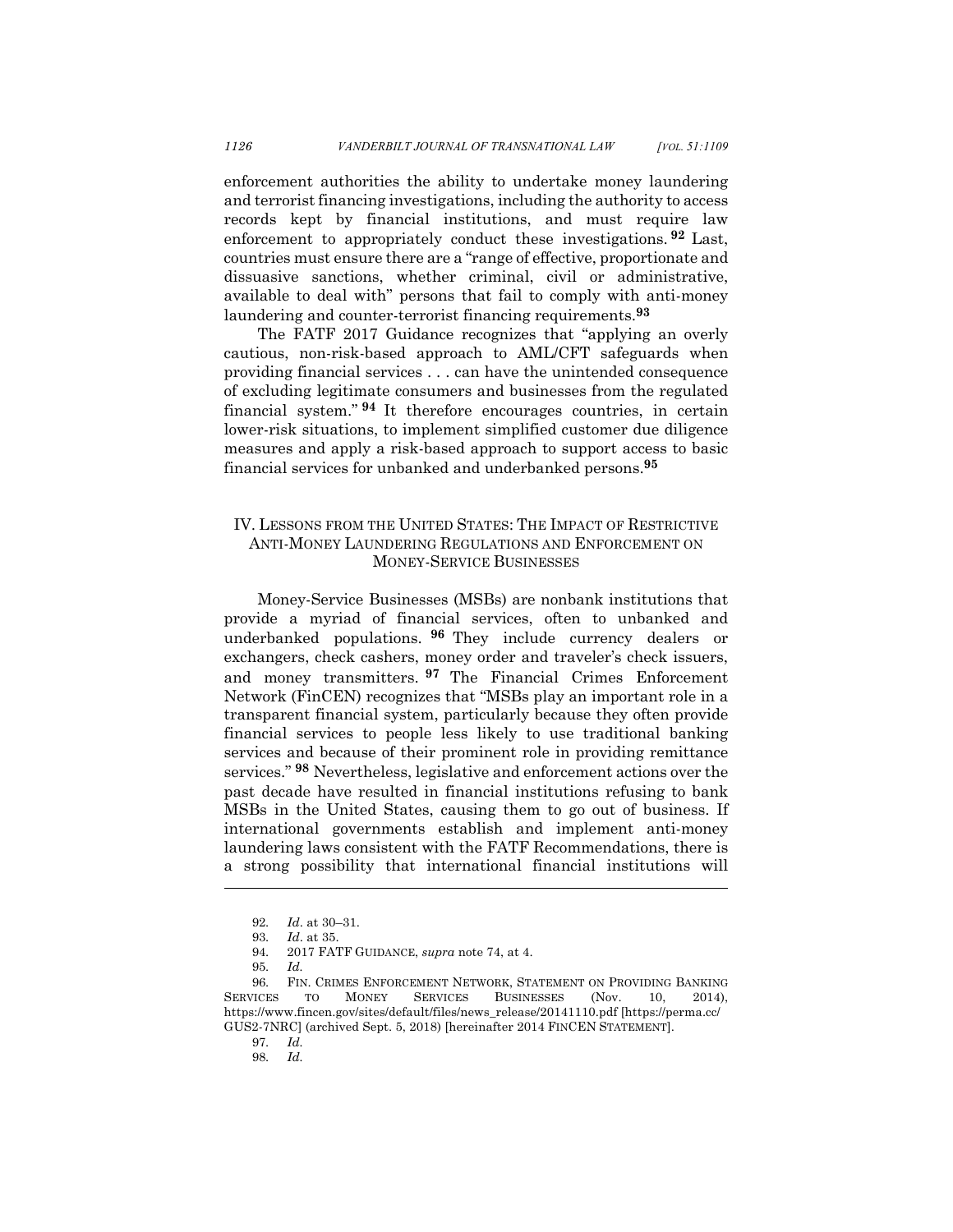enforcement authorities the ability to undertake money laundering and terrorist financing investigations, including the authority to access records kept by financial institutions, and must require law enforcement to appropriately conduct these investigations.[92] Last, countries must ensure there are a "range of effective, proportionate and dissuasive sanctions, whether criminal, civil or administrative, available to deal with" persons that fail to comply with anti-money laundering and counter-terrorist financing requirements.[93]

The FATF 2017 Guidance recognizes that "applying an overly cautious, non-risk-based approach to AML/CFT safeguards when providing financial services . . . can have the unintended consequence of excluding legitimate consumers and businesses from the regulated financial system."[94] It therefore encourages countries, in certain lower-risk situations, to implement simplified customer due diligence measures and apply a risk-based approach to support access to basic financial services for unbanked and underbanked persons.[95]

## IV. LESSONS FROM THE UNITED STATES: THE IMPACT OF RESTRICTIVE ANTI-MONEY LAUNDERING REGULATIONS AND ENFORCEMENT ON MONEY-SERVICE BUSINESSES

Money-Service Businesses (MSBs) are nonbank institutions that provide a myriad of financial services, often to unbanked and underbanked populations.[96] They include currency dealers or exchangers, check cashers, money order and traveler's check issuers, and money transmitters.[97] The Financial Crimes Enforcement Network (FinCEN) recognizes that "MSBs play an important role in a transparent financial system, particularly because they often provide financial services to people less likely to use traditional banking services and because of their prominent role in providing remittance services."[98] Nevertheless, legislative and enforcement actions over the past decade have resulted in financial institutions refusing to bank MSBs in the United States, causing them to go out of business. If international governments establish and implement anti-money laundering laws consistent with the FATF Recommendations, there is a strong possibility that international financial institutions will

---

92. *Id*. at 30–31.

93. *Id*. at 35.

94. 2017 FATF GUIDANCE, *supra* note 74, at 4.

95. *Id.*

96. FIN. CRIMES ENFORCEMENT NETWORK, STATEMENT ON PROVIDING BANKING SERVICES TO MONEY SERVICES BUSINESSES (Nov. 10, 2014), https://www.fincen.gov/sites/default/files/news_release/20141110.pdf [https://perma.cc/GUS2-7NRC] (archived Sept. 5, 2018) [hereinafter 2014 FINCEN STATEMENT].

97. *Id.*

98. *Id.*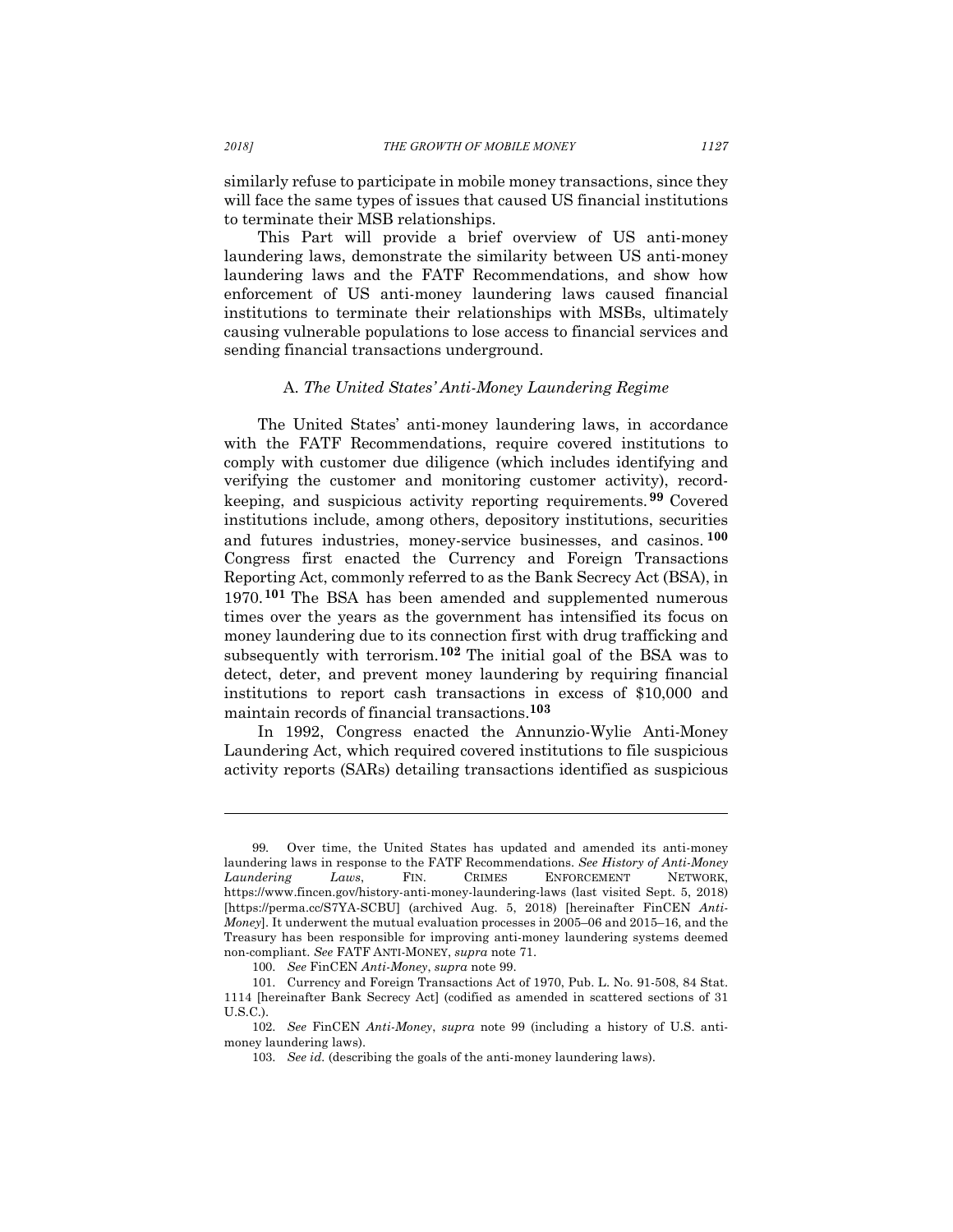similarly refuse to participate in mobile money transactions, since they will face the same types of issues that caused US financial institutions to terminate their MSB relationships.

This Part will provide a brief overview of US anti-money laundering laws, demonstrate the similarity between US anti-money laundering laws and the FATF Recommendations, and show how enforcement of US anti-money laundering laws caused financial institutions to terminate their relationships with MSBs, ultimately causing vulnerable populations to lose access to financial services and sending financial transactions underground.

### A. *The United States' Anti-Money Laundering Regime*

The United States' anti-money laundering laws, in accordance with the FATF Recommendations, require covered institutions to comply with customer due diligence (which includes identifying and verifying the customer and monitoring customer activity), record-keeping, and suspicious activity reporting requirements.[99] Covered institutions include, among others, depository institutions, securities and futures industries, money-service businesses, and casinos.[100] Congress first enacted the Currency and Foreign Transactions Reporting Act, commonly referred to as the Bank Secrecy Act (BSA), in 1970.[101] The BSA has been amended and supplemented numerous times over the years as the government has intensified its focus on money laundering due to its connection first with drug trafficking and subsequently with terrorism.[102] The initial goal of the BSA was to detect, deter, and prevent money laundering by requiring financial institutions to report cash transactions in excess of $10,000 and maintain records of financial transactions.[103]

In 1992, Congress enacted the Annunzio-Wylie Anti-Money Laundering Act, which required covered institutions to file suspicious activity reports (SARs) detailing transactions identified as suspicious

---

99. Over time, the United States has updated and amended its anti-money laundering laws in response to the FATF Recommendations. *See History of Anti-Money Laundering Laws*, FIN. CRIMES ENFORCEMENT NETWORK, https://www.fincen.gov/history-anti-money-laundering-laws (last visited Sept. 5, 2018) [https://perma.cc/S7YA-SCBU] (archived Aug. 5, 2018) [hereinafter FinCEN *Anti-Money*]. It underwent the mutual evaluation processes in 2005–06 and 2015–16, and the Treasury has been responsible for improving anti-money laundering systems deemed non-compliant. *See* FATF ANTI-MONEY, *supra* note 71.

100. *See* FinCEN *Anti-Money*, *supra* note 99.

101. Currency and Foreign Transactions Act of 1970, Pub. L. No. 91-508, 84 Stat. 1114 [hereinafter Bank Secrecy Act] (codified as amended in scattered sections of 31 U.S.C.).

102. *See* FinCEN *Anti-Money*, *supra* note 99 (including a history of U.S. anti-money laundering laws).

103. *See id.* (describing the goals of the anti-money laundering laws).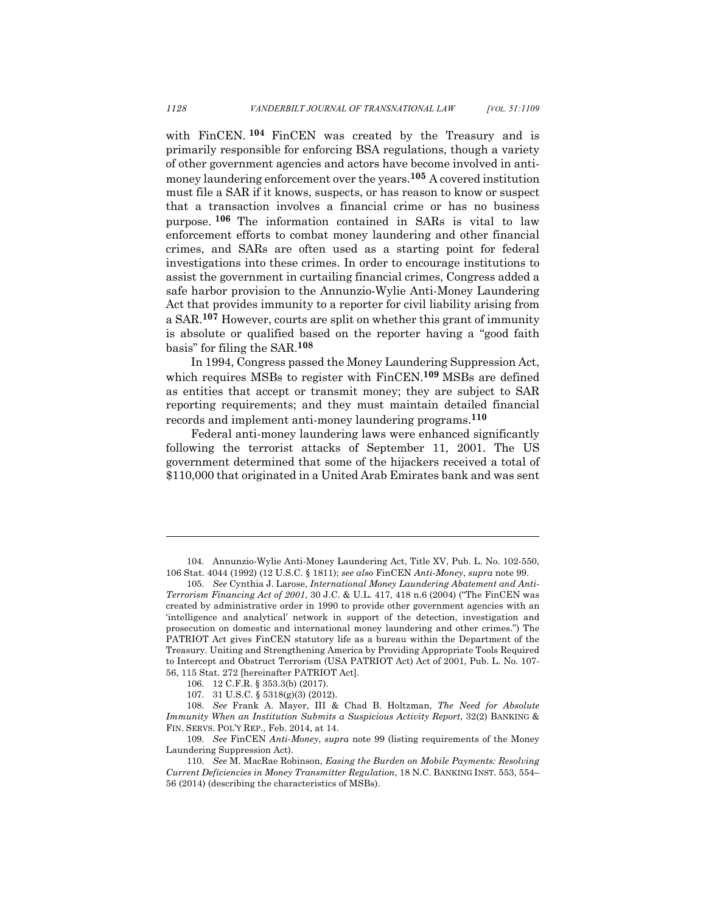with FinCEN.[104] FinCEN was created by the Treasury and is primarily responsible for enforcing BSA regulations, though a variety of other government agencies and actors have become involved in anti-money laundering enforcement over the years.[105] A covered institution must file a SAR if it knows, suspects, or has reason to know or suspect that a transaction involves a financial crime or has no business purpose.[106] The information contained in SARs is vital to law enforcement efforts to combat money laundering and other financial crimes, and SARs are often used as a starting point for federal investigations into these crimes. In order to encourage institutions to assist the government in curtailing financial crimes, Congress added a safe harbor provision to the Annunzio-Wylie Anti-Money Laundering Act that provides immunity to a reporter for civil liability arising from a SAR.[107] However, courts are split on whether this grant of immunity is absolute or qualified based on the reporter having a "good faith basis" for filing the SAR.[108]

In 1994, Congress passed the Money Laundering Suppression Act, which requires MSBs to register with FinCEN.[109] MSBs are defined as entities that accept or transmit money; they are subject to SAR reporting requirements; and they must maintain detailed financial records and implement anti-money laundering programs.[110]

Federal anti-money laundering laws were enhanced significantly following the terrorist attacks of September 11, 2001. The US government determined that some of the hijackers received a total of $110,000 that originated in a United Arab Emirates bank and was sent

---

104. Annunzio-Wylie Anti-Money Laundering Act, Title XV, Pub. L. No. 102-550, 106 Stat. 4044 (1992) (12 U.S.C. § 1811); *see also* FinCEN *Anti-Money*, *supra* note 99.

105. *See* Cynthia J. Larose, *International Money Laundering Abatement and Anti-Terrorism Financing Act of 2001*, 30 J.C. & U.L. 417, 418 n.6 (2004) ("The FinCEN was created by administrative order in 1990 to provide other government agencies with an 'intelligence and analytical' network in support of the detection, investigation and prosecution on domestic and international money laundering and other crimes.") The PATRIOT Act gives FinCEN statutory life as a bureau within the Department of the Treasury. Uniting and Strengthening America by Providing Appropriate Tools Required to Intercept and Obstruct Terrorism (USA PATRIOT Act) Act of 2001, Pub. L. No. 107-56, 115 Stat. 272 [hereinafter PATRIOT Act].

106. 12 C.F.R. § 353.3(b) (2017).

107. 31 U.S.C. § 5318(g)(3) (2012).

108. *See* Frank A. Mayer, III & Chad B. Holtzman, *The Need for Absolute Immunity When an Institution Submits a Suspicious Activity Report*, 32(2) BANKING & FIN. SERVS. POL'Y REP., Feb. 2014, at 14.

109. *See* FinCEN *Anti-Money*, *supra* note 99 (listing requirements of the Money Laundering Suppression Act).

110. *See* M. MacRae Robinson, *Easing the Burden on Mobile Payments: Resolving Current Deficiencies in Money Transmitter Regulation*, 18 N.C. BANKING INST. 553, 554–56 (2014) (describing the characteristics of MSBs).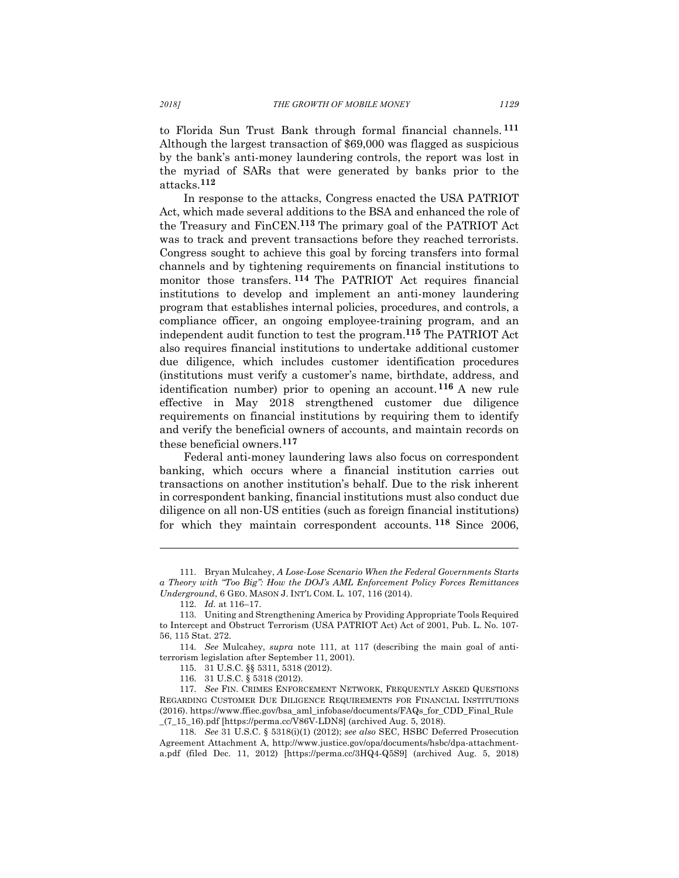to Florida Sun Trust Bank through formal financial channels.[111] Although the largest transaction of $69,000 was flagged as suspicious by the bank's anti-money laundering controls, the report was lost in the myriad of SARs that were generated by banks prior to the attacks.[112]

In response to the attacks, Congress enacted the USA PATRIOT Act, which made several additions to the BSA and enhanced the role of the Treasury and FinCEN.[113] The primary goal of the PATRIOT Act was to track and prevent transactions before they reached terrorists. Congress sought to achieve this goal by forcing transfers into formal channels and by tightening requirements on financial institutions to monitor those transfers.[114] The PATRIOT Act requires financial institutions to develop and implement an anti-money laundering program that establishes internal policies, procedures, and controls, a compliance officer, an ongoing employee-training program, and an independent audit function to test the program.[115] The PATRIOT Act also requires financial institutions to undertake additional customer due diligence, which includes customer identification procedures (institutions must verify a customer's name, birthdate, address, and identification number) prior to opening an account.[116] A new rule effective in May 2018 strengthened customer due diligence requirements on financial institutions by requiring them to identify and verify the beneficial owners of accounts, and maintain records on these beneficial owners.[117]

Federal anti-money laundering laws also focus on correspondent banking, which occurs where a financial institution carries out transactions on another institution's behalf. Due to the risk inherent in correspondent banking, financial institutions must also conduct due diligence on all non-US entities (such as foreign financial institutions) for which they maintain correspondent accounts.[118] Since 2006,

---

111. Bryan Mulcahey, *A Lose-Lose Scenario When the Federal Governments Starts a Theory with "Too Big": How the DOJ's AML Enforcement Policy Forces Remittances Underground*, 6 GEO. MASON J. INT'L COM. L. 107, 116 (2014).

112. *Id.* at 116–17.

113. Uniting and Strengthening America by Providing Appropriate Tools Required to Intercept and Obstruct Terrorism (USA PATRIOT Act) Act of 2001, Pub. L. No. 107-56, 115 Stat. 272.

114. *See* Mulcahey, *supra* note 111, at 117 (describing the main goal of anti-terrorism legislation after September 11, 2001).

115. 31 U.S.C. §§ 5311, 5318 (2012).

116. 31 U.S.C. § 5318 (2012).

117. *See* FIN. CRIMES ENFORCEMENT NETWORK, FREQUENTLY ASKED QUESTIONS REGARDING CUSTOMER DUE DILIGENCE REQUIREMENTS FOR FINANCIAL INSTITUTIONS (2016). https://www.ffiec.gov/bsa_aml_infobase/documents/FAQs_for_CDD_Final_Rule_(7_15_16).pdf [https://perma.cc/V86V-LDN8] (archived Aug. 5, 2018).

118. *See* 31 U.S.C. § 5318(i)(1) (2012); *see also* SEC, HSBC Deferred Prosecution Agreement Attachment A, http://www.justice.gov/opa/documents/hsbc/dpa-attachment-a.pdf (filed Dec. 11, 2012) [https://perma.cc/3HQ4-Q5S9] (archived Aug. 5, 2018)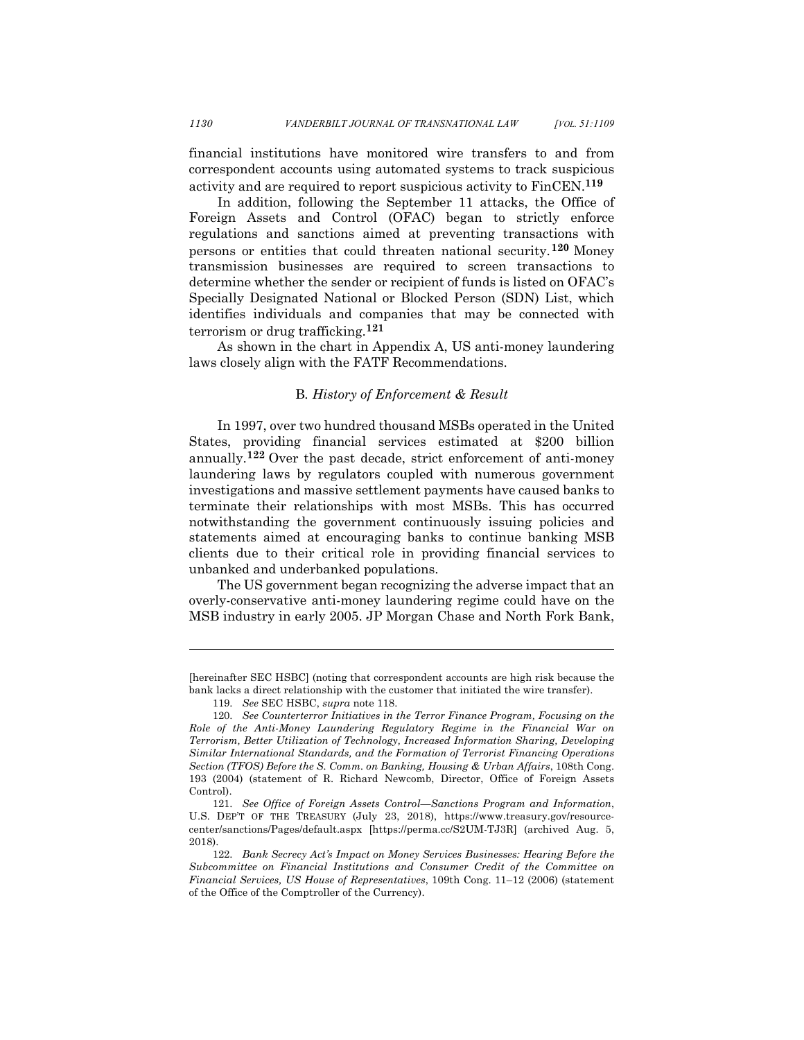financial institutions have monitored wire transfers to and from correspondent accounts using automated systems to track suspicious activity and are required to report suspicious activity to FinCEN.[119]

In addition, following the September 11 attacks, the Office of Foreign Assets and Control (OFAC) began to strictly enforce regulations and sanctions aimed at preventing transactions with persons or entities that could threaten national security.[120] Money transmission businesses are required to screen transactions to determine whether the sender or recipient of funds is listed on OFAC's Specially Designated National or Blocked Person (SDN) List, which identifies individuals and companies that may be connected with terrorism or drug trafficking.[121]

As shown in the chart in Appendix A, US anti-money laundering laws closely align with the FATF Recommendations.

### B. *History of Enforcement & Result*

In 1997, over two hundred thousand MSBs operated in the United States, providing financial services estimated at $200 billion annually.[122] Over the past decade, strict enforcement of anti-money laundering laws by regulators coupled with numerous government investigations and massive settlement payments have caused banks to terminate their relationships with most MSBs. This has occurred notwithstanding the government continuously issuing policies and statements aimed at encouraging banks to continue banking MSB clients due to their critical role in providing financial services to unbanked and underbanked populations.

The US government began recognizing the adverse impact that an overly-conservative anti-money laundering regime could have on the MSB industry in early 2005. JP Morgan Chase and North Fork Bank,

---

[hereinafter SEC HSBC] (noting that correspondent accounts are high risk because the bank lacks a direct relationship with the customer that initiated the wire transfer).

119. *See* SEC HSBC, *supra* note 118.

120. *See Counterterror Initiatives in the Terror Finance Program, Focusing on the Role of the Anti-Money Laundering Regulatory Regime in the Financial War on Terrorism, Better Utilization of Technology, Increased Information Sharing, Developing Similar International Standards, and the Formation of Terrorist Financing Operations Section (TFOS) Before the S. Comm. on Banking, Housing & Urban Affairs*, 108th Cong. 193 (2004) (statement of R. Richard Newcomb, Director, Office of Foreign Assets Control).

121. *See Office of Foreign Assets Control—Sanctions Program and Information*, U.S. DEP'T OF THE TREASURY (July 23, 2018), https://www.treasury.gov/resource-center/sanctions/Pages/default.aspx [https://perma.cc/S2UM-TJ3R] (archived Aug. 5, 2018).

122. *Bank Secrecy Act's Impact on Money Services Businesses: Hearing Before the Subcommittee on Financial Institutions and Consumer Credit of the Committee on Financial Services, US House of Representatives*, 109th Cong. 11–12 (2006) (statement of the Office of the Comptroller of the Currency).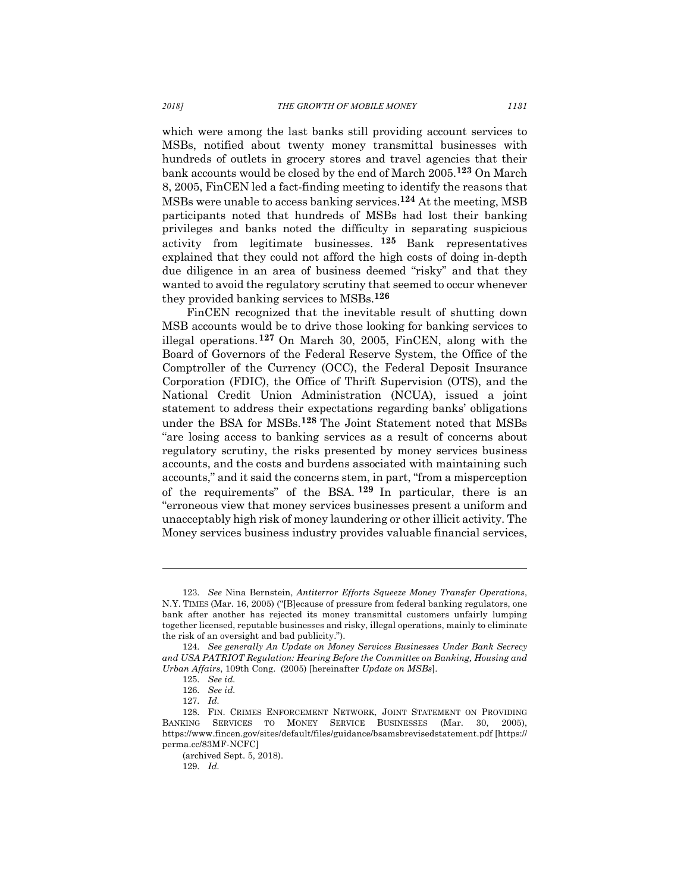which were among the last banks still providing account services to MSBs, notified about twenty money transmittal businesses with hundreds of outlets in grocery stores and travel agencies that their bank accounts would be closed by the end of March 2005.[123] On March 8, 2005, FinCEN led a fact-finding meeting to identify the reasons that MSBs were unable to access banking services.[124] At the meeting, MSB participants noted that hundreds of MSBs had lost their banking privileges and banks noted the difficulty in separating suspicious activity from legitimate businesses.[125] Bank representatives explained that they could not afford the high costs of doing in-depth due diligence in an area of business deemed "risky" and that they wanted to avoid the regulatory scrutiny that seemed to occur whenever they provided banking services to MSBs.[126]

FinCEN recognized that the inevitable result of shutting down MSB accounts would be to drive those looking for banking services to illegal operations.[127] On March 30, 2005, FinCEN, along with the Board of Governors of the Federal Reserve System, the Office of the Comptroller of the Currency (OCC), the Federal Deposit Insurance Corporation (FDIC), the Office of Thrift Supervision (OTS), and the National Credit Union Administration (NCUA), issued a joint statement to address their expectations regarding banks' obligations under the BSA for MSBs.[128] The Joint Statement noted that MSBs "are losing access to banking services as a result of concerns about regulatory scrutiny, the risks presented by money services business accounts, and the costs and burdens associated with maintaining such accounts," and it said the concerns stem, in part, "from a misperception of the requirements" of the BSA.[129] In particular, there is an "erroneous view that money services businesses present a uniform and unacceptably high risk of money laundering or other illicit activity. The Money services business industry provides valuable financial services,

---

123. *See* Nina Bernstein, *Antiterror Efforts Squeeze Money Transfer Operations*, N.Y. TIMES (Mar. 16, 2005) ("[B]ecause of pressure from federal banking regulators, one bank after another has rejected its money transmittal customers unfairly lumping together licensed, reputable businesses and risky, illegal operations, mainly to eliminate the risk of an oversight and bad publicity.").

124. *See generally An Update on Money Services Businesses Under Bank Secrecy and USA PATRIOT Regulation: Hearing Before the Committee on Banking, Housing and Urban Affairs*, 109th Cong. (2005) [hereinafter *Update on MSBs*].

125. *See id.*

126. *See id.*

127. *Id.*

128. FIN. CRIMES ENFORCEMENT NETWORK, JOINT STATEMENT ON PROVIDING BANKING SERVICES TO MONEY SERVICE BUSINESSES (Mar. 30, 2005), https://www.fincen.gov/sites/default/files/guidance/bsamsbrevisedstatement.pdf [https://perma.cc/83MF-NCFC] (archived Sept. 5, 2018).

129. *Id.*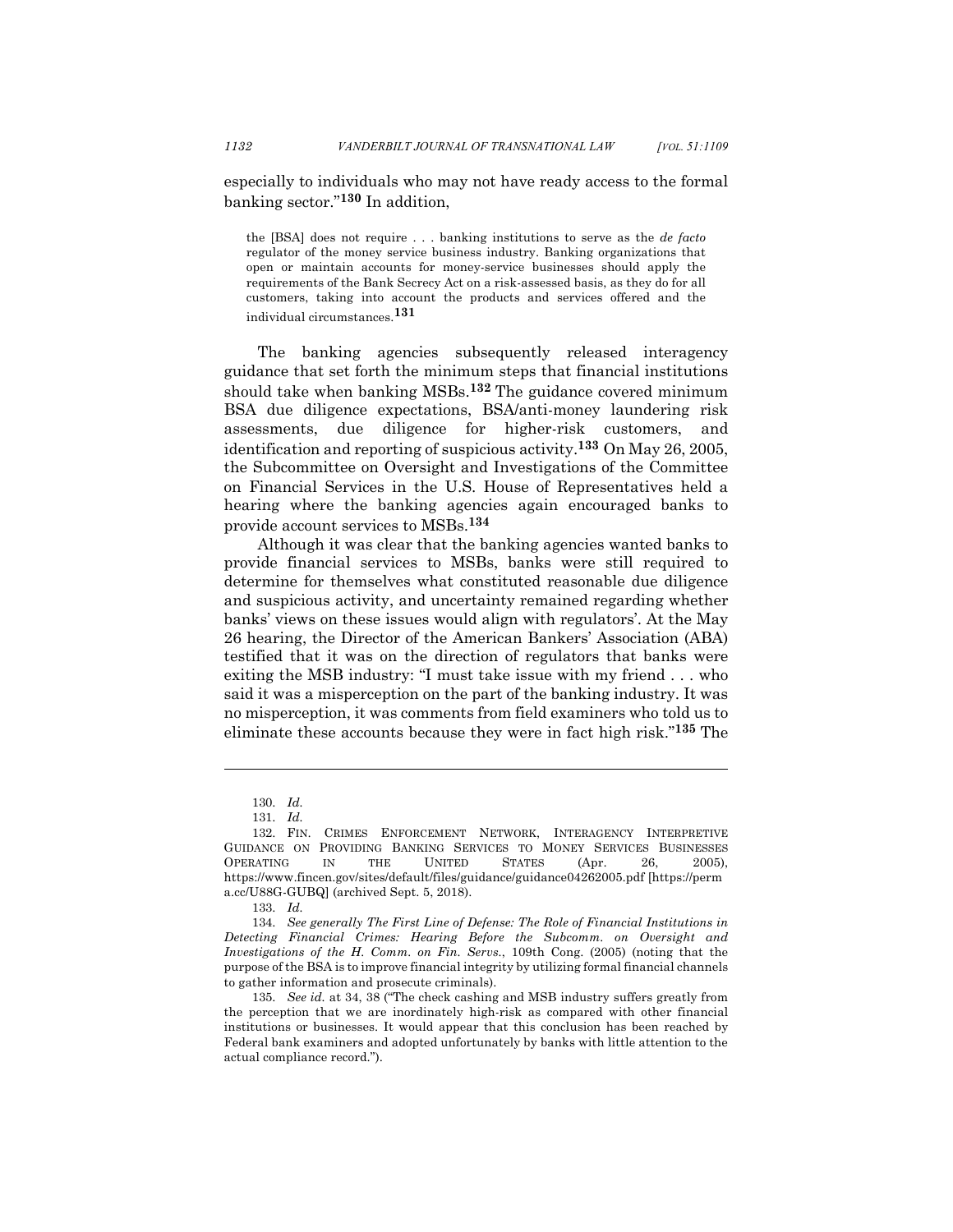especially to individuals who may not have ready access to the formal banking sector."[130] In addition,

> the [BSA] does not require . . . banking institutions to serve as the *de facto* regulator of the money service business industry. Banking organizations that open or maintain accounts for money-service businesses should apply the requirements of the Bank Secrecy Act on a risk-assessed basis, as they do for all customers, taking into account the products and services offered and the individual circumstances.[131]

The banking agencies subsequently released interagency guidance that set forth the minimum steps that financial institutions should take when banking MSBs.[132] The guidance covered minimum BSA due diligence expectations, BSA/anti-money laundering risk assessments, due diligence for higher-risk customers, and identification and reporting of suspicious activity.[133] On May 26, 2005, the Subcommittee on Oversight and Investigations of the Committee on Financial Services in the U.S. House of Representatives held a hearing where the banking agencies again encouraged banks to provide account services to MSBs.[134]

Although it was clear that the banking agencies wanted banks to provide financial services to MSBs, banks were still required to determine for themselves what constituted reasonable due diligence and suspicious activity, and uncertainty remained regarding whether banks' views on these issues would align with regulators'. At the May 26 hearing, the Director of the American Bankers' Association (ABA) testified that it was on the direction of regulators that banks were exiting the MSB industry: "I must take issue with my friend . . . who said it was a misperception on the part of the banking industry. It was no misperception, it was comments from field examiners who told us to eliminate these accounts because they were in fact high risk."[135] The

---

130. *Id.*

131. *Id.*

132. FIN. CRIMES ENFORCEMENT NETWORK, INTERAGENCY INTERPRETIVE GUIDANCE ON PROVIDING BANKING SERVICES TO MONEY SERVICES BUSINESSES OPERATING IN THE UNITED STATES (Apr. 26, 2005), https://www.fincen.gov/sites/default/files/guidance/guidance04262005.pdf [https://perma.cc/U88G-GUBQ] (archived Sept. 5, 2018).

133. *Id.*

134. *See generally The First Line of Defense: The Role of Financial Institutions in Detecting Financial Crimes: Hearing Before the Subcomm. on Oversight and Investigations of the H. Comm. on Fin. Servs.*, 109th Cong. (2005) (noting that the purpose of the BSA is to improve financial integrity by utilizing formal financial channels to gather information and prosecute criminals).

135. *See id.* at 34, 38 ("The check cashing and MSB industry suffers greatly from the perception that we are inordinately high-risk as compared with other financial institutions or businesses. It would appear that this conclusion has been reached by Federal bank examiners and adopted unfortunately by banks with little attention to the actual compliance record.").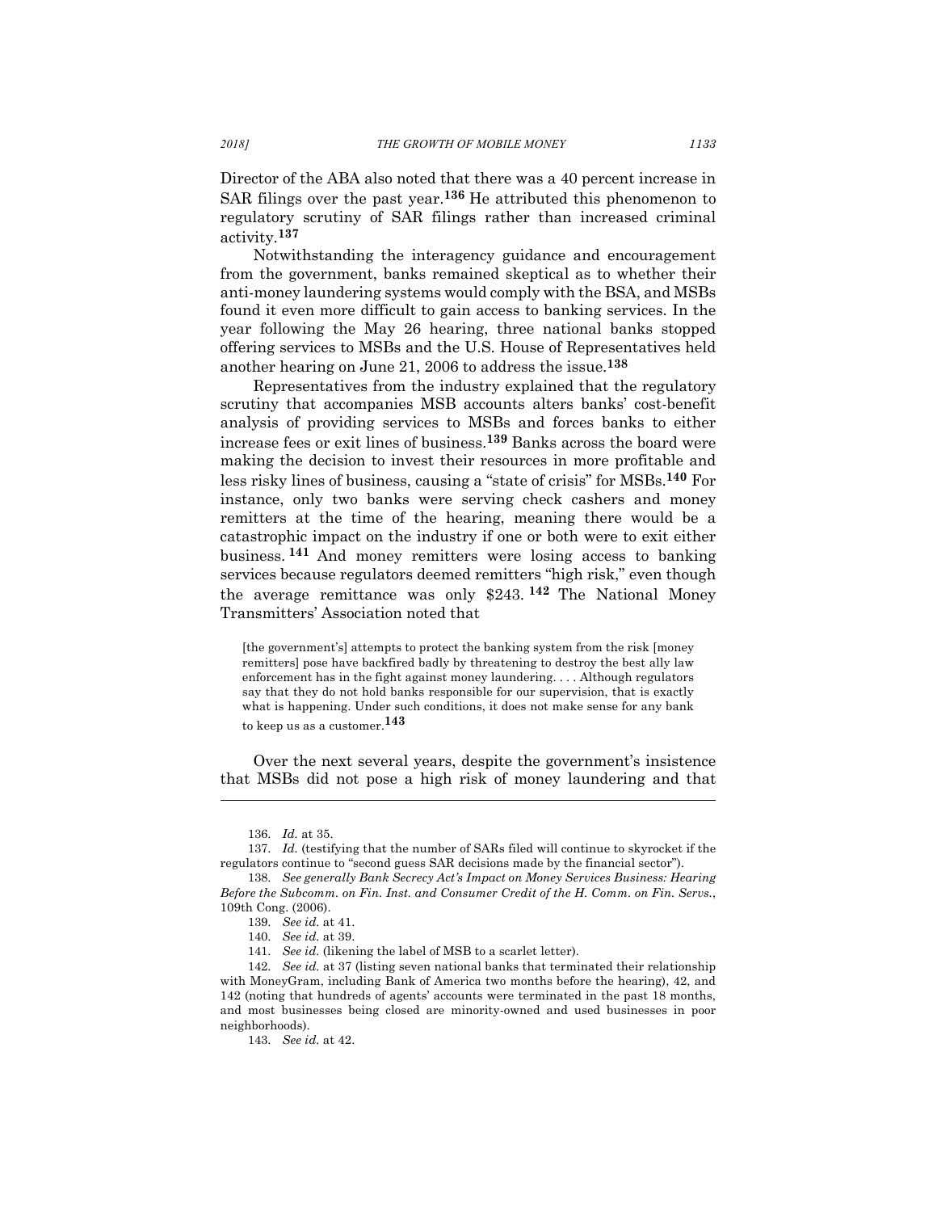Director of the ABA also noted that there was a 40 percent increase in SAR filings over the past year.[136] He attributed this phenomenon to regulatory scrutiny of SAR filings rather than increased criminal activity.[137]

Notwithstanding the interagency guidance and encouragement from the government, banks remained skeptical as to whether their anti-money laundering systems would comply with the BSA, and MSBs found it even more difficult to gain access to banking services. In the year following the May 26 hearing, three national banks stopped offering services to MSBs and the U.S. House of Representatives held another hearing on June 21, 2006 to address the issue.[138]

Representatives from the industry explained that the regulatory scrutiny that accompanies MSB accounts alters banks' cost-benefit analysis of providing services to MSBs and forces banks to either increase fees or exit lines of business.[139] Banks across the board were making the decision to invest their resources in more profitable and less risky lines of business, causing a "state of crisis" for MSBs.[140] For instance, only two banks were serving check cashers and money remitters at the time of the hearing, meaning there would be a catastrophic impact on the industry if one or both were to exit either business.[141] And money remitters were losing access to banking services because regulators deemed remitters "high risk," even though the average remittance was only $243.[142] The National Money Transmitters' Association noted that

> [the government's] attempts to protect the banking system from the risk [money remitters] pose have backfired badly by threatening to destroy the best ally law enforcement has in the fight against money laundering. . . . Although regulators say that they do not hold banks responsible for our supervision, that is exactly what is happening. Under such conditions, it does not make sense for any bank to keep us as a customer.[143]

Over the next several years, despite the government's insistence that MSBs did not pose a high risk of money laundering and that

---

136. *Id.* at 35.

137. *Id.* (testifying that the number of SARs filed will continue to skyrocket if the regulators continue to "second guess SAR decisions made by the financial sector").

138. *See generally Bank Secrecy Act's Impact on Money Services Business: Hearing Before the Subcomm. on Fin. Inst. and Consumer Credit of the H. Comm. on Fin. Servs.*, 109th Cong. (2006).

139. *See id.* at 41.

140. *See id.* at 39.

141. *See id.* (likening the label of MSB to a scarlet letter).

142. *See id.* at 37 (listing seven national banks that terminated their relationship with MoneyGram, including Bank of America two months before the hearing), 42, and 142 (noting that hundreds of agents' accounts were terminated in the past 18 months, and most businesses being closed are minority-owned and used businesses in poor neighborhoods).

143. *See id.* at 42.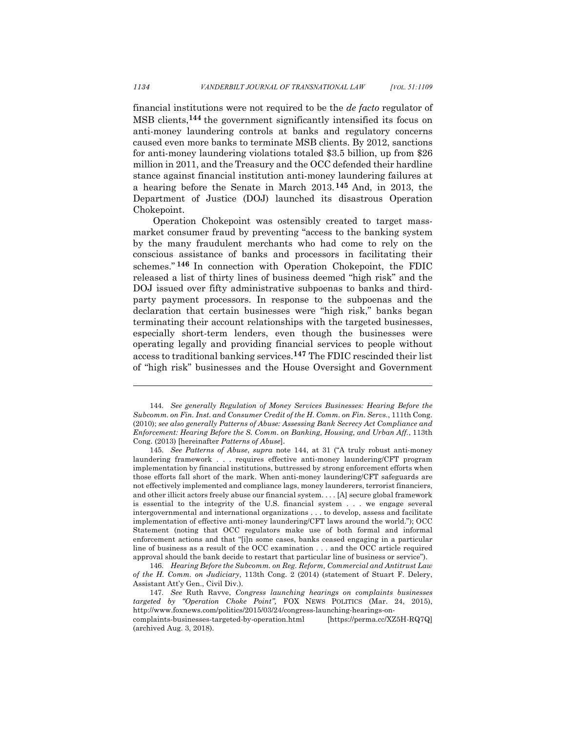financial institutions were not required to be the *de facto* regulator of MSB clients,[144] the government significantly intensified its focus on anti-money laundering controls at banks and regulatory concerns caused even more banks to terminate MSB clients. By 2012, sanctions for anti-money laundering violations totaled $3.5 billion, up from $26 million in 2011, and the Treasury and the OCC defended their hardline stance against financial institution anti-money laundering failures at a hearing before the Senate in March 2013.[145] And, in 2013, the Department of Justice (DOJ) launched its disastrous Operation Chokepoint.

Operation Chokepoint was ostensibly created to target mass-market consumer fraud by preventing "access to the banking system by the many fraudulent merchants who had come to rely on the conscious assistance of banks and processors in facilitating their schemes."[146] In connection with Operation Chokepoint, the FDIC released a list of thirty lines of business deemed "high risk" and the DOJ issued over fifty administrative subpoenas to banks and third-party payment processors. In response to the subpoenas and the declaration that certain businesses were "high risk," banks began terminating their account relationships with the targeted businesses, especially short-term lenders, even though the businesses were operating legally and providing financial services to people without access to traditional banking services.[147] The FDIC rescinded their list of "high risk" businesses and the House Oversight and Government

---

144. *See generally Regulation of Money Services Businesses: Hearing Before the Subcomm. on Fin. Inst. and Consumer Credit of the H. Comm. on Fin. Servs.*, 111th Cong. (2010); *see also generally Patterns of Abuse: Assessing Bank Secrecy Act Compliance and Enforcement: Hearing Before the S. Comm. on Banking, Housing, and Urban Aff.*, 113th Cong. (2013) [hereinafter *Patterns of Abuse*].

145. *See Patterns of Abuse*, *supra* note 144, at 31 ("A truly robust anti-money laundering framework . . . requires effective anti-money laundering/CFT program implementation by financial institutions, buttressed by strong enforcement efforts when those efforts fall short of the mark. When anti-money laundering/CFT safeguards are not effectively implemented and compliance lags, money launderers, terrorist financiers, and other illicit actors freely abuse our financial system. . . . [A] secure global framework is essential to the integrity of the U.S. financial system . . . we engage several intergovernmental and international organizations . . . to develop, assess and facilitate implementation of effective anti-money laundering/CFT laws around the world."); OCC Statement (noting that OCC regulators make use of both formal and informal enforcement actions and that "[i]n some cases, banks ceased engaging in a particular line of business as a result of the OCC examination . . . and the OCC article required approval should the bank decide to restart that particular line of business or service").

146. *Hearing Before the Subcomm. on Reg. Reform, Commercial and Antitrust Law of the H. Comm. on Judiciary*, 113th Cong. 2 (2014) (statement of Stuart F. Delery, Assistant Att'y Gen., Civil Div.).

147. *See* Ruth Ravve, *Congress launching hearings on complaints businesses targeted by "Operation Choke Point",* FOX NEWS POLITICS (Mar. 24, 2015), http://www.foxnews.com/politics/2015/03/24/congress-launching-hearings-on-complaints-businesses-targeted-by-operation.html [https://perma.cc/XZ5H-RQ7Q] (archived Aug. 3, 2018).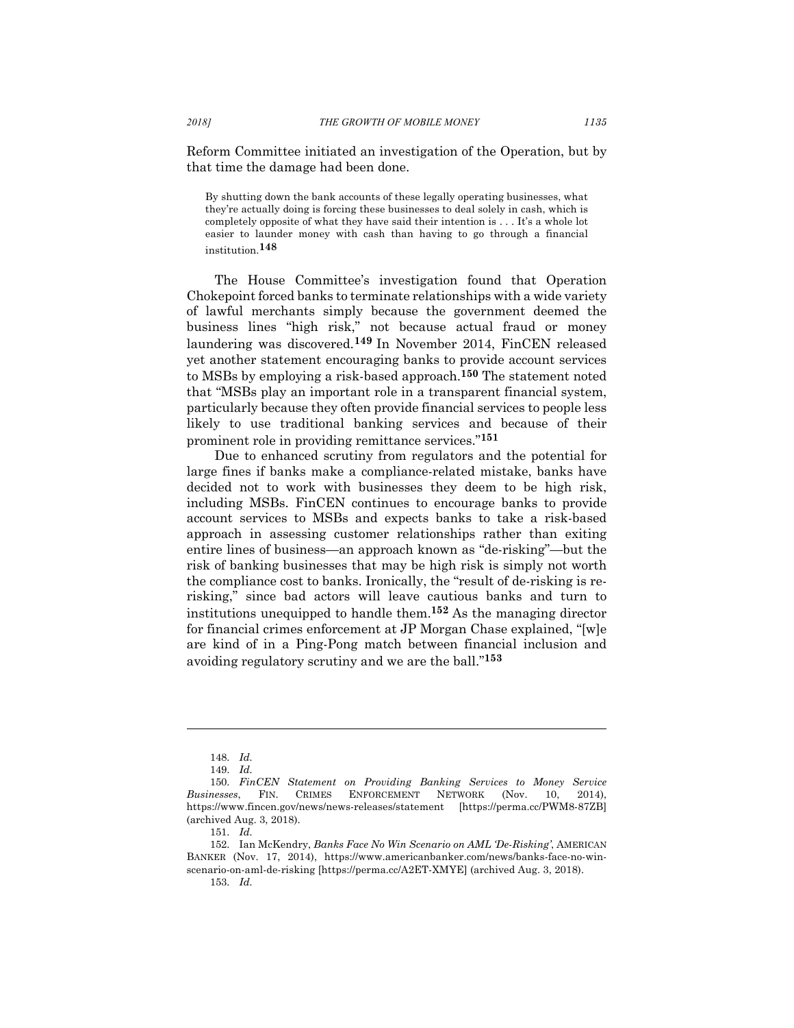Reform Committee initiated an investigation of the Operation, but by that time the damage had been done.

> By shutting down the bank accounts of these legally operating businesses, what they're actually doing is forcing these businesses to deal solely in cash, which is completely opposite of what they have said their intention is . . . It's a whole lot easier to launder money with cash than having to go through a financial institution.[148]

The House Committee's investigation found that Operation Chokepoint forced banks to terminate relationships with a wide variety of lawful merchants simply because the government deemed the business lines "high risk," not because actual fraud or money laundering was discovered.[149] In November 2014, FinCEN released yet another statement encouraging banks to provide account services to MSBs by employing a risk-based approach.[150] The statement noted that "MSBs play an important role in a transparent financial system, particularly because they often provide financial services to people less likely to use traditional banking services and because of their prominent role in providing remittance services."[151]

Due to enhanced scrutiny from regulators and the potential for large fines if banks make a compliance-related mistake, banks have decided not to work with businesses they deem to be high risk, including MSBs. FinCEN continues to encourage banks to provide account services to MSBs and expects banks to take a risk-based approach in assessing customer relationships rather than exiting entire lines of business—an approach known as "de-risking"—but the risk of banking businesses that may be high risk is simply not worth the compliance cost to banks. Ironically, the "result of de-risking is re-risking," since bad actors will leave cautious banks and turn to institutions unequipped to handle them.[152] As the managing director for financial crimes enforcement at JP Morgan Chase explained, "[w]e are kind of in a Ping-Pong match between financial inclusion and avoiding regulatory scrutiny and we are the ball."[153]

---

148. *Id.*

149. *Id.*

150. *FinCEN Statement on Providing Banking Services to Money Service Businesses*, FIN. CRIMES ENFORCEMENT NETWORK (Nov. 10, 2014), https://www.fincen.gov/news/news-releases/statement [https://perma.cc/PWM8-87ZB] (archived Aug. 3, 2018).

151. *Id.*

152. Ian McKendry, *Banks Face No Win Scenario on AML 'De-Risking'*, AMERICAN BANKER (Nov. 17, 2014), https://www.americanbanker.com/news/banks-face-no-win-scenario-on-aml-de-risking [https://perma.cc/A2ET-XMYE] (archived Aug. 3, 2018).

153. *Id.*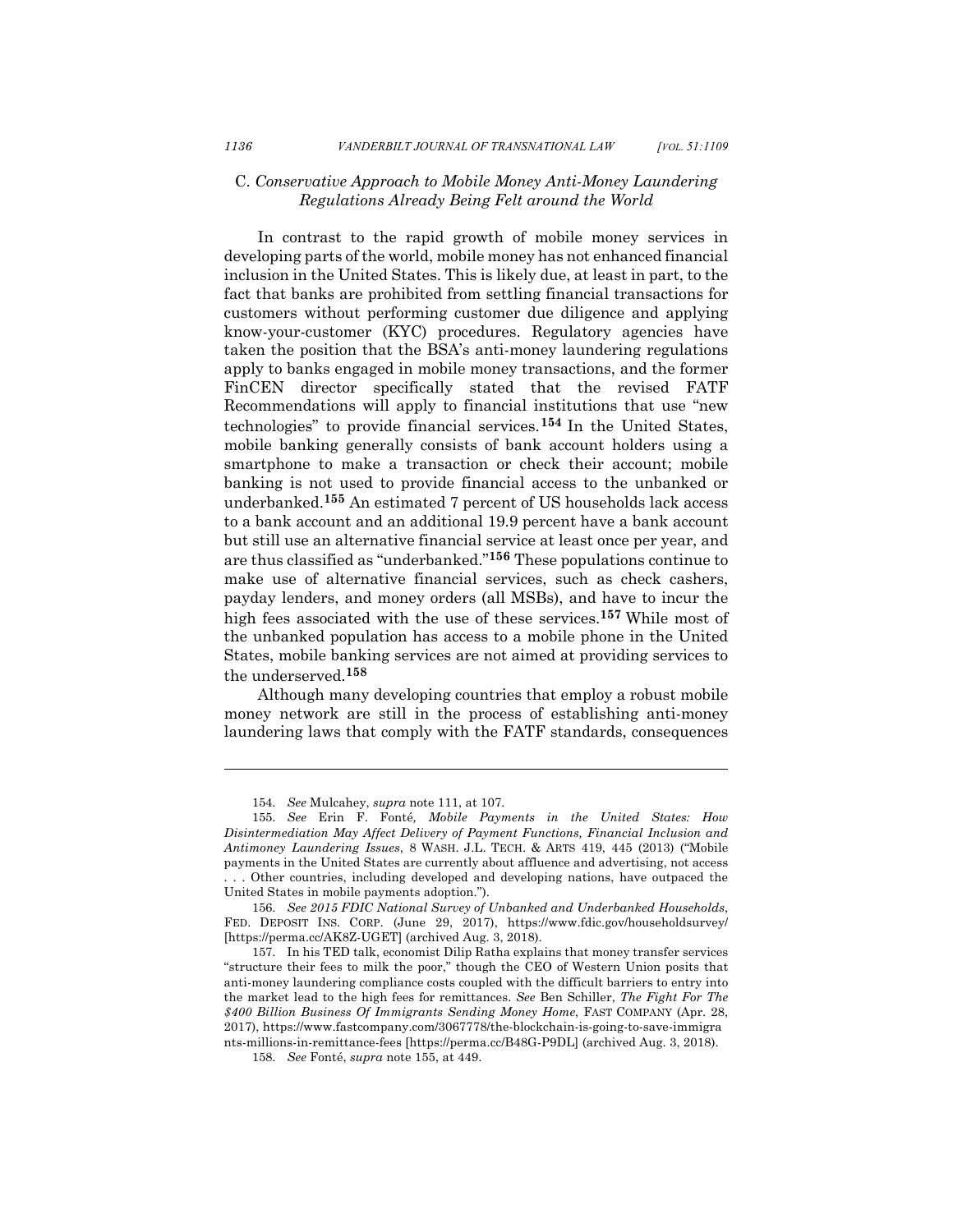### C. *Conservative Approach to Mobile Money Anti-Money Laundering Regulations Already Being Felt around the World*

In contrast to the rapid growth of mobile money services in developing parts of the world, mobile money has not enhanced financial inclusion in the United States. This is likely due, at least in part, to the fact that banks are prohibited from settling financial transactions for customers without performing customer due diligence and applying know-your-customer (KYC) procedures. Regulatory agencies have taken the position that the BSA's anti-money laundering regulations apply to banks engaged in mobile money transactions, and the former FinCEN director specifically stated that the revised FATF Recommendations will apply to financial institutions that use "new technologies" to provide financial services.[154] In the United States, mobile banking generally consists of bank account holders using a smartphone to make a transaction or check their account; mobile banking is not used to provide financial access to the unbanked or underbanked.[155] An estimated 7 percent of US households lack access to a bank account and an additional 19.9 percent have a bank account but still use an alternative financial service at least once per year, and are thus classified as "underbanked."[156] These populations continue to make use of alternative financial services, such as check cashers, payday lenders, and money orders (all MSBs), and have to incur the high fees associated with the use of these services.[157] While most of the unbanked population has access to a mobile phone in the United States, mobile banking services are not aimed at providing services to the underserved.[158]

Although many developing countries that employ a robust mobile money network are still in the process of establishing anti-money laundering laws that comply with the FATF standards, consequences

---

154. *See* Mulcahey, *supra* note 111, at 107.

155. *See* Erin F. Fonté*, Mobile Payments in the United States: How Disintermediation May Affect Delivery of Payment Functions, Financial Inclusion and Antimoney Laundering Issues*, 8 WASH. J.L. TECH. & ARTS 419, 445 (2013) ("Mobile payments in the United States are currently about affluence and advertising, not access . . . Other countries, including developed and developing nations, have outpaced the United States in mobile payments adoption.").

156. *See 2015 FDIC National Survey of Unbanked and Underbanked Households*, FED. DEPOSIT INS. CORP. (June 29, 2017), https://www.fdic.gov/householdsurvey/ [https://perma.cc/AK8Z-UGET] (archived Aug. 3, 2018).

157. In his TED talk, economist Dilip Ratha explains that money transfer services "structure their fees to milk the poor," though the CEO of Western Union posits that anti-money laundering compliance costs coupled with the difficult barriers to entry into the market lead to the high fees for remittances. *See* Ben Schiller, *The Fight For The $400 Billion Business Of Immigrants Sending Money Home*, FAST COMPANY (Apr. 28, 2017), https://www.fastcompany.com/3067778/the-blockchain-is-going-to-save-immigrants-millions-in-remittance-fees [https://perma.cc/B48G-P9DL] (archived Aug. 3, 2018).

158. *See* Fonté, *supra* note 155, at 449.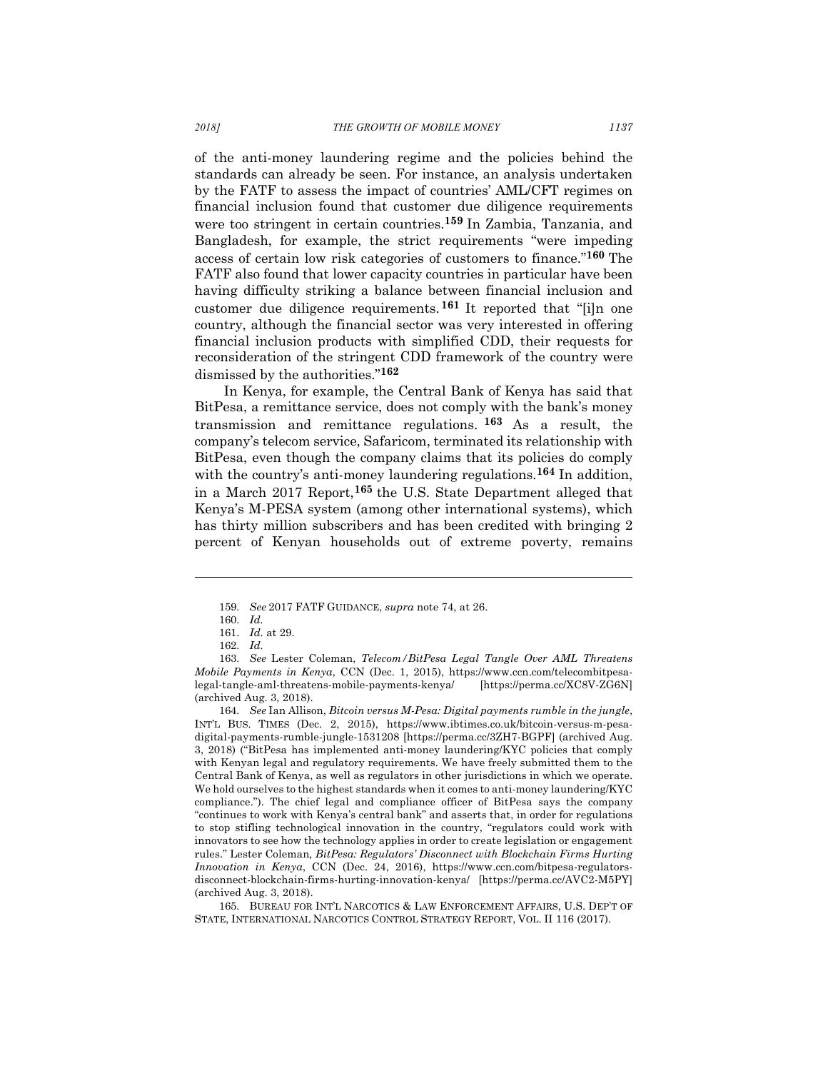of the anti-money laundering regime and the policies behind the standards can already be seen. For instance, an analysis undertaken by the FATF to assess the impact of countries' AML/CFT regimes on financial inclusion found that customer due diligence requirements were too stringent in certain countries.[159] In Zambia, Tanzania, and Bangladesh, for example, the strict requirements "were impeding access of certain low risk categories of customers to finance."[160] The FATF also found that lower capacity countries in particular have been having difficulty striking a balance between financial inclusion and customer due diligence requirements.[161] It reported that "[i]n one country, although the financial sector was very interested in offering financial inclusion products with simplified CDD, their requests for reconsideration of the stringent CDD framework of the country were dismissed by the authorities."[162]

In Kenya, for example, the Central Bank of Kenya has said that BitPesa, a remittance service, does not comply with the bank's money transmission and remittance regulations.[163] As a result, the company's telecom service, Safaricom, terminated its relationship with BitPesa, even though the company claims that its policies do comply with the country's anti-money laundering regulations.[164] In addition, in a March 2017 Report,[165] the U.S. State Department alleged that Kenya's M-PESA system (among other international systems), which has thirty million subscribers and has been credited with bringing 2 percent of Kenyan households out of extreme poverty, remains

---

159. *See* 2017 FATF GUIDANCE, *supra* note 74, at 26.

160. *Id.*

161. *Id.* at 29.

162. *Id.*

163. *See* Lester Coleman, *Telecom/BitPesa Legal Tangle Over AML Threatens Mobile Payments in Kenya*, CCN (Dec. 1, 2015), https://www.ccn.com/telecombitpesa-legal-tangle-aml-threatens-mobile-payments-kenya/ [https://perma.cc/XC8V-ZG6N] (archived Aug. 3, 2018).

164. *See* Ian Allison, *Bitcoin versus M-Pesa: Digital payments rumble in the jungle*, INT'L BUS. TIMES (Dec. 2, 2015), https://www.ibtimes.co.uk/bitcoin-versus-m-pesa-digital-payments-rumble-jungle-1531208 [https://perma.cc/3ZH7-BGPF] (archived Aug. 3, 2018) ("BitPesa has implemented anti-money laundering/KYC policies that comply with Kenyan legal and regulatory requirements. We have freely submitted them to the Central Bank of Kenya, as well as regulators in other jurisdictions in which we operate. We hold ourselves to the highest standards when it comes to anti-money laundering/KYC compliance."). The chief legal and compliance officer of BitPesa says the company "continues to work with Kenya's central bank" and asserts that, in order for regulations to stop stifling technological innovation in the country, "regulators could work with innovators to see how the technology applies in order to create legislation or engagement rules." Lester Coleman, *BitPesa: Regulators' Disconnect with Blockchain Firms Hurting Innovation in Kenya*, CCN (Dec. 24, 2016), https://www.ccn.com/bitpesa-regulators-disconnect-blockchain-firms-hurting-innovation-kenya/ [https://perma.cc/AVC2-M5PY] (archived Aug. 3, 2018).

165. BUREAU FOR INT'L NARCOTICS & LAW ENFORCEMENT AFFAIRS, U.S. DEP'T OF STATE, INTERNATIONAL NARCOTICS CONTROL STRATEGY REPORT, VOL. II 116 (2017).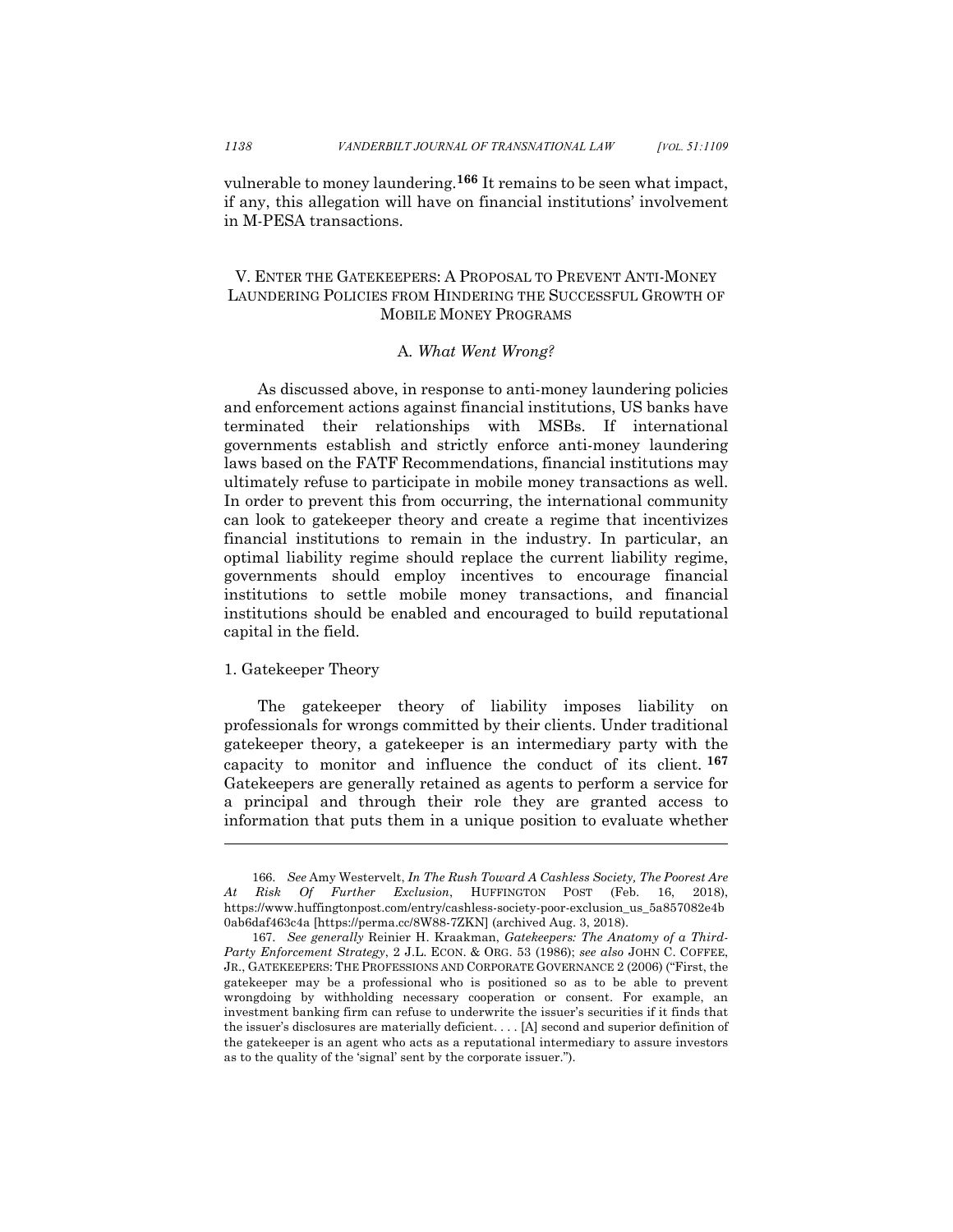vulnerable to money laundering.[166] It remains to be seen what impact, if any, this allegation will have on financial institutions' involvement in M-PESA transactions.

## V. Enter the Gatekeepers: A Proposal to Prevent Anti-Money Laundering Policies from Hindering the Successful Growth of Mobile Money Programs

### A. *What Went Wrong?*

As discussed above, in response to anti-money laundering policies and enforcement actions against financial institutions, US banks have terminated their relationships with MSBs. If international governments establish and strictly enforce anti-money laundering laws based on the FATF Recommendations, financial institutions may ultimately refuse to participate in mobile money transactions as well. In order to prevent this from occurring, the international community can look to gatekeeper theory and create a regime that incentivizes financial institutions to remain in the industry. In particular, an optimal liability regime should replace the current liability regime, governments should employ incentives to encourage financial institutions to settle mobile money transactions, and financial institutions should be enabled and encouraged to build reputational capital in the field.

#### 1. Gatekeeper Theory

The gatekeeper theory of liability imposes liability on professionals for wrongs committed by their clients. Under traditional gatekeeper theory, a gatekeeper is an intermediary party with the capacity to monitor and influence the conduct of its client.[167] Gatekeepers are generally retained as agents to perform a service for a principal and through their role they are granted access to information that puts them in a unique position to evaluate whether

---

166. *See* Amy Westervelt, *In The Rush Toward A Cashless Society, The Poorest Are At Risk Of Further Exclusion*, HUFFINGTON POST (Feb. 16, 2018), https://www.huffingtonpost.com/entry/cashless-society-poor-exclusion_us_5a857082e4b0ab6daf463c4a [https://perma.cc/8W88-7ZKN] (archived Aug. 3, 2018).

167. *See generally* Reinier H. Kraakman, *Gatekeepers: The Anatomy of a Third-Party Enforcement Strategy*, 2 J.L. ECON. & ORG. 53 (1986); *see also* JOHN C. COFFEE, JR., GATEKEEPERS: THE PROFESSIONS AND CORPORATE GOVERNANCE 2 (2006) ("First, the gatekeeper may be a professional who is positioned so as to be able to prevent wrongdoing by withholding necessary cooperation or consent. For example, an investment banking firm can refuse to underwrite the issuer's securities if it finds that the issuer's disclosures are materially deficient. . . . [A] second and superior definition of the gatekeeper is an agent who acts as a reputational intermediary to assure investors as to the quality of the 'signal' sent by the corporate issuer.").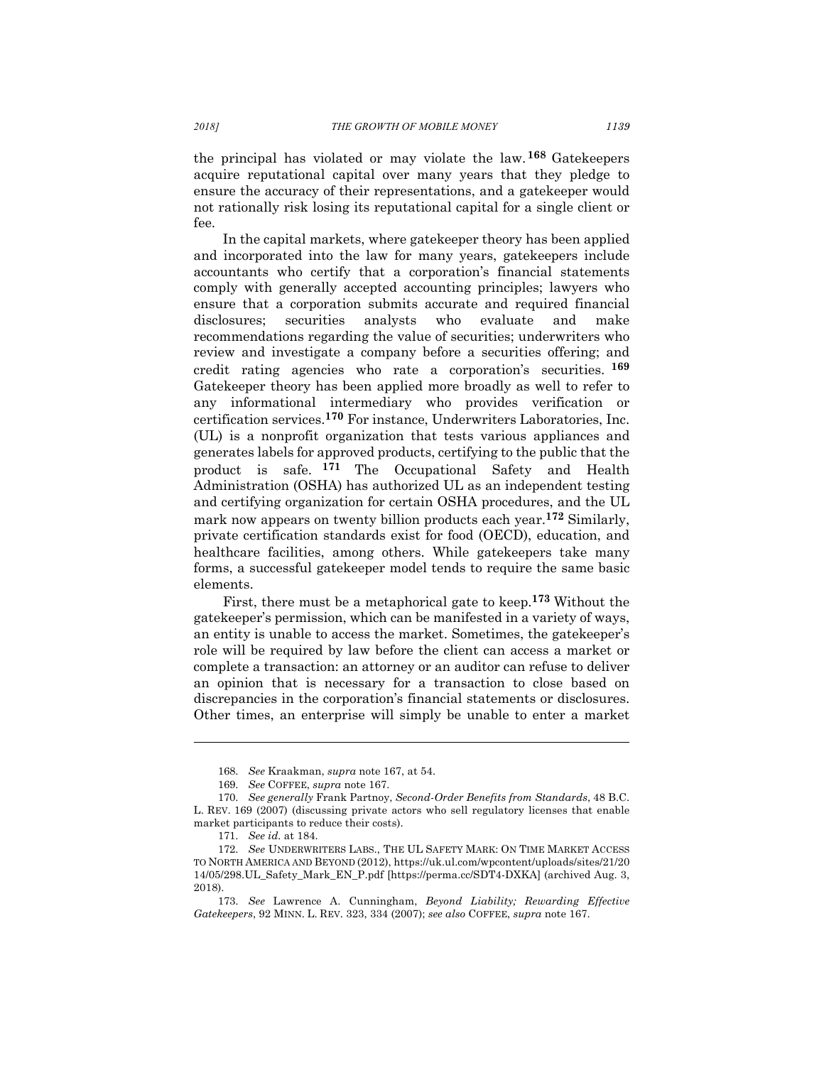the principal has violated or may violate the law.[168] Gatekeepers acquire reputational capital over many years that they pledge to ensure the accuracy of their representations, and a gatekeeper would not rationally risk losing its reputational capital for a single client or fee.

In the capital markets, where gatekeeper theory has been applied and incorporated into the law for many years, gatekeepers include accountants who certify that a corporation's financial statements comply with generally accepted accounting principles; lawyers who ensure that a corporation submits accurate and required financial disclosures; securities analysts who evaluate and make recommendations regarding the value of securities; underwriters who review and investigate a company before a securities offering; and credit rating agencies who rate a corporation's securities.[169] Gatekeeper theory has been applied more broadly as well to refer to any informational intermediary who provides verification or certification services.[170] For instance, Underwriters Laboratories, Inc. (UL) is a nonprofit organization that tests various appliances and generates labels for approved products, certifying to the public that the product is safe.[171] The Occupational Safety and Health Administration (OSHA) has authorized UL as an independent testing and certifying organization for certain OSHA procedures, and the UL mark now appears on twenty billion products each year.[172] Similarly, private certification standards exist for food (OECD), education, and healthcare facilities, among others. While gatekeepers take many forms, a successful gatekeeper model tends to require the same basic elements.

First, there must be a metaphorical gate to keep.[173] Without the gatekeeper's permission, which can be manifested in a variety of ways, an entity is unable to access the market. Sometimes, the gatekeeper's role will be required by law before the client can access a market or complete a transaction: an attorney or an auditor can refuse to deliver an opinion that is necessary for a transaction to close based on discrepancies in the corporation's financial statements or disclosures. Other times, an enterprise will simply be unable to enter a market

---

168. *See* Kraakman, *supra* note 167, at 54.

169. *See* COFFEE, *supra* note 167.

170. *See generally* Frank Partnoy, *Second-Order Benefits from Standards*, 48 B.C. L. REV. 169 (2007) (discussing private actors who sell regulatory licenses that enable market participants to reduce their costs).

171. *See id.* at 184.

172. *See* UNDERWRITERS LABS., THE UL SAFETY MARK: ON TIME MARKET ACCESS TO NORTH AMERICA AND BEYOND (2012), https://uk.ul.com/wpcontent/uploads/sites/21/2014/05/298.UL_Safety_Mark_EN_P.pdf [https://perma.cc/SDT4-DXKA] (archived Aug. 3, 2018).

173. *See* Lawrence A. Cunningham, *Beyond Liability; Rewarding Effective Gatekeepers*, 92 MINN. L. REV. 323, 334 (2007); *see also* COFFEE, *supra* note 167.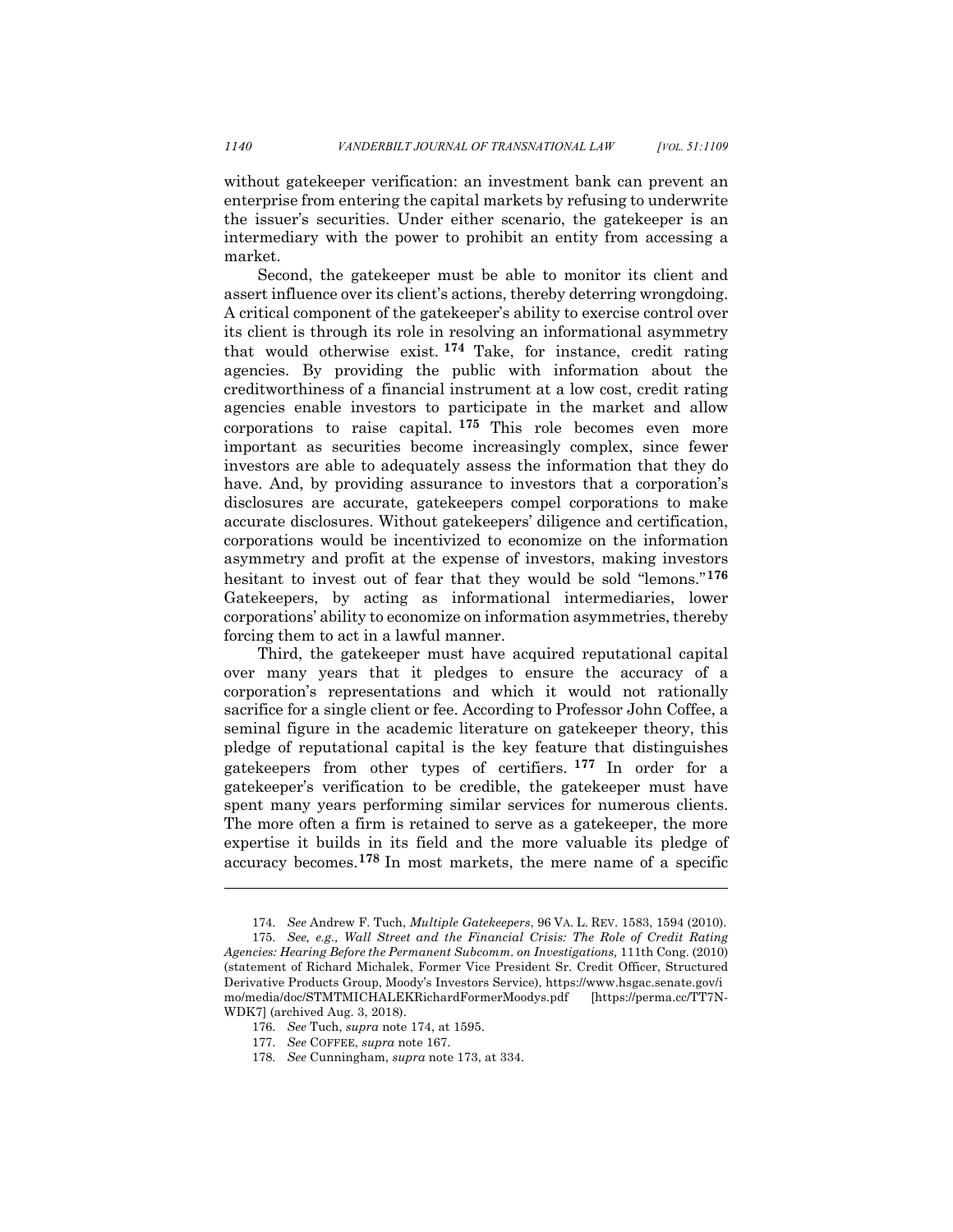without gatekeeper verification: an investment bank can prevent an enterprise from entering the capital markets by refusing to underwrite the issuer's securities. Under either scenario, the gatekeeper is an intermediary with the power to prohibit an entity from accessing a market.

Second, the gatekeeper must be able to monitor its client and assert influence over its client's actions, thereby deterring wrongdoing. A critical component of the gatekeeper's ability to exercise control over its client is through its role in resolving an informational asymmetry that would otherwise exist.[174] Take, for instance, credit rating agencies. By providing the public with information about the creditworthiness of a financial instrument at a low cost, credit rating agencies enable investors to participate in the market and allow corporations to raise capital.[175] This role becomes even more important as securities become increasingly complex, since fewer investors are able to adequately assess the information that they do have. And, by providing assurance to investors that a corporation's disclosures are accurate, gatekeepers compel corporations to make accurate disclosures. Without gatekeepers' diligence and certification, corporations would be incentivized to economize on the information asymmetry and profit at the expense of investors, making investors hesitant to invest out of fear that they would be sold "lemons."[176] Gatekeepers, by acting as informational intermediaries, lower corporations' ability to economize on information asymmetries, thereby forcing them to act in a lawful manner.

Third, the gatekeeper must have acquired reputational capital over many years that it pledges to ensure the accuracy of a corporation's representations and which it would not rationally sacrifice for a single client or fee. According to Professor John Coffee, a seminal figure in the academic literature on gatekeeper theory, this pledge of reputational capital is the key feature that distinguishes gatekeepers from other types of certifiers.[177] In order for a gatekeeper's verification to be credible, the gatekeeper must have spent many years performing similar services for numerous clients. The more often a firm is retained to serve as a gatekeeper, the more expertise it builds in its field and the more valuable its pledge of accuracy becomes.[178] In most markets, the mere name of a specific

---

174. *See* Andrew F. Tuch, *Multiple Gatekeepers*, 96 VA. L. REV. 1583, 1594 (2010).

175. *See, e.g., Wall Street and the Financial Crisis: The Role of Credit Rating Agencies: Hearing Before the Permanent Subcomm. on Investigations,* 111th Cong. (2010) (statement of Richard Michalek, Former Vice President Sr. Credit Officer, Structured Derivative Products Group, Moody's Investors Service), https://www.hsgac.senate.gov/imo/media/doc/STMTMICHALEKRichardFormerMoodys.pdf [https://perma.cc/TT7N-WDK7] (archived Aug. 3, 2018).

176. *See* Tuch, *supra* note 174, at 1595.

177. *See* COFFEE, *supra* note 167.

178. *See* Cunningham, *supra* note 173, at 334.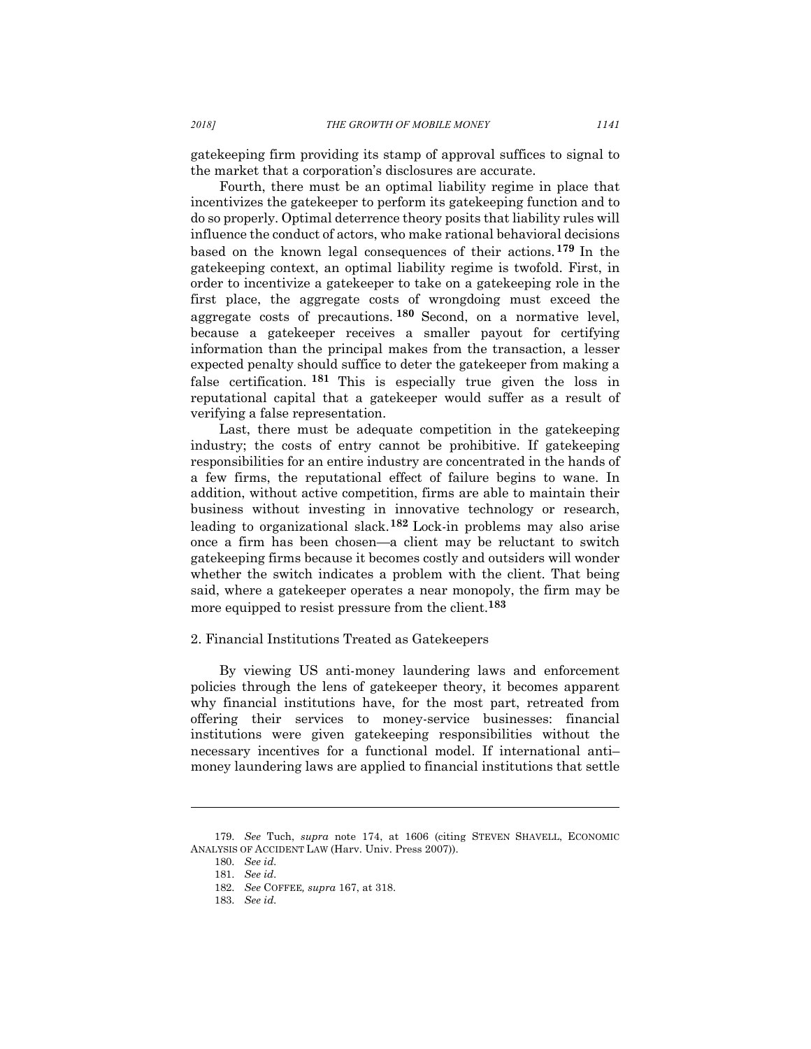gatekeeping firm providing its stamp of approval suffices to signal to the market that a corporation's disclosures are accurate.

Fourth, there must be an optimal liability regime in place that incentivizes the gatekeeper to perform its gatekeeping function and to do so properly. Optimal deterrence theory posits that liability rules will influence the conduct of actors, who make rational behavioral decisions based on the known legal consequences of their actions.[179] In the gatekeeping context, an optimal liability regime is twofold. First, in order to incentivize a gatekeeper to take on a gatekeeping role in the first place, the aggregate costs of wrongdoing must exceed the aggregate costs of precautions.[180] Second, on a normative level, because a gatekeeper receives a smaller payout for certifying information than the principal makes from the transaction, a lesser expected penalty should suffice to deter the gatekeeper from making a false certification.[181] This is especially true given the loss in reputational capital that a gatekeeper would suffer as a result of verifying a false representation.

Last, there must be adequate competition in the gatekeeping industry; the costs of entry cannot be prohibitive. If gatekeeping responsibilities for an entire industry are concentrated in the hands of a few firms, the reputational effect of failure begins to wane. In addition, without active competition, firms are able to maintain their business without investing in innovative technology or research, leading to organizational slack.[182] Lock-in problems may also arise once a firm has been chosen—a client may be reluctant to switch gatekeeping firms because it becomes costly and outsiders will wonder whether the switch indicates a problem with the client. That being said, where a gatekeeper operates a near monopoly, the firm may be more equipped to resist pressure from the client.[183]

### 2. Financial Institutions Treated as Gatekeepers

By viewing US anti-money laundering laws and enforcement policies through the lens of gatekeeper theory, it becomes apparent why financial institutions have, for the most part, retreated from offering their services to money-service businesses: financial institutions were given gatekeeping responsibilities without the necessary incentives for a functional model. If international anti–money laundering laws are applied to financial institutions that settle

---

179. *See* Tuch, *supra* note 174, at 1606 (citing STEVEN SHAVELL, ECONOMIC ANALYSIS OF ACCIDENT LAW (Harv. Univ. Press 2007)).

180. *See id.*

181. *See id.*

182. *See* COFFEE, *supra* 167, at 318.

183. *See id.*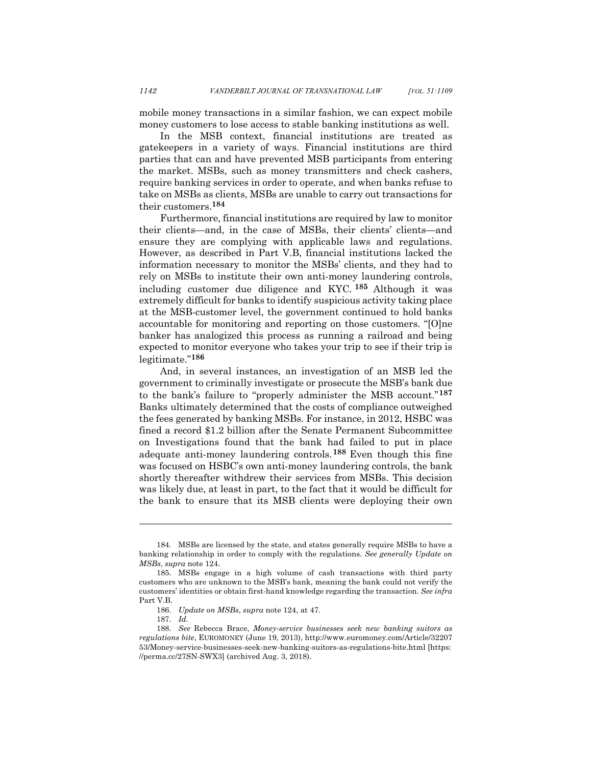mobile money transactions in a similar fashion, we can expect mobile money customers to lose access to stable banking institutions as well.

In the MSB context, financial institutions are treated as gatekeepers in a variety of ways. Financial institutions are third parties that can and have prevented MSB participants from entering the market. MSBs, such as money transmitters and check cashers, require banking services in order to operate, and when banks refuse to take on MSBs as clients, MSBs are unable to carry out transactions for their customers.[184]

Furthermore, financial institutions are required by law to monitor their clients—and, in the case of MSBs, their clients' clients—and ensure they are complying with applicable laws and regulations. However, as described in Part V.B, financial institutions lacked the information necessary to monitor the MSBs' clients, and they had to rely on MSBs to institute their own anti-money laundering controls, including customer due diligence and KYC.[185] Although it was extremely difficult for banks to identify suspicious activity taking place at the MSB-customer level, the government continued to hold banks accountable for monitoring and reporting on those customers. "[O]ne banker has analogized this process as running a railroad and being expected to monitor everyone who takes your trip to see if their trip is legitimate."[186]

And, in several instances, an investigation of an MSB led the government to criminally investigate or prosecute the MSB's bank due to the bank's failure to "properly administer the MSB account."[187] Banks ultimately determined that the costs of compliance outweighed the fees generated by banking MSBs. For instance, in 2012, HSBC was fined a record $1.2 billion after the Senate Permanent Subcommittee on Investigations found that the bank had failed to put in place adequate anti-money laundering controls.[188] Even though this fine was focused on HSBC's own anti-money laundering controls, the bank shortly thereafter withdrew their services from MSBs. This decision was likely due, at least in part, to the fact that it would be difficult for the bank to ensure that its MSB clients were deploying their own

---

184. MSBs are licensed by the state, and states generally require MSBs to have a banking relationship in order to comply with the regulations. *See generally Update on MSBs*, *supra* note 124.

185. MSBs engage in a high volume of cash transactions with third party customers who are unknown to the MSB's bank, meaning the bank could not verify the customers' identities or obtain first-hand knowledge regarding the transaction. *See infra* Part V.B.

186. *Update on MSBs*, *supra* note 124, at 47.

187. *Id.*

188. *See* Rebecca Brace, *Money-service businesses seek new banking suitors as regulations bite*, EUROMONEY (June 19, 2013), http://www.euromoney.com/Article/3220753/Money-service-businesses-seek-new-banking-suitors-as-regulations-bite.html [https://perma.cc/27SN-SWX3] (archived Aug. 3, 2018).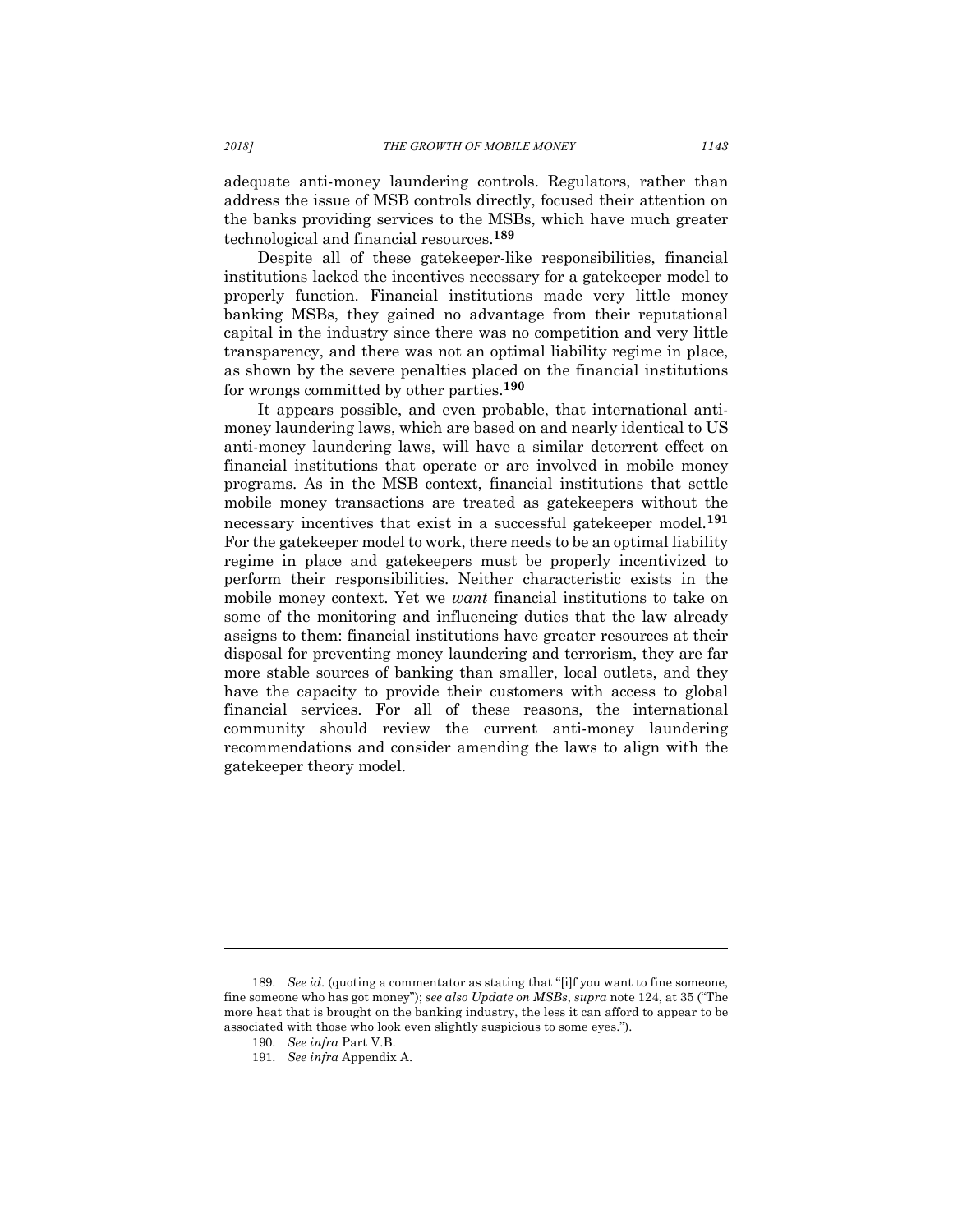adequate anti-money laundering controls. Regulators, rather than address the issue of MSB controls directly, focused their attention on the banks providing services to the MSBs, which have much greater technological and financial resources.[189]

Despite all of these gatekeeper-like responsibilities, financial institutions lacked the incentives necessary for a gatekeeper model to properly function. Financial institutions made very little money banking MSBs, they gained no advantage from their reputational capital in the industry since there was no competition and very little transparency, and there was not an optimal liability regime in place, as shown by the severe penalties placed on the financial institutions for wrongs committed by other parties.[190]

It appears possible, and even probable, that international anti-money laundering laws, which are based on and nearly identical to US anti-money laundering laws, will have a similar deterrent effect on financial institutions that operate or are involved in mobile money programs. As in the MSB context, financial institutions that settle mobile money transactions are treated as gatekeepers without the necessary incentives that exist in a successful gatekeeper model.[191] For the gatekeeper model to work, there needs to be an optimal liability regime in place and gatekeepers must be properly incentivized to perform their responsibilities. Neither characteristic exists in the mobile money context. Yet we *want* financial institutions to take on some of the monitoring and influencing duties that the law already assigns to them: financial institutions have greater resources at their disposal for preventing money laundering and terrorism, they are far more stable sources of banking than smaller, local outlets, and they have the capacity to provide their customers with access to global financial services. For all of these reasons, the international community should review the current anti-money laundering recommendations and consider amending the laws to align with the gatekeeper theory model.

---

189. *See id.* (quoting a commentator as stating that "[i]f you want to fine someone, fine someone who has got money"); *see also Update on MSBs*, *supra* note 124, at 35 ("The more heat that is brought on the banking industry, the less it can afford to appear to be associated with those who look even slightly suspicious to some eyes.").

190. *See infra* Part V.B.

191. *See infra* Appendix A.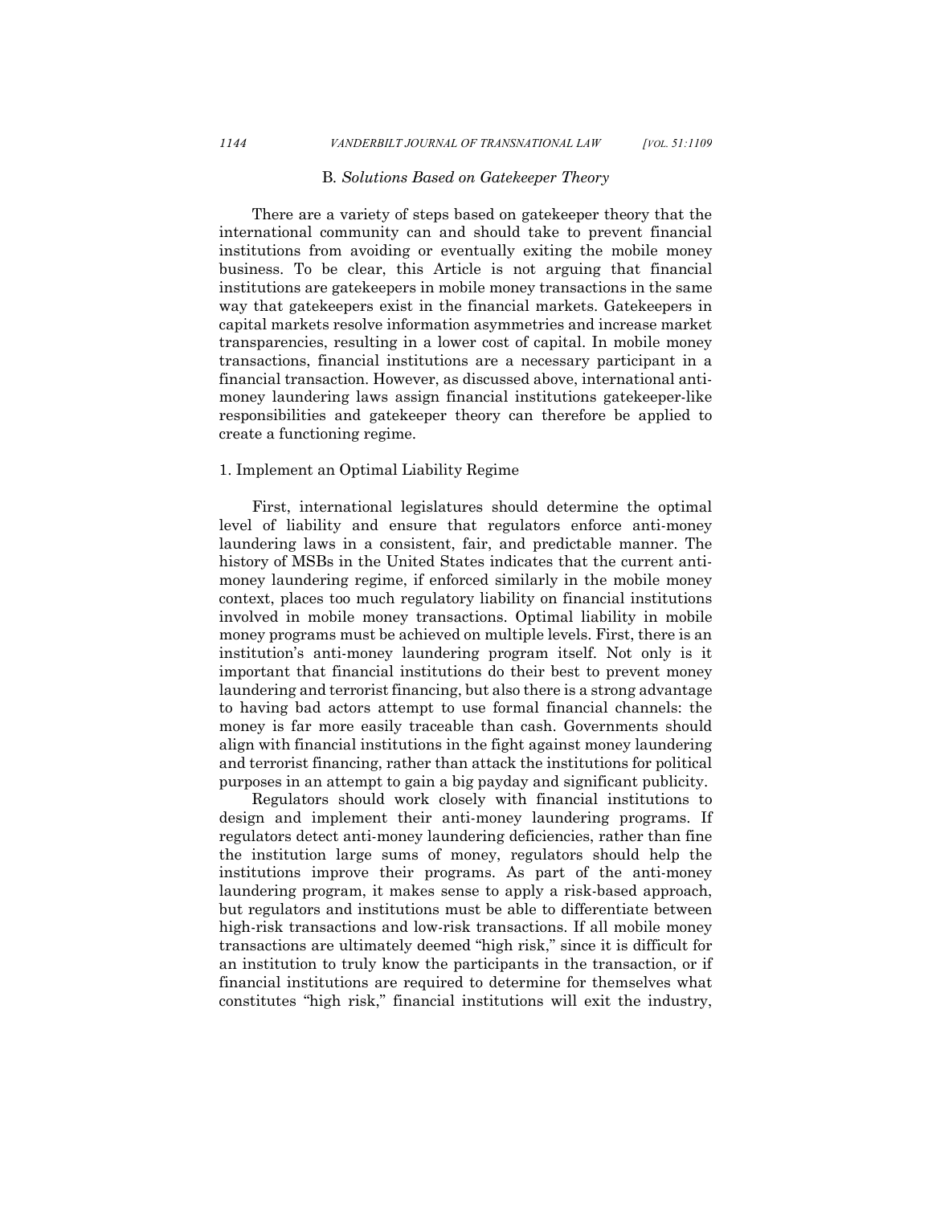### B. *Solutions Based on Gatekeeper Theory*

There are a variety of steps based on gatekeeper theory that the international community can and should take to prevent financial institutions from avoiding or eventually exiting the mobile money business. To be clear, this Article is not arguing that financial institutions are gatekeepers in mobile money transactions in the same way that gatekeepers exist in the financial markets. Gatekeepers in capital markets resolve information asymmetries and increase market transparencies, resulting in a lower cost of capital. In mobile money transactions, financial institutions are a necessary participant in a financial transaction. However, as discussed above, international anti-money laundering laws assign financial institutions gatekeeper-like responsibilities and gatekeeper theory can therefore be applied to create a functioning regime.

#### 1. Implement an Optimal Liability Regime

First, international legislatures should determine the optimal level of liability and ensure that regulators enforce anti-money laundering laws in a consistent, fair, and predictable manner. The history of MSBs in the United States indicates that the current anti-money laundering regime, if enforced similarly in the mobile money context, places too much regulatory liability on financial institutions involved in mobile money transactions. Optimal liability in mobile money programs must be achieved on multiple levels. First, there is an institution's anti-money laundering program itself. Not only is it important that financial institutions do their best to prevent money laundering and terrorist financing, but also there is a strong advantage to having bad actors attempt to use formal financial channels: the money is far more easily traceable than cash. Governments should align with financial institutions in the fight against money laundering and terrorist financing, rather than attack the institutions for political purposes in an attempt to gain a big payday and significant publicity.

Regulators should work closely with financial institutions to design and implement their anti-money laundering programs. If regulators detect anti-money laundering deficiencies, rather than fine the institution large sums of money, regulators should help the institutions improve their programs. As part of the anti-money laundering program, it makes sense to apply a risk-based approach, but regulators and institutions must be able to differentiate between high-risk transactions and low-risk transactions. If all mobile money transactions are ultimately deemed "high risk," since it is difficult for an institution to truly know the participants in the transaction, or if financial institutions are required to determine for themselves what constitutes "high risk," financial institutions will exit the industry,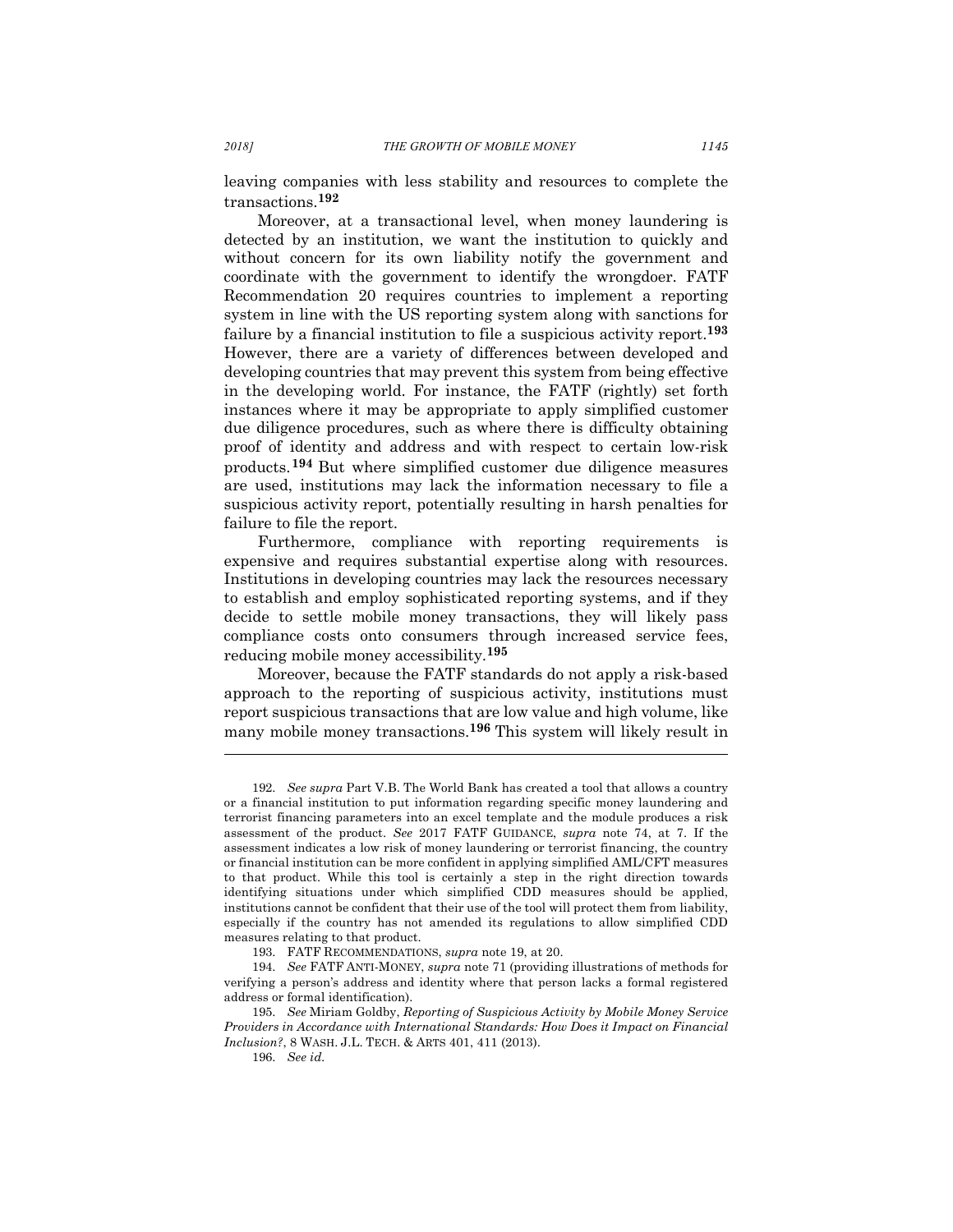leaving companies with less stability and resources to complete the transactions.[192]

Moreover, at a transactional level, when money laundering is detected by an institution, we want the institution to quickly and without concern for its own liability notify the government and coordinate with the government to identify the wrongdoer. FATF Recommendation 20 requires countries to implement a reporting system in line with the US reporting system along with sanctions for failure by a financial institution to file a suspicious activity report.[193] However, there are a variety of differences between developed and developing countries that may prevent this system from being effective in the developing world. For instance, the FATF (rightly) set forth instances where it may be appropriate to apply simplified customer due diligence procedures, such as where there is difficulty obtaining proof of identity and address and with respect to certain low-risk products.[194] But where simplified customer due diligence measures are used, institutions may lack the information necessary to file a suspicious activity report, potentially resulting in harsh penalties for failure to file the report.

Furthermore, compliance with reporting requirements is expensive and requires substantial expertise along with resources. Institutions in developing countries may lack the resources necessary to establish and employ sophisticated reporting systems, and if they decide to settle mobile money transactions, they will likely pass compliance costs onto consumers through increased service fees, reducing mobile money accessibility.[195]

Moreover, because the FATF standards do not apply a risk-based approach to the reporting of suspicious activity, institutions must report suspicious transactions that are low value and high volume, like many mobile money transactions.[196] This system will likely result in

---

192. *See supra* Part V.B. The World Bank has created a tool that allows a country or a financial institution to put information regarding specific money laundering and terrorist financing parameters into an excel template and the module produces a risk assessment of the product. *See* 2017 FATF GUIDANCE, *supra* note 74, at 7. If the assessment indicates a low risk of money laundering or terrorist financing, the country or financial institution can be more confident in applying simplified AML/CFT measures to that product. While this tool is certainly a step in the right direction towards identifying situations under which simplified CDD measures should be applied, institutions cannot be confident that their use of the tool will protect them from liability, especially if the country has not amended its regulations to allow simplified CDD measures relating to that product.

193. FATF RECOMMENDATIONS, *supra* note 19, at 20.

194. *See* FATF ANTI-MONEY, *supra* note 71 (providing illustrations of methods for verifying a person's address and identity where that person lacks a formal registered address or formal identification).

195. *See* Miriam Goldby, *Reporting of Suspicious Activity by Mobile Money Service Providers in Accordance with International Standards: How Does it Impact on Financial Inclusion?*, 8 WASH. J.L. TECH. & ARTS 401, 411 (2013).

196. *See id.*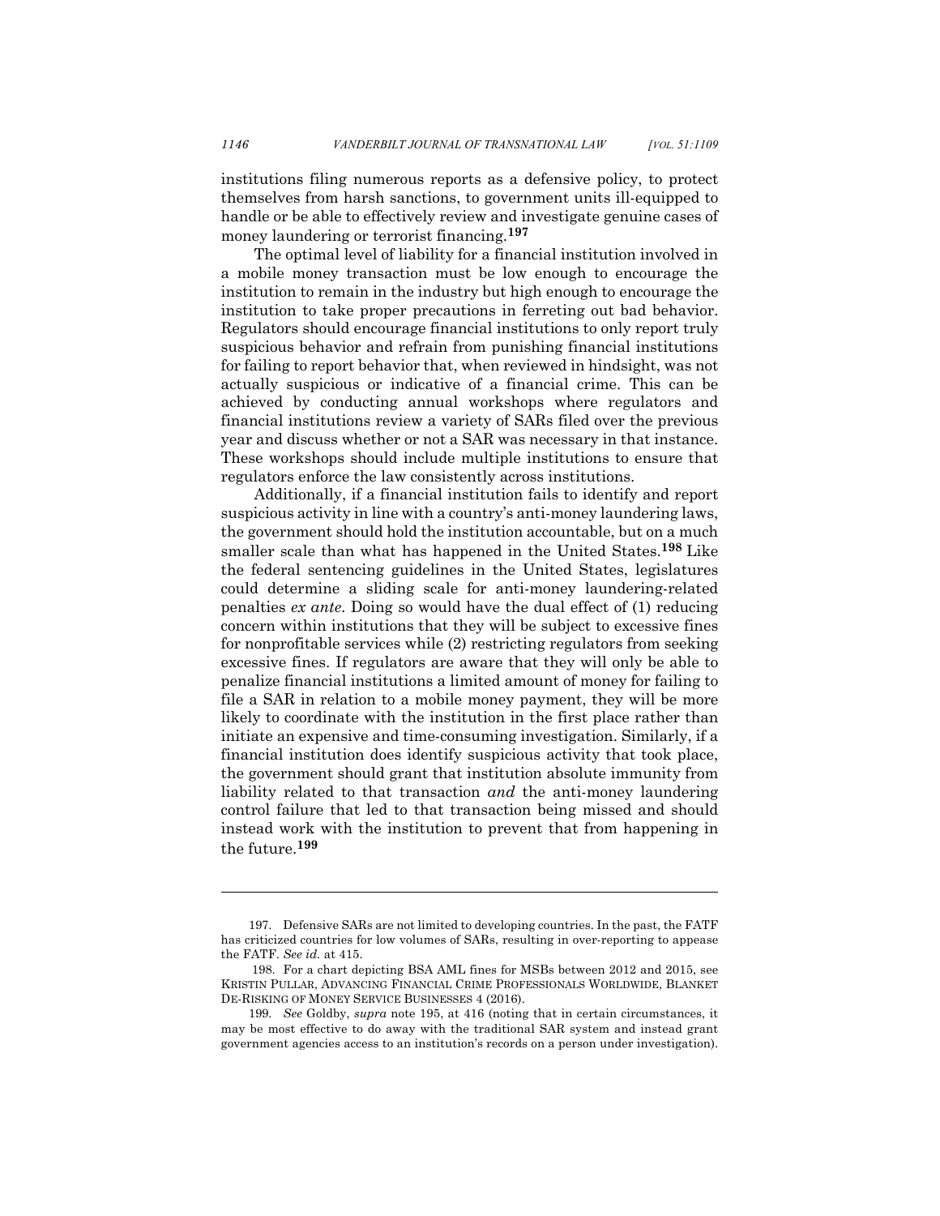institutions filing numerous reports as a defensive policy, to protect themselves from harsh sanctions, to government units ill-equipped to handle or be able to effectively review and investigate genuine cases of money laundering or terrorist financing.[197]

The optimal level of liability for a financial institution involved in a mobile money transaction must be low enough to encourage the institution to remain in the industry but high enough to encourage the institution to take proper precautions in ferreting out bad behavior. Regulators should encourage financial institutions to only report truly suspicious behavior and refrain from punishing financial institutions for failing to report behavior that, when reviewed in hindsight, was not actually suspicious or indicative of a financial crime. This can be achieved by conducting annual workshops where regulators and financial institutions review a variety of SARs filed over the previous year and discuss whether or not a SAR was necessary in that instance. These workshops should include multiple institutions to ensure that regulators enforce the law consistently across institutions.

Additionally, if a financial institution fails to identify and report suspicious activity in line with a country's anti-money laundering laws, the government should hold the institution accountable, but on a much smaller scale than what has happened in the United States.[198] Like the federal sentencing guidelines in the United States, legislatures could determine a sliding scale for anti-money laundering-related penalties *ex ante.* Doing so would have the dual effect of (1) reducing concern within institutions that they will be subject to excessive fines for nonprofitable services while (2) restricting regulators from seeking excessive fines. If regulators are aware that they will only be able to penalize financial institutions a limited amount of money for failing to file a SAR in relation to a mobile money payment, they will be more likely to coordinate with the institution in the first place rather than initiate an expensive and time-consuming investigation. Similarly, if a financial institution does identify suspicious activity that took place, the government should grant that institution absolute immunity from liability related to that transaction *and* the anti-money laundering control failure that led to that transaction being missed and should instead work with the institution to prevent that from happening in the future.[199]

---

197. Defensive SARs are not limited to developing countries. In the past, the FATF has criticized countries for low volumes of SARs, resulting in over-reporting to appease the FATF. *See id.* at 415.

198. For a chart depicting BSA AML fines for MSBs between 2012 and 2015, see KRISTIN PULLAR, ADVANCING FINANCIAL CRIME PROFESSIONALS WORLDWIDE, BLANKET DE-RISKING OF MONEY SERVICE BUSINESSES 4 (2016).

199. *See* Goldby, *supra* note 195, at 416 (noting that in certain circumstances, it may be most effective to do away with the traditional SAR system and instead grant government agencies access to an institution's records on a person under investigation).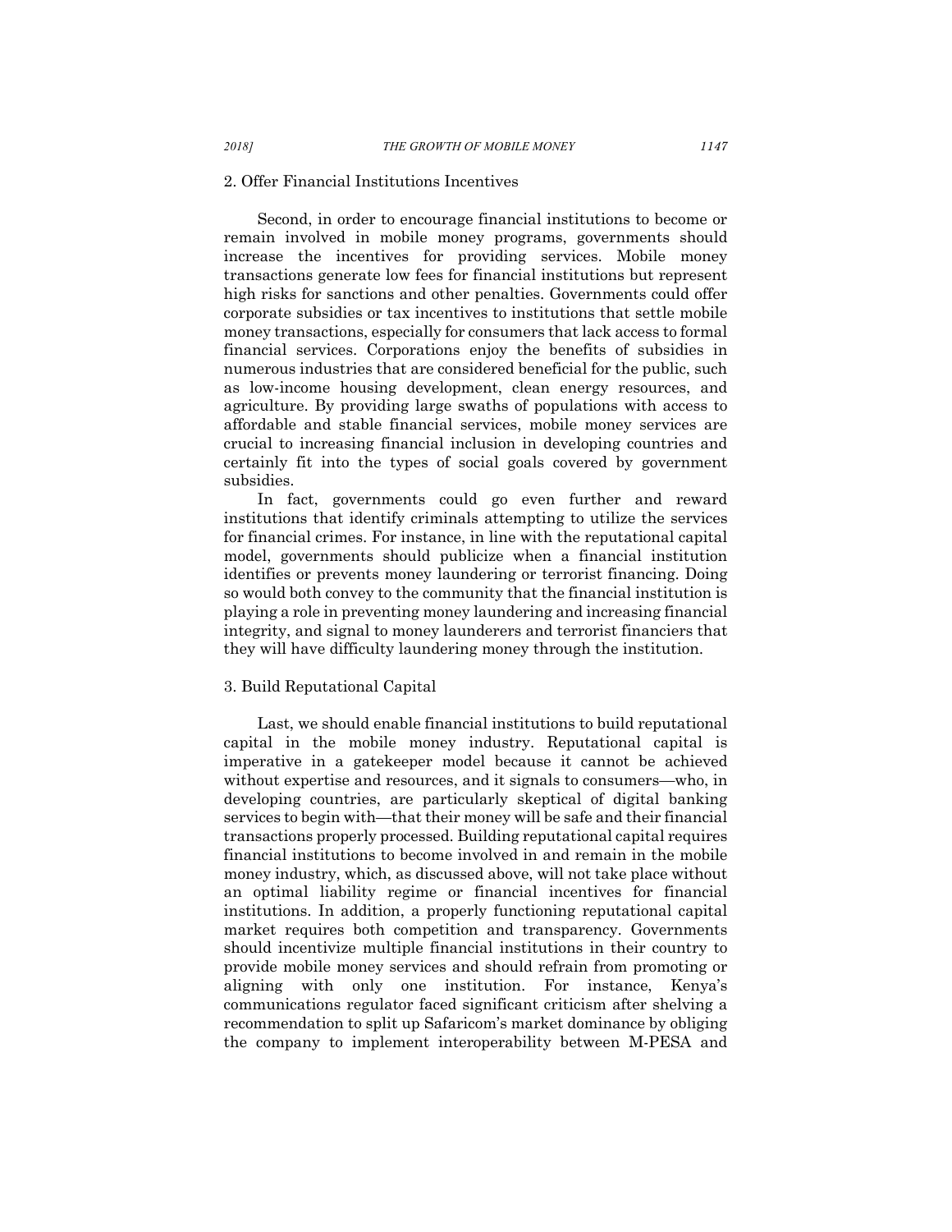### 2. Offer Financial Institutions Incentives

Second, in order to encourage financial institutions to become or remain involved in mobile money programs, governments should increase the incentives for providing services. Mobile money transactions generate low fees for financial institutions but represent high risks for sanctions and other penalties. Governments could offer corporate subsidies or tax incentives to institutions that settle mobile money transactions, especially for consumers that lack access to formal financial services. Corporations enjoy the benefits of subsidies in numerous industries that are considered beneficial for the public, such as low-income housing development, clean energy resources, and agriculture. By providing large swaths of populations with access to affordable and stable financial services, mobile money services are crucial to increasing financial inclusion in developing countries and certainly fit into the types of social goals covered by government subsidies.

In fact, governments could go even further and reward institutions that identify criminals attempting to utilize the services for financial crimes. For instance, in line with the reputational capital model, governments should publicize when a financial institution identifies or prevents money laundering or terrorist financing. Doing so would both convey to the community that the financial institution is playing a role in preventing money laundering and increasing financial integrity, and signal to money launderers and terrorist financiers that they will have difficulty laundering money through the institution.

### 3. Build Reputational Capital

Last, we should enable financial institutions to build reputational capital in the mobile money industry. Reputational capital is imperative in a gatekeeper model because it cannot be achieved without expertise and resources, and it signals to consumers—who, in developing countries, are particularly skeptical of digital banking services to begin with—that their money will be safe and their financial transactions properly processed. Building reputational capital requires financial institutions to become involved in and remain in the mobile money industry, which, as discussed above, will not take place without an optimal liability regime or financial incentives for financial institutions. In addition, a properly functioning reputational capital market requires both competition and transparency. Governments should incentivize multiple financial institutions in their country to provide mobile money services and should refrain from promoting or aligning with only one institution. For instance, Kenya's communications regulator faced significant criticism after shelving a recommendation to split up Safaricom's market dominance by obliging the company to implement interoperability between M-PESA and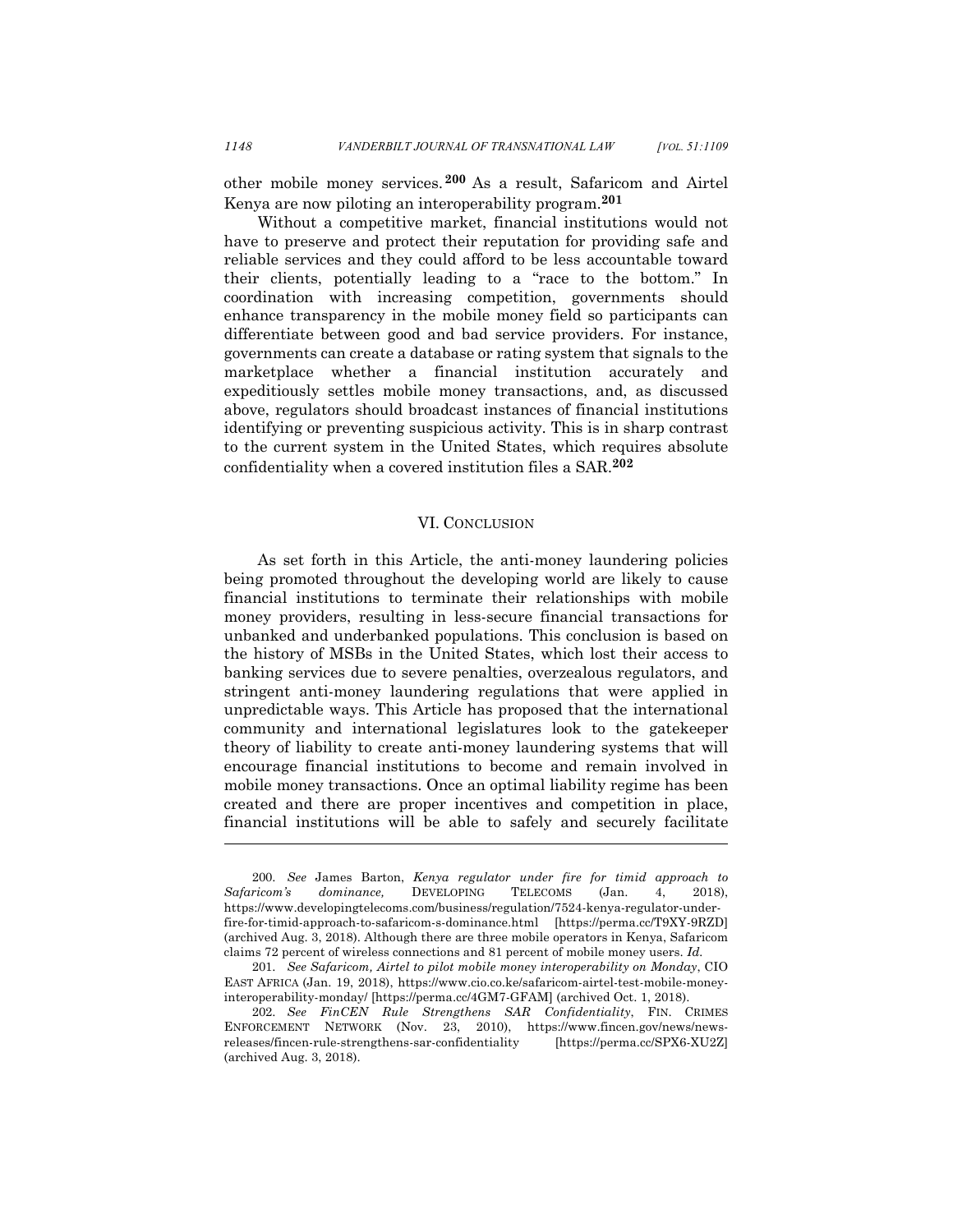other mobile money services.[200] As a result, Safaricom and Airtel Kenya are now piloting an interoperability program.[201]

Without a competitive market, financial institutions would not have to preserve and protect their reputation for providing safe and reliable services and they could afford to be less accountable toward their clients, potentially leading to a "race to the bottom." In coordination with increasing competition, governments should enhance transparency in the mobile money field so participants can differentiate between good and bad service providers. For instance, governments can create a database or rating system that signals to the marketplace whether a financial institution accurately and expeditiously settles mobile money transactions, and, as discussed above, regulators should broadcast instances of financial institutions identifying or preventing suspicious activity. This is in sharp contrast to the current system in the United States, which requires absolute confidentiality when a covered institution files a SAR.[202]

## VI. CONCLUSION

As set forth in this Article, the anti-money laundering policies being promoted throughout the developing world are likely to cause financial institutions to terminate their relationships with mobile money providers, resulting in less-secure financial transactions for unbanked and underbanked populations. This conclusion is based on the history of MSBs in the United States, which lost their access to banking services due to severe penalties, overzealous regulators, and stringent anti-money laundering regulations that were applied in unpredictable ways. This Article has proposed that the international community and international legislatures look to the gatekeeper theory of liability to create anti-money laundering systems that will encourage financial institutions to become and remain involved in mobile money transactions. Once an optimal liability regime has been created and there are proper incentives and competition in place, financial institutions will be able to safely and securely facilitate

---

200. *See* James Barton, *Kenya regulator under fire for timid approach to Safaricom's dominance,* DEVELOPING TELECOMS (Jan. 4, 2018), https://www.developingtelecoms.com/business/regulation/7524-kenya-regulator-under-fire-for-timid-approach-to-safaricom-s-dominance.html [https://perma.cc/T9XY-9RZD] (archived Aug. 3, 2018). Although there are three mobile operators in Kenya, Safaricom claims 72 percent of wireless connections and 81 percent of mobile money users. *Id.*

201. *See Safaricom, Airtel to pilot mobile money interoperability on Monday*, CIO EAST AFRICA (Jan. 19, 2018), https://www.cio.co.ke/safaricom-airtel-test-mobile-money-interoperability-monday/ [https://perma.cc/4GM7-GFAM] (archived Oct. 1, 2018).

202. *See FinCEN Rule Strengthens SAR Confidentiality*, FIN. CRIMES ENFORCEMENT NETWORK (Nov. 23, 2010), https://www.fincen.gov/news/news-releases/fincen-rule-strengthens-sar-confidentiality [https://perma.cc/SPX6-XU2Z] (archived Aug. 3, 2018).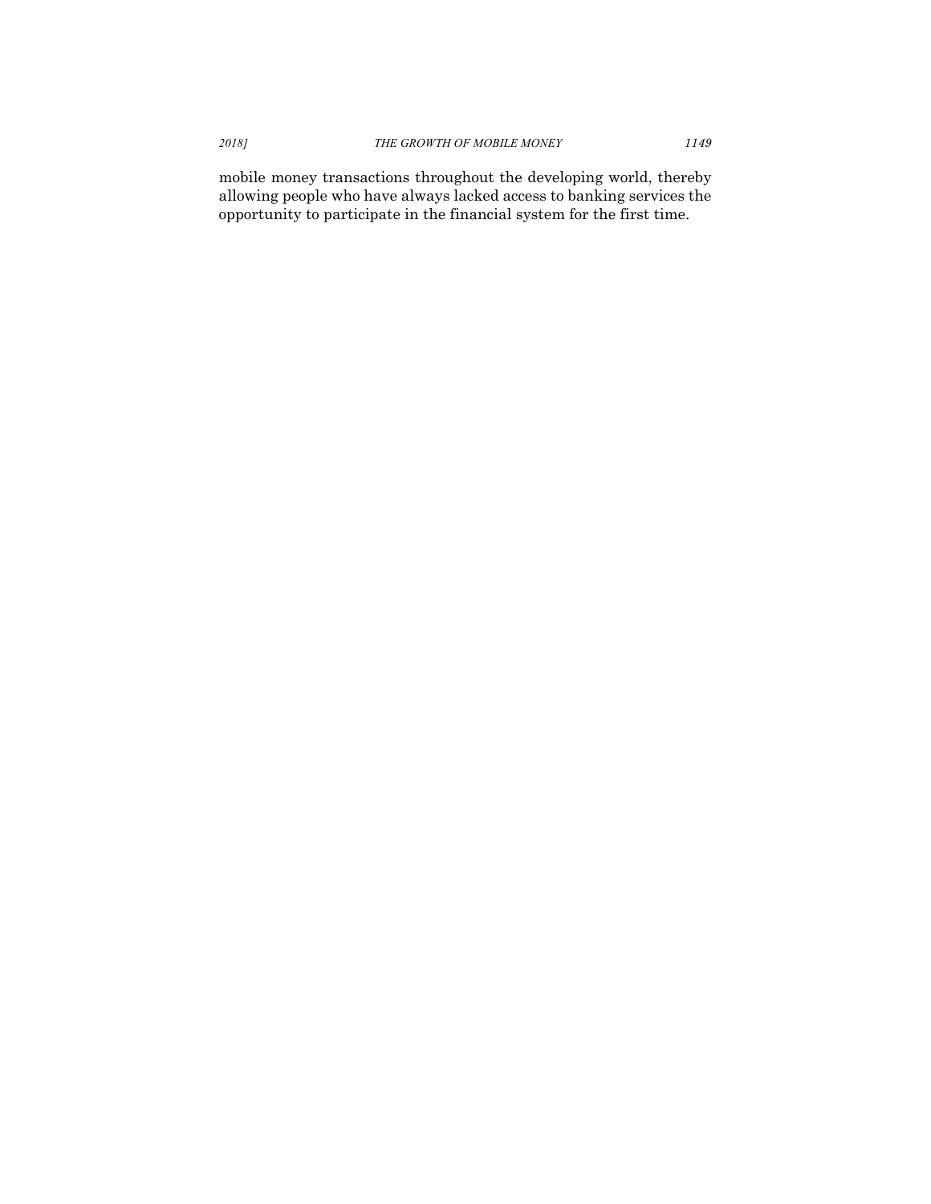mobile money transactions throughout the developing world, thereby allowing people who have always lacked access to banking services the opportunity to participate in the financial system for the first time.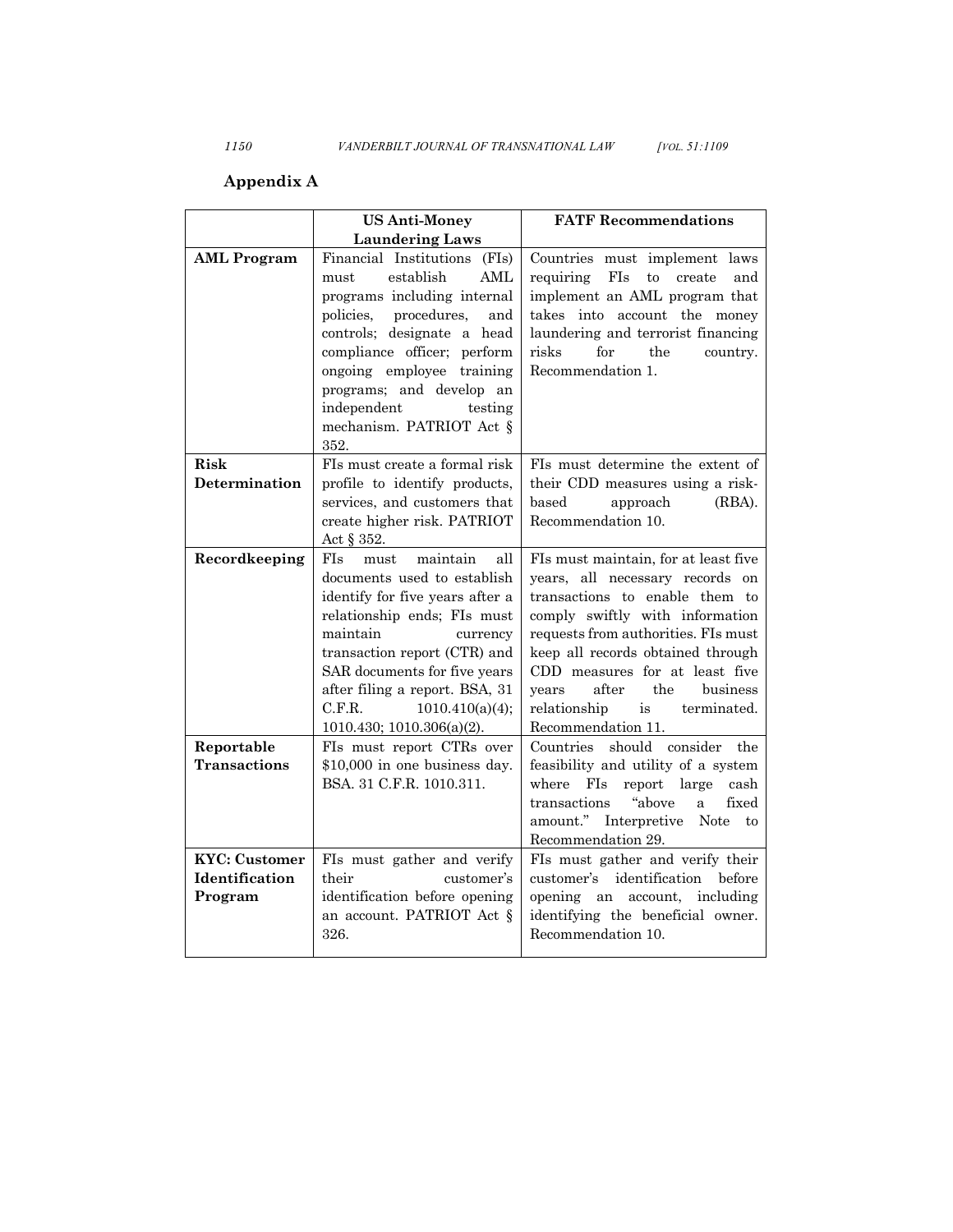## Appendix A

| | US Anti-Money Laundering Laws | FATF Recommendations |
|---|---|---|
| **AML Program** | Financial Institutions (FIs) must establish AML programs including internal policies, procedures, and controls; designate a head compliance officer; perform ongoing employee training programs; and develop an independent testing mechanism. PATRIOT Act § 352. | Countries must implement laws requiring FIs to create and implement an AML program that takes into account the money laundering and terrorist financing risks for the country. Recommendation 1. |
| **Risk Determination** | FIs must create a formal risk profile to identify products, services, and customers that create higher risk. PATRIOT Act § 352. | FIs must determine the extent of their CDD measures using a risk-based approach (RBA). Recommendation 10. |
| **Recordkeeping** | FIs must maintain all documents used to establish identify for five years after a relationship ends; FIs must maintain currency transaction report (CTR) and SAR documents for five years after filing a report. BSA, 31 C.F.R. 1010.410(a)(4); 1010.430; 1010.306(a)(2). | FIs must maintain, for at least five years, all necessary records on transactions to enable them to comply swiftly with information requests from authorities. FIs must keep all records obtained through CDD measures for at least five years after the business relationship is terminated. Recommendation 11. |
| **Reportable Transactions** | FIs must report CTRs over $10,000 in one business day. BSA. 31 C.F.R. 1010.311. | Countries should consider the feasibility and utility of a system where FIs report large cash transactions "above a fixed amount." Interpretive Note to Recommendation 29. |
| **KYC: Customer Identification Program** | FIs must gather and verify their customer's identification before opening an account. PATRIOT Act § 326. | FIs must gather and verify their customer's identification before opening an account, including identifying the beneficial owner. Recommendation 10. |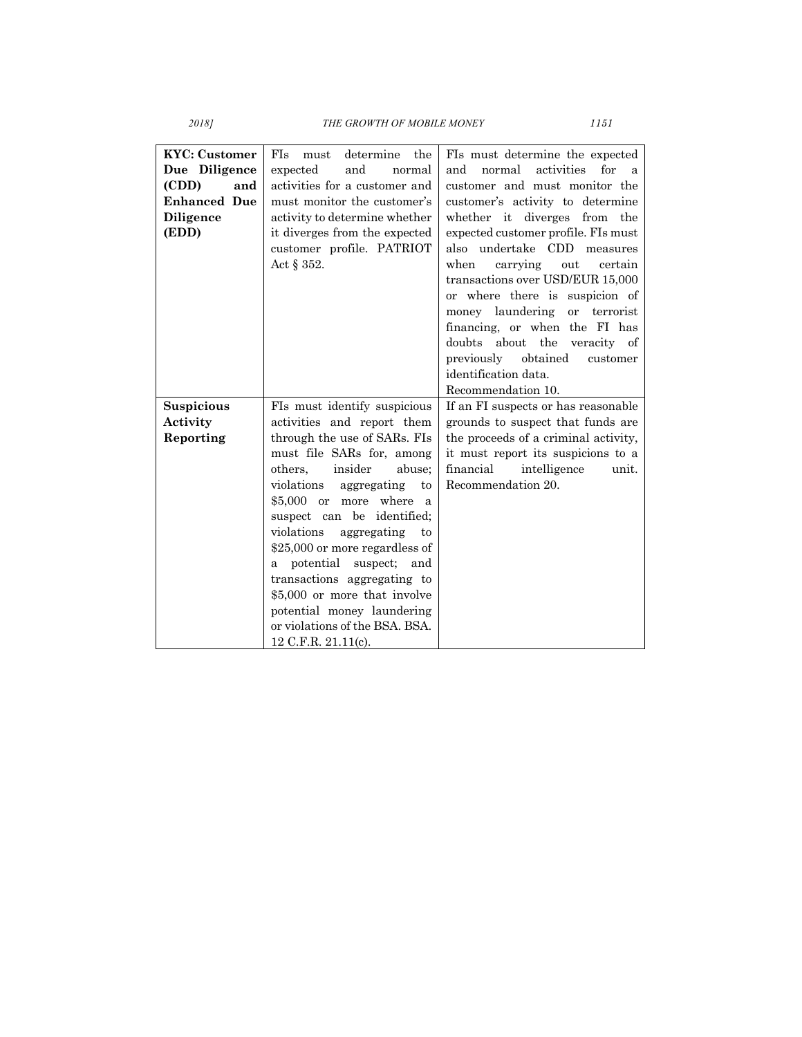| | | |
|---|---|---|
| **KYC: Customer Due Diligence (CDD) and Enhanced Due Diligence (EDD)** | FIs must determine the expected and normal activities for a customer and must monitor the customer's activity to determine whether it diverges from the expected customer profile. PATRIOT Act § 352. | FIs must determine the expected and normal activities for a customer and must monitor the customer's activity to determine whether it diverges from the expected customer profile. FIs must also undertake CDD measures when carrying out certain transactions over USD/EUR 15,000 or where there is suspicion of money laundering or terrorist financing, or when the FI has doubts about the veracity of previously obtained customer identification data. Recommendation 10. |
| **Suspicious Activity Reporting** | FIs must identify suspicious activities and report them through the use of SARs. FIs must file SARs for, among others, insider abuse; violations aggregating to $5,000 or more where a suspect can be identified; violations aggregating to $25,000 or more regardless of a potential suspect; and transactions aggregating to $5,000 or more that involve potential money laundering or violations of the BSA. BSA. 12 C.F.R. 21.11(c). | If an FI suspects or has reasonable grounds to suspect that funds are the proceeds of a criminal activity, it must report its suspicions to a financial intelligence unit. Recommendation 20. |